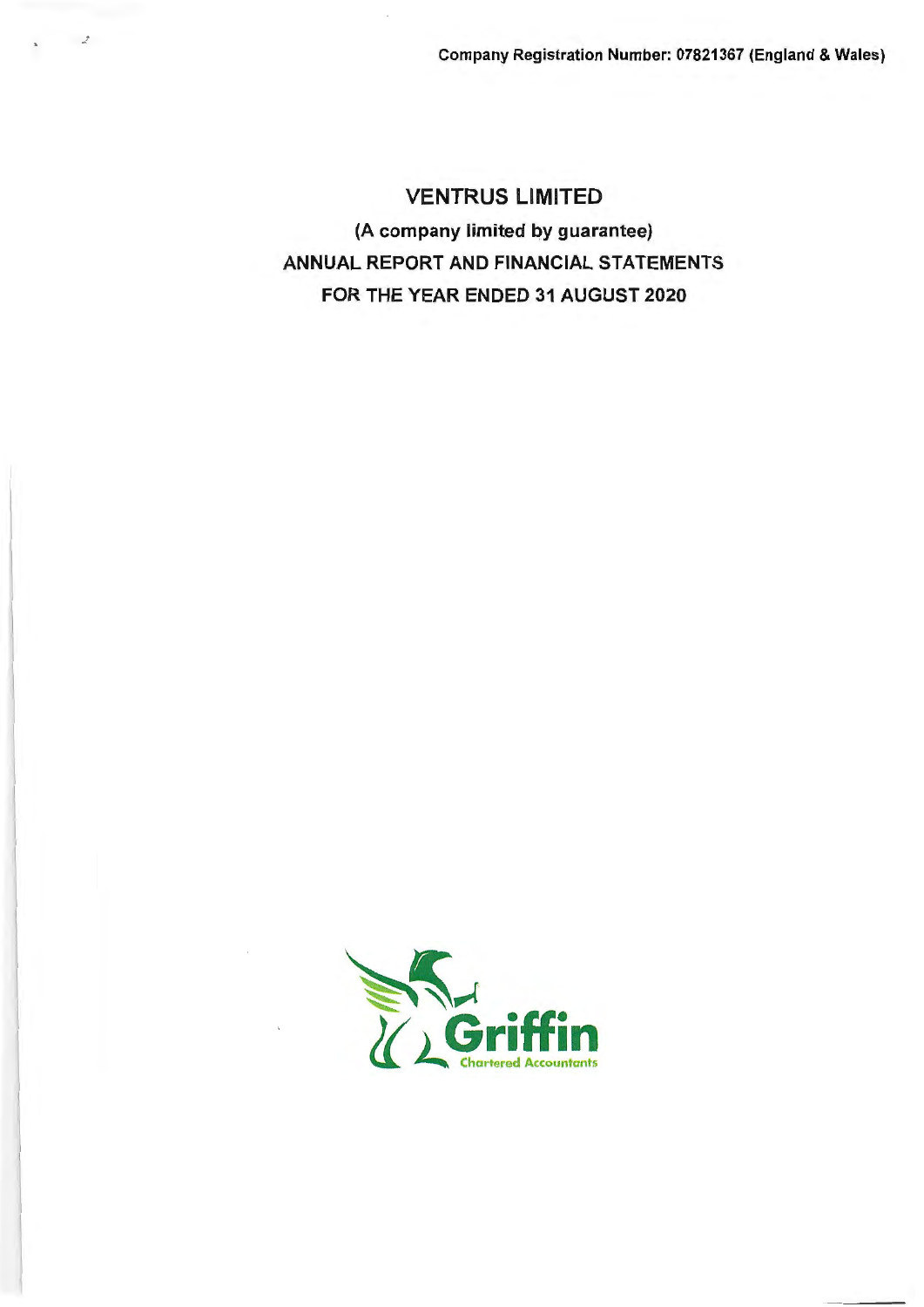Company Registration Number: 07821367 (England & Wales)

# VENTRUS LIMITED

**(A company limited by guarantee)**

**ANNUAL REPORT AND FINANCIAL STATEMENTS**

**FOR THE YEAR ENDED 31 AUGUST 2020**

Griffin

Chartered Accountants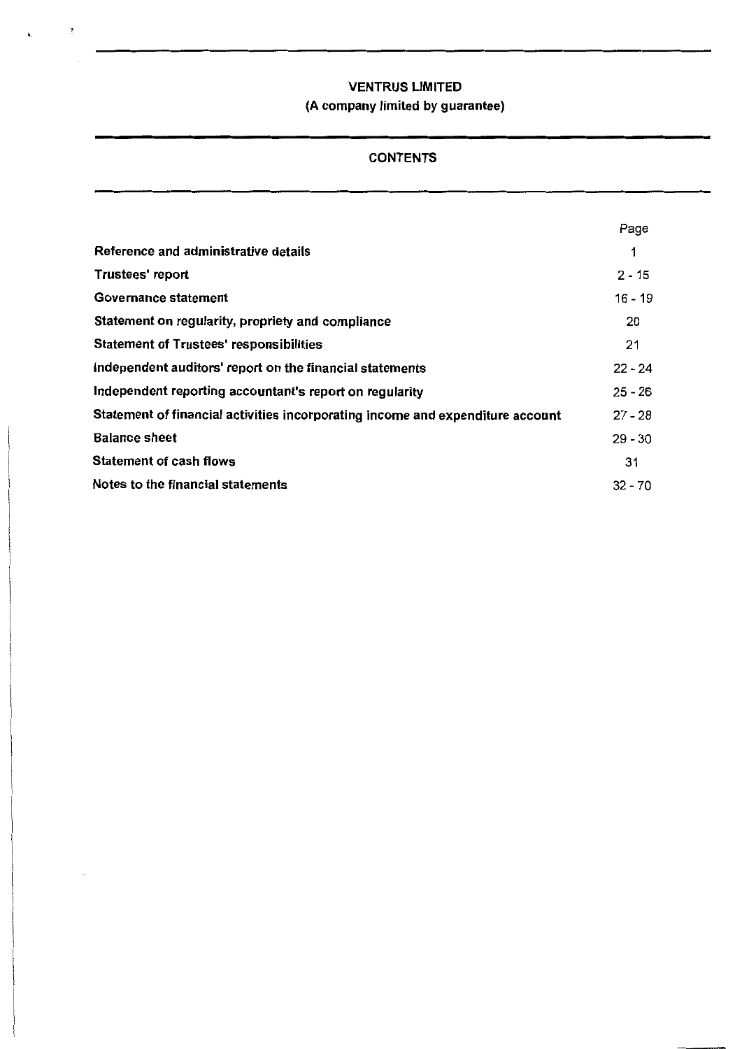# VENTRUS LIMITED

## (A company limited by guarantee)

## CONTENTS

| | Page |
|---|---|
| **Reference and administrative details** | 1 |
| **Trustees' report** | 2 - 15 |
| **Governance statement** | 16 - 19 |
| **Statement on regularity, propriety and compliance** | 20 |
| **Statement of Trustees' responsibilities** | 21 |
| **Independent auditors' report on the financial statements** | 22 - 24 |
| **Independent reporting accountant's report on regularity** | 25 - 26 |
| **Statement of financial activities incorporating income and expenditure account** | 27 - 28 |
| **Balance sheet** | 29 - 30 |
| **Statement of cash flows** | 31 |
| **Notes to the financial statements** | 32 - 70 |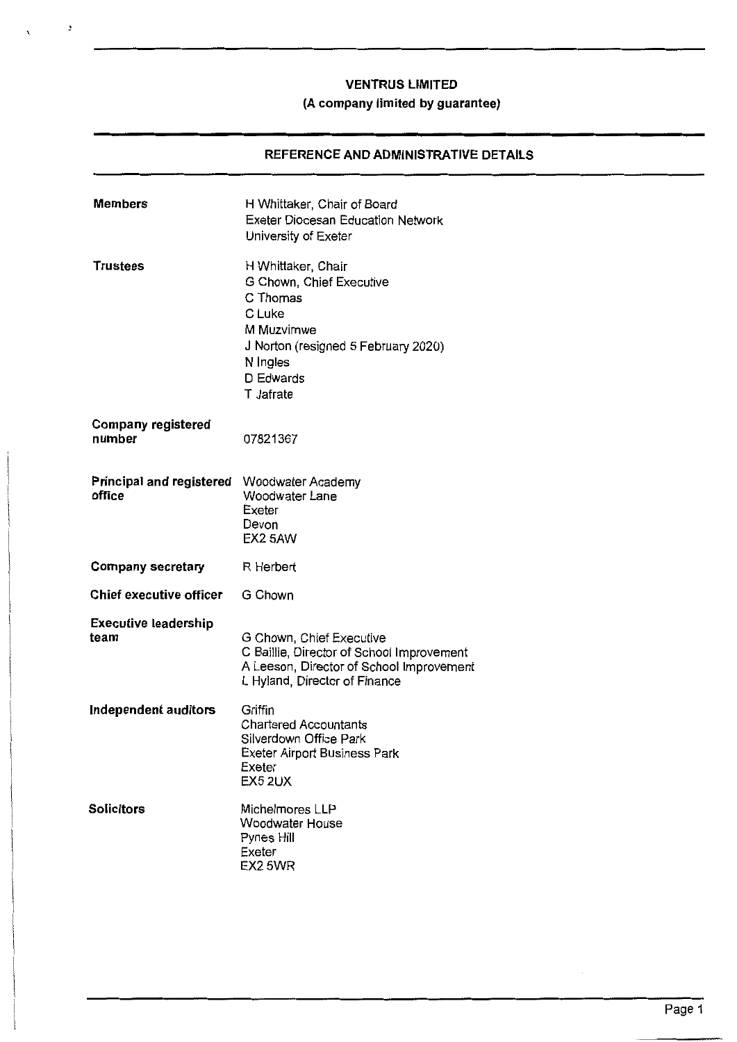**VENTRUS LIMITED**
**(A company limited by guarantee)**

## REFERENCE AND ADMINISTRATIVE DETAILS

| | |
|---|---|
| **Members** | H Whittaker, Chair of Board<br>Exeter Diocesan Education Network<br>University of Exeter |
| **Trustees** | H Whittaker, Chair<br>G Chown, Chief Executive<br>C Thomas<br>C Luke<br>M Muzvimwe<br>J Norton (resigned 5 February 2020)<br>N Ingles<br>D Edwards<br>T Jafrate |
| **Company registered number** | 07821367 |
| **Principal and registered office** | Woodwater Academy<br>Woodwater Lane<br>Exeter<br>Devon<br>EX2 5AW |
| **Company secretary** | R Herbert |
| **Chief executive officer** | G Chown |
| **Executive leadership team** | G Chown, Chief Executive<br>C Baillie, Director of School Improvement<br>A Leeson, Director of School Improvement<br>L Hyland, Director of Finance |
| **Independent auditors** | Griffin<br>Chartered Accountants<br>Silverdown Office Park<br>Exeter Airport Business Park<br>Exeter<br>EX5 2UX |
| **Solicitors** | Michelmores LLP<br>Woodwater House<br>Pynes Hill<br>Exeter<br>EX2 5WR |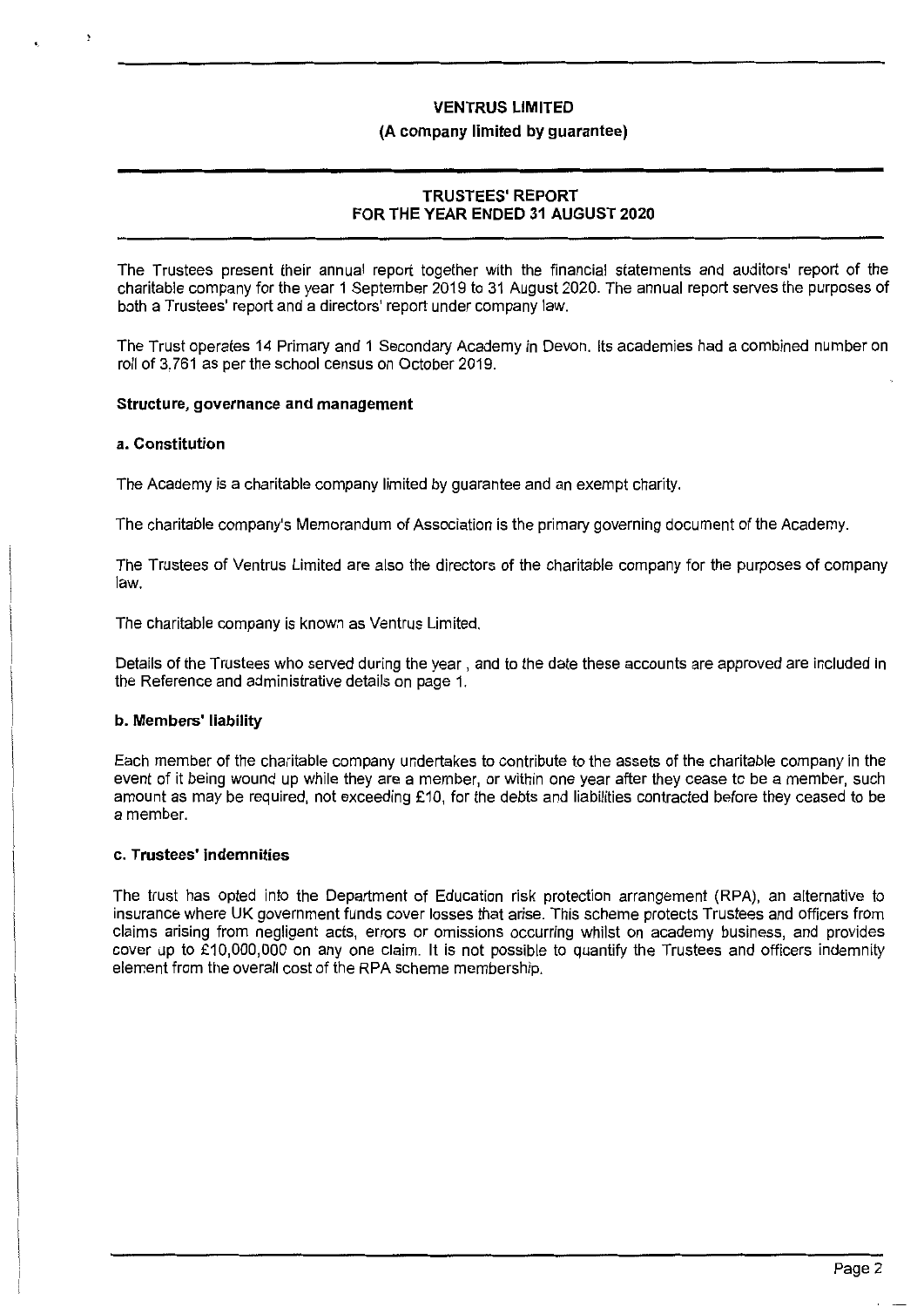**VENTRUS LIMITED**

**(A company limited by guarantee)**

**TRUSTEES' REPORT**
**FOR THE YEAR ENDED 31 AUGUST 2020**

The Trustees present their annual report together with the financial statements and auditors' report of the charitable company for the year 1 September 2019 to 31 August 2020. The annual report serves the purposes of both a Trustees' report and a directors' report under company law.

The Trust operates 14 Primary and 1 Secondary Academy in Devon. Its academies had a combined number on roll of 3,761 as per the school census on October 2019.

**Structure, governance and management**

**a. Constitution**

The Academy is a charitable company limited by guarantee and an exempt charity.

The charitable company's Memorandum of Association is the primary governing document of the Academy.

The Trustees of Ventrus Limited are also the directors of the charitable company for the purposes of company law.

The charitable company is known as Ventrus Limited.

Details of the Trustees who served during the year , and to the date these accounts are approved are included in the Reference and administrative details on page 1.

**b. Members' liability**

Each member of the charitable company undertakes to contribute to the assets of the charitable company in the event of it being wound up while they are a member, or within one year after they cease to be a member, such amount as may be required, not exceeding £10, for the debts and liabilities contracted before they ceased to be a member.

**c. Trustees' indemnities**

The trust has opted into the Department of Education risk protection arrangement (RPA), an alternative to insurance where UK government funds cover losses that arise. This scheme protects Trustees and officers from claims arising from negligent acts, errors or omissions occurring whilst on academy business, and provides cover up to £10,000,000 on any one claim. It is not possible to quantify the Trustees and officers indemnity element from the overall cost of the RPA scheme membership.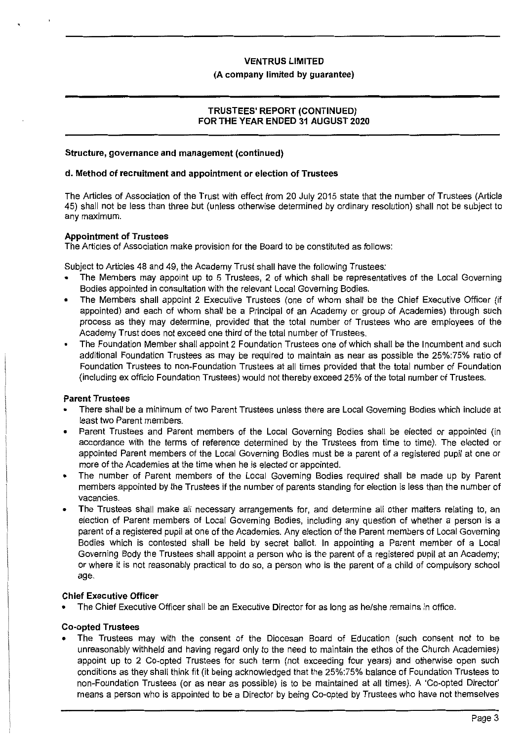### Structure, governance and management (continued)

### d. Method of recruitment and appointment or election of Trustees

The Articles of Association of the Trust with effect from 20 July 2015 state that the number of Trustees (Article 45) shall not be less than three but (unless otherwise determined by ordinary resolution) shall not be subject to any maximum.

**Appointment of Trustees**
The Articles of Association make provision for the Board to be constituted as follows:

Subject to Articles 48 and 49, the Academy Trust shall have the following Trustees:

- The Members may appoint up to 5 Trustees, 2 of which shall be representatives of the Local Governing Bodies appointed in consultation with the relevant Local Governing Bodies.
- The Members shall appoint 2 Executive Trustees (one of whom shall be the Chief Executive Officer (if appointed) and each of whom shall be a Principal of an Academy or group of Academies) through such process as they may determine, provided that the total number of Trustees who are employees of the Academy Trust does not exceed one third of the total number of Trustees.
- The Foundation Member shall appoint 2 Foundation Trustees one of which shall be the Incumbent and such additional Foundation Trustees as may be required to maintain as near as possible the 25%:75% ratio of Foundation Trustees to non-Foundation Trustees at all times provided that the total number of Foundation (including ex officio Foundation Trustees) would not thereby exceed 25% of the total number of Trustees.

**Parent Trustees**

- There shall be a minimum of two Parent Trustees unless there are Local Governing Bodies which include at least two Parent members.
- Parent Trustees and Parent members of the Local Governing Bodies shall be elected or appointed (in accordance with the terms of reference determined by the Trustees from time to time). The elected or appointed Parent members of the Local Governing Bodies must be a parent of a registered pupil at one or more of the Academies at the time when he is elected or appointed.
- The number of Parent members of the Local Governing Bodies required shall be made up by Parent members appointed by the Trustees if the number of parents standing for election is less than the number of vacancies.
- The Trustees shall make all necessary arrangements for, and determine all other matters relating to, an election of Parent members of Local Governing Bodies, including any question of whether a person is a parent of a registered pupil at one of the Academies. Any election of the Parent members of Local Governing Bodies which is contested shall be held by secret ballot. In appointing a Parent member of a Local Governing Body the Trustees shall appoint a person who is the parent of a registered pupil at an Academy; or where it is not reasonably practical to do so, a person who is the parent of a child of compulsory school age.

**Chief Executive Officer**

- The Chief Executive Officer shall be an Executive Director for as long as he/she remains in office.

**Co-opted Trustees**

- The Trustees may with the consent of the Diocesan Board of Education (such consent not to be unreasonably withheld and having regard only to the need to maintain the ethos of the Church Academies) appoint up to 2 Co-opted Trustees for such term (not exceeding four years) and otherwise open such conditions as they shall think fit (it being acknowledged that the 25%:75% balance of Foundation Trustees to non-Foundation Trustees (or as near as possible) is to be maintained at all times). A 'Co-opted Director' means a person who is appointed to be a Director by being Co-opted by Trustees who have not themselves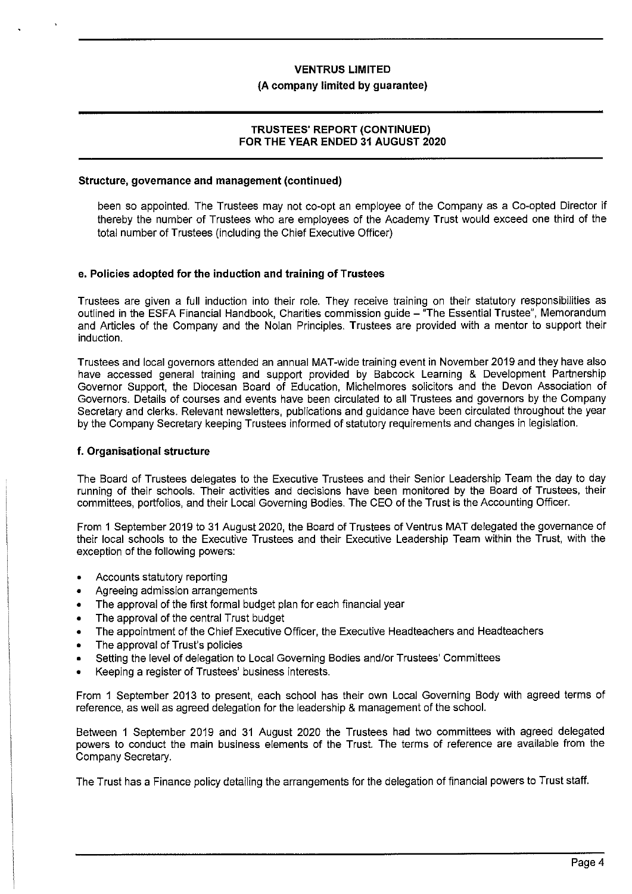### Structure, governance and management (continued)

been so appointed. The Trustees may not co-opt an employee of the Company as a Co-opted Director if thereby the number of Trustees who are employees of the Academy Trust would exceed one third of the total number of Trustees (including the Chief Executive Officer)

#### e. Policies adopted for the induction and training of Trustees

Trustees are given a full induction into their role. They receive training on their statutory responsibilities as outlined in the ESFA Financial Handbook, Charities commission guide – "The Essential Trustee", Memorandum and Articles of the Company and the Nolan Principles. Trustees are provided with a mentor to support their induction.

Trustees and local governors attended an annual MAT-wide training event in November 2019 and they have also have accessed general training and support provided by Babcock Learning & Development Partnership Governor Support, the Diocesan Board of Education, Michelmores solicitors and the Devon Association of Governors. Details of courses and events have been circulated to all Trustees and governors by the Company Secretary and clerks. Relevant newsletters, publications and guidance have been circulated throughout the year by the Company Secretary keeping Trustees informed of statutory requirements and changes in legislation.

#### f. Organisational structure

The Board of Trustees delegates to the Executive Trustees and their Senior Leadership Team the day to day running of their schools. Their activities and decisions have been monitored by the Board of Trustees, their committees, portfolios, and their Local Governing Bodies. The CEO of the Trust is the Accounting Officer.

From 1 September 2019 to 31 August 2020, the Board of Trustees of Ventrus MAT delegated the governance of their local schools to the Executive Trustees and their Executive Leadership Team within the Trust, with the exception of the following powers:

- Accounts statutory reporting
- Agreeing admission arrangements
- The approval of the first formal budget plan for each financial year
- The approval of the central Trust budget
- The appointment of the Chief Executive Officer, the Executive Headteachers and Headteachers
- The approval of Trust's policies
- Setting the level of delegation to Local Governing Bodies and/or Trustees' Committees
- Keeping a register of Trustees' business interests.

From 1 September 2013 to present, each school has their own Local Governing Body with agreed terms of reference, as well as agreed delegation for the leadership & management of the school.

Between 1 September 2019 and 31 August 2020 the Trustees had two committees with agreed delegated powers to conduct the main business elements of the Trust. The terms of reference are available from the Company Secretary.

The Trust has a Finance policy detailing the arrangements for the delegation of financial powers to Trust staff.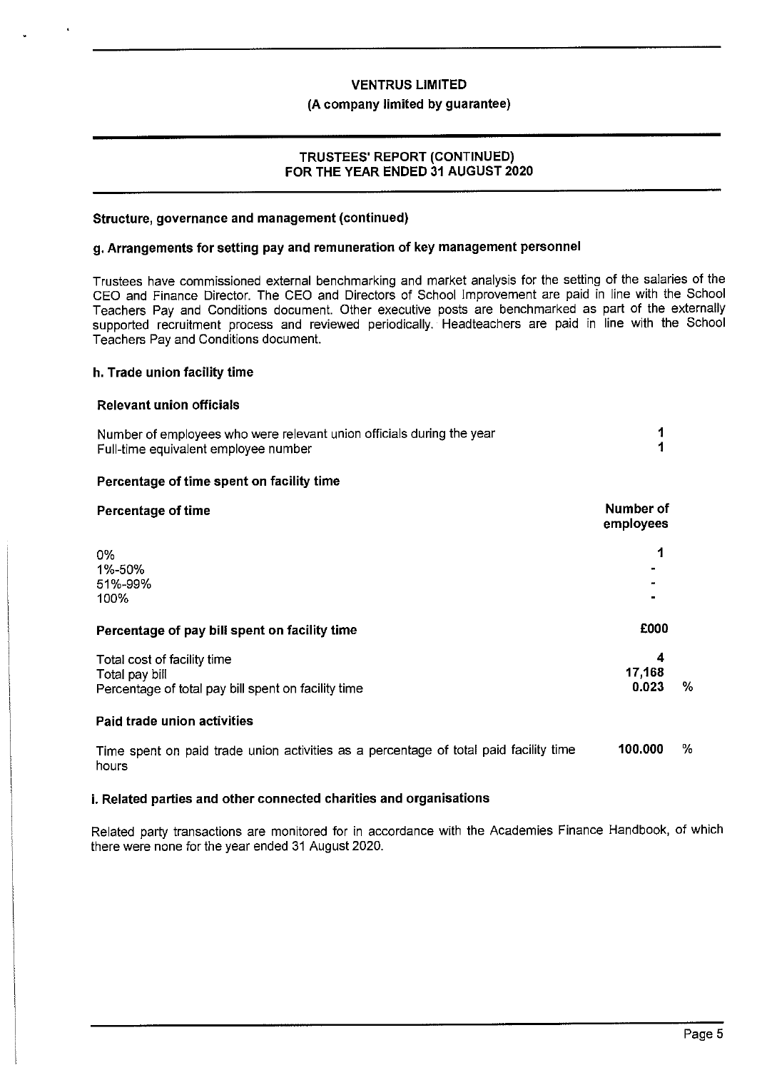**VENTRUS LIMITED**

**(A company limited by guarantee)**

**TRUSTEES' REPORT (CONTINUED)**
**FOR THE YEAR ENDED 31 AUGUST 2020**

### Structure, governance and management (continued)

### g. Arrangements for setting pay and remuneration of key management personnel

Trustees have commissioned external benchmarking and market analysis for the setting of the salaries of the CEO and Finance Director. The CEO and Directors of School Improvement are paid in line with the School Teachers Pay and Conditions document. Other executive posts are benchmarked as part of the externally supported recruitment process and reviewed periodically. Headteachers are paid in line with the School Teachers Pay and Conditions document.

### h. Trade union facility time

**Relevant union officials**

| | |
|---|---|
| Number of employees who were relevant union officials during the year | **1** |
| Full-time equivalent employee number | **1** |

**Percentage of time spent on facility time**

| **Percentage of time** | **Number of employees** |
|---|---|
| 0% | **1** |
| 1%-50% | **-** |
| 51%-99% | **-** |
| 100% | **-** |

| **Percentage of pay bill spent on facility time** | **£000** | |
|---|---|---|
| Total cost of facility time | **4** | |
| Total pay bill | **17,168** | |
| Percentage of total pay bill spent on facility time | **0.023** | % |

**Paid trade union activities**

| | | |
|---|---|---|
| Time spent on paid trade union activities as a percentage of total paid facility time hours | **100.000** | % |

### i. Related parties and other connected charities and organisations

Related party transactions are monitored for in accordance with the Academies Finance Handbook, of which there were none for the year ended 31 August 2020.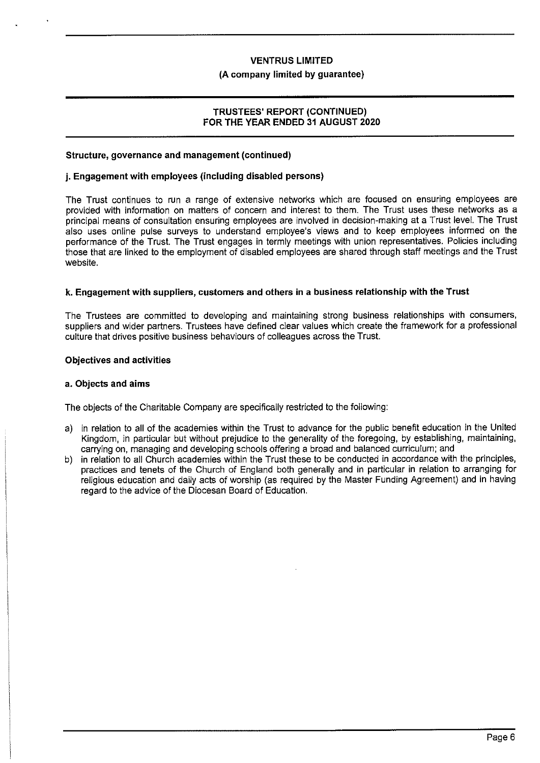### Structure, governance and management (continued)

#### j. Engagement with employees (including disabled persons)

The Trust continues to run a range of extensive networks which are focused on ensuring employees are provided with information on matters of concern and interest to them. The Trust uses these networks as a principal means of consultation ensuring employees are involved in decision-making at a Trust level. The Trust also uses online pulse surveys to understand employee's views and to keep employees informed on the performance of the Trust. The Trust engages in termly meetings with union representatives. Policies including those that are linked to the employment of disabled employees are shared through staff meetings and the Trust website.

#### k. Engagement with suppliers, customers and others in a business relationship with the Trust

The Trustees are committed to developing and maintaining strong business relationships with consumers, suppliers and wider partners. Trustees have defined clear values which create the framework for a professional culture that drives positive business behaviours of colleagues across the Trust.

### Objectives and activities

#### a. Objects and aims

The objects of the Charitable Company are specifically restricted to the following:

a) in relation to all of the academies within the Trust to advance for the public benefit education in the United Kingdom, in particular but without prejudice to the generality of the foregoing, by establishing, maintaining, carrying on, managing and developing schools offering a broad and balanced curriculum; and

b) in relation to all Church academies within the Trust these to be conducted in accordance with the principles, practices and tenets of the Church of England both generally and in particular in relation to arranging for religious education and daily acts of worship (as required by the Master Funding Agreement) and in having regard to the advice of the Diocesan Board of Education.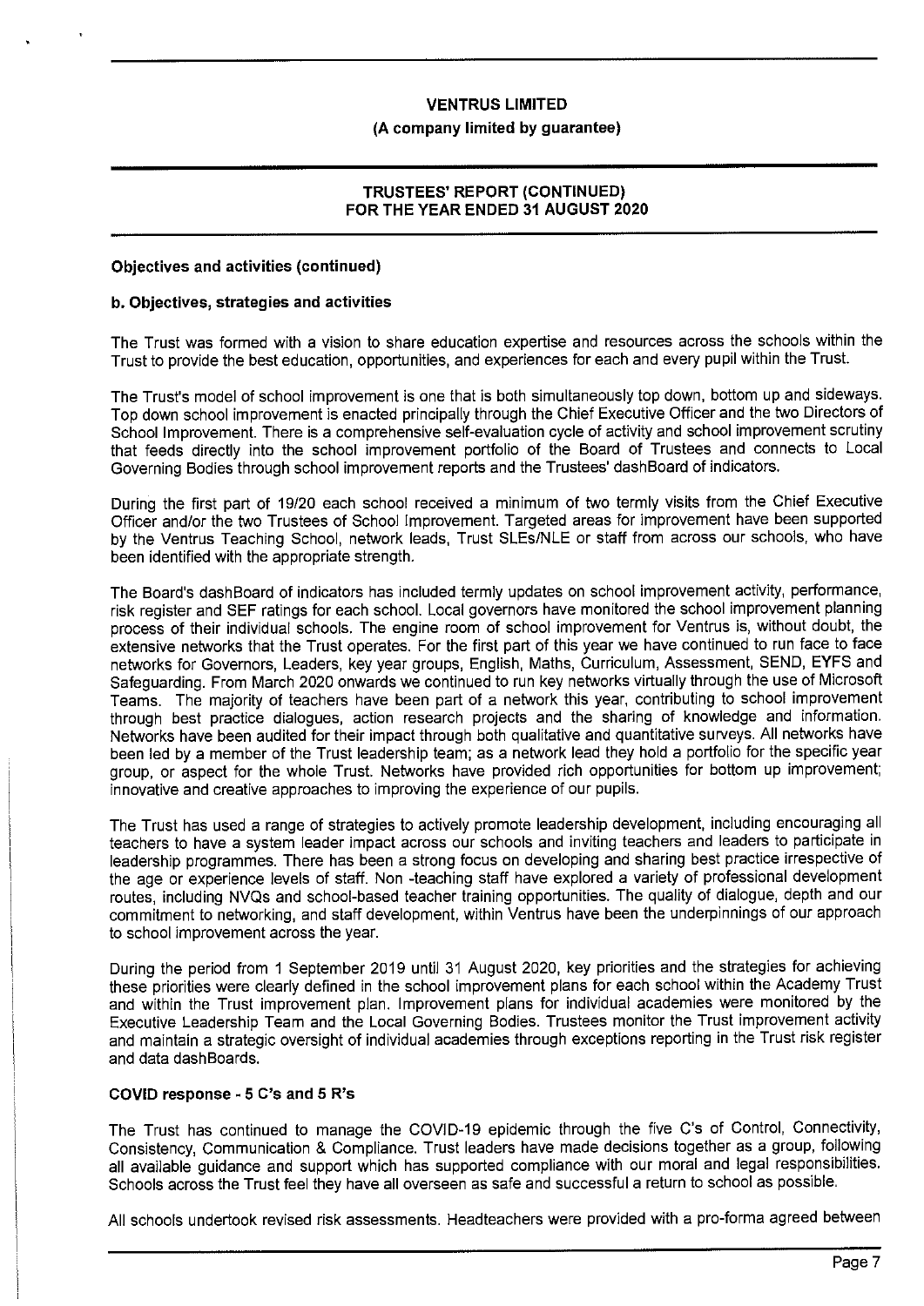### Objectives and activities (continued)

#### b. Objectives, strategies and activities

The Trust was formed with a vision to share education expertise and resources across the schools within the Trust to provide the best education, opportunities, and experiences for each and every pupil within the Trust.

The Trust's model of school improvement is one that is both simultaneously top down, bottom up and sideways. Top down school improvement is enacted principally through the Chief Executive Officer and the two Directors of School Improvement. There is a comprehensive self-evaluation cycle of activity and school improvement scrutiny that feeds directly into the school improvement portfolio of the Board of Trustees and connects to Local Governing Bodies through school improvement reports and the Trustees' dashBoard of indicators.

During the first part of 19/20 each school received a minimum of two termly visits from the Chief Executive Officer and/or the two Trustees of School Improvement. Targeted areas for improvement have been supported by the Ventrus Teaching School, network leads, Trust SLEs/NLE or staff from across our schools, who have been identified with the appropriate strength.

The Board's dashBoard of indicators has included termly updates on school improvement activity, performance, risk register and SEF ratings for each school. Local governors have monitored the school improvement planning process of their individual schools. The engine room of school improvement for Ventrus is, without doubt, the extensive networks that the Trust operates. For the first part of this year we have continued to run face to face networks for Governors, Leaders, key year groups, English, Maths, Curriculum, Assessment, SEND, EYFS and Safeguarding. From March 2020 onwards we continued to run key networks virtually through the use of Microsoft Teams. The majority of teachers have been part of a network this year, contributing to school improvement through best practice dialogues, action research projects and the sharing of knowledge and information. Networks have been audited for their impact through both qualitative and quantitative surveys. All networks have been led by a member of the Trust leadership team; as a network lead they hold a portfolio for the specific year group, or aspect for the whole Trust. Networks have provided rich opportunities for bottom up improvement; innovative and creative approaches to improving the experience of our pupils.

The Trust has used a range of strategies to actively promote leadership development, including encouraging all teachers to have a system leader impact across our schools and inviting teachers and leaders to participate in leadership programmes. There has been a strong focus on developing and sharing best practice irrespective of the age or experience levels of staff. Non -teaching staff have explored a variety of professional development routes, including NVQs and school-based teacher training opportunities. The quality of dialogue, depth and our commitment to networking, and staff development, within Ventrus have been the underpinnings of our approach to school improvement across the year.

During the period from 1 September 2019 until 31 August 2020, key priorities and the strategies for achieving these priorities were clearly defined in the school improvement plans for each school within the Academy Trust and within the Trust improvement plan. Improvement plans for individual academies were monitored by the Executive Leadership Team and the Local Governing Bodies. Trustees monitor the Trust improvement activity and maintain a strategic oversight of individual academies through exceptions reporting in the Trust risk register and data dashBoards.

### COVID response - 5 C's and 5 R's

The Trust has continued to manage the COVID-19 epidemic through the five C's of Control, Connectivity, Consistency, Communication & Compliance. Trust leaders have made decisions together as a group, following all available guidance and support which has supported compliance with our moral and legal responsibilities. Schools across the Trust feel they have all overseen as safe and successful a return to school as possible.

All schools undertook revised risk assessments. Headteachers were provided with a pro-forma agreed between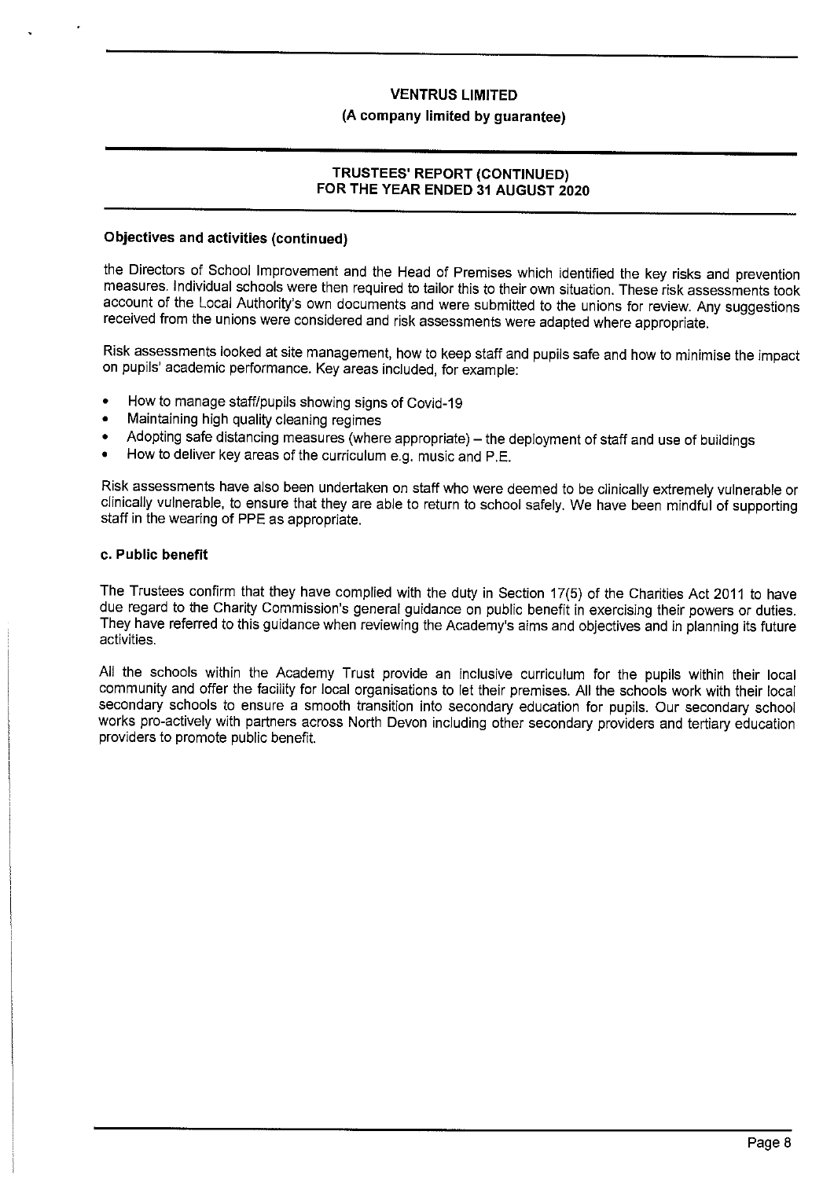### Objectives and activities (continued)

the Directors of School Improvement and the Head of Premises which identified the key risks and prevention measures. Individual schools were then required to tailor this to their own situation. These risk assessments took account of the Local Authority's own documents and were submitted to the unions for review. Any suggestions received from the unions were considered and risk assessments were adapted where appropriate.

Risk assessments looked at site management, how to keep staff and pupils safe and how to minimise the impact on pupils' academic performance. Key areas included, for example:

- How to manage staff/pupils showing signs of Covid-19
- Maintaining high quality cleaning regimes
- Adopting safe distancing measures (where appropriate) – the deployment of staff and use of buildings
- How to deliver key areas of the curriculum e.g. music and P.E.

Risk assessments have also been undertaken on staff who were deemed to be clinically extremely vulnerable or clinically vulnerable, to ensure that they are able to return to school safely. We have been mindful of supporting staff in the wearing of PPE as appropriate.

### c. Public benefit

The Trustees confirm that they have complied with the duty in Section 17(5) of the Charities Act 2011 to have due regard to the Charity Commission's general guidance on public benefit in exercising their powers or duties. They have referred to this guidance when reviewing the Academy's aims and objectives and in planning its future activities.

All the schools within the Academy Trust provide an inclusive curriculum for the pupils within their local community and offer the facility for local organisations to let their premises. All the schools work with their local secondary schools to ensure a smooth transition into secondary education for pupils. Our secondary school works pro-actively with partners across North Devon including other secondary providers and tertiary education providers to promote public benefit.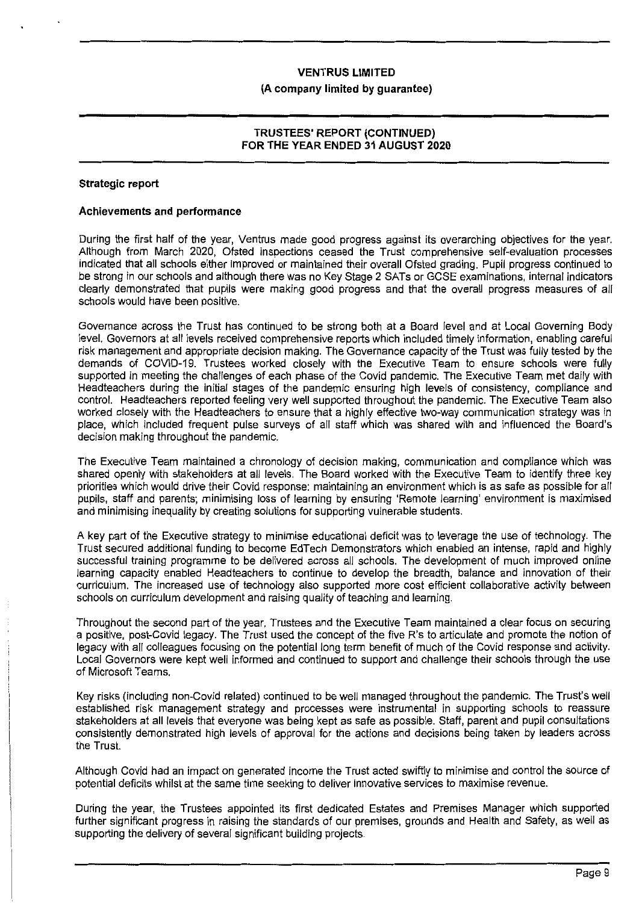## Strategic report

### Achievements and performance

During the first half of the year, Ventrus made good progress against its overarching objectives for the year. Although from March 2020, Ofsted inspections ceased the Trust comprehensive self-evaluation processes indicated that all schools either improved or maintained their overall Ofsted grading. Pupil progress continued to be strong in our schools and although there was no Key Stage 2 SATs or GCSE examinations, internal indicators clearly demonstrated that pupils were making good progress and that the overall progress measures of all schools would have been positive.

Governance across the Trust has continued to be strong both at a Board level and at Local Governing Body level. Governors at all levels received comprehensive reports which included timely information, enabling careful risk management and appropriate decision making. The Governance capacity of the Trust was fully tested by the demands of COVID-19. Trustees worked closely with the Executive Team to ensure schools were fully supported in meeting the challenges of each phase of the Covid pandemic. The Executive Team met daily with Headteachers during the initial stages of the pandemic ensuring high levels of consistency, compliance and control. Headteachers reported feeling very well supported throughout the pandemic. The Executive Team also worked closely with the Headteachers to ensure that a highly effective two-way communication strategy was in place, which included frequent pulse surveys of all staff which was shared with and influenced the Board's decision making throughout the pandemic.

The Executive Team maintained a chronology of decision making, communication and compliance which was shared openly with stakeholders at all levels. The Board worked with the Executive Team to identify three key priorities which would drive their Covid response: maintaining an environment which is as safe as possible for all pupils, staff and parents; minimising loss of learning by ensuring 'Remote learning' environment is maximised and minimising inequality by creating solutions for supporting vulnerable students.

A key part of the Executive strategy to minimise educational deficit was to leverage the use of technology. The Trust secured additional funding to become EdTech Demonstrators which enabled an intense, rapid and highly successful training programme to be delivered across all schools. The development of much improved online learning capacity enabled Headteachers to continue to develop the breadth, balance and innovation of their curriculum. The increased use of technology also supported more cost efficient collaborative activity between schools on curriculum development and raising quality of teaching and learning.

Throughout the second part of the year, Trustees and the Executive Team maintained a clear focus on securing a positive, post-Covid legacy. The Trust used the concept of the five R's to articulate and promote the notion of legacy with all colleagues focusing on the potential long term benefit of much of the Covid response and activity. Local Governors were kept well informed and continued to support and challenge their schools through the use of Microsoft Teams.

Key risks (including non-Covid related) continued to be well managed throughout the pandemic. The Trust's well established risk management strategy and processes were instrumental in supporting schools to reassure stakeholders at all levels that everyone was being kept as safe as possible. Staff, parent and pupil consultations consistently demonstrated high levels of approval for the actions and decisions being taken by leaders across the Trust.

Although Covid had an impact on generated income the Trust acted swiftly to minimise and control the source of potential deficits whilst at the same time seeking to deliver innovative services to maximise revenue.

During the year, the Trustees appointed its first dedicated Estates and Premises Manager which supported further significant progress in raising the standards of our premises, grounds and Health and Safety, as well as supporting the delivery of several significant building projects.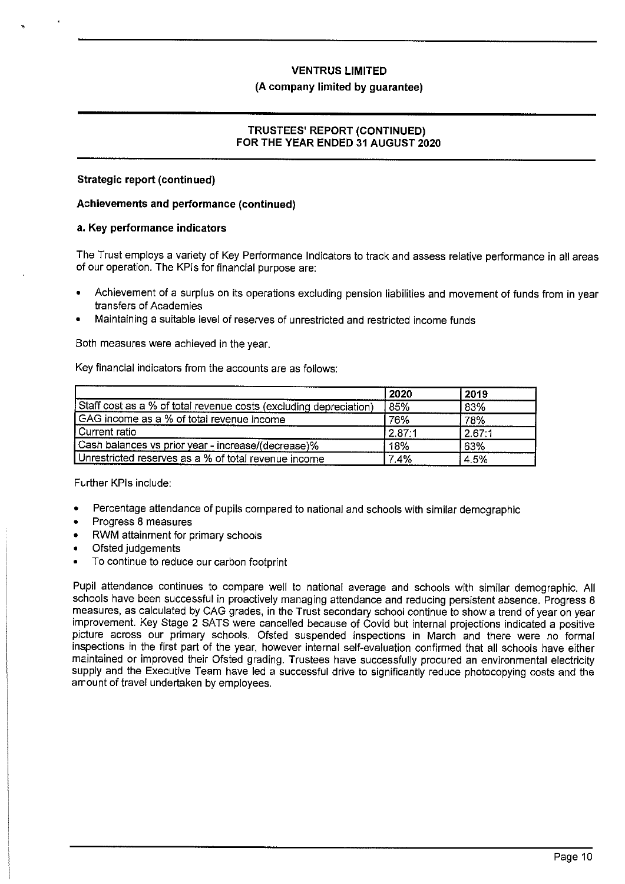**Strategic report (continued)**

**Achievements and performance (continued)**

**a. Key performance indicators**

The Trust employs a variety of Key Performance Indicators to track and assess relative performance in all areas of our operation. The KPIs for financial purpose are:

- Achievement of a surplus on its operations excluding pension liabilities and movement of funds from in year transfers of Academies
- Maintaining a suitable level of reserves of unrestricted and restricted income funds

Both measures were achieved in the year.

Key financial indicators from the accounts are as follows:

| | 2020 | 2019 |
|---|---|---|
| Staff cost as a % of total revenue costs (excluding depreciation) | 85% | 83% |
| GAG income as a % of total revenue income | 76% | 78% |
| Current ratio | 2.87:1 | 2.67:1 |
| Cash balances vs prior year - increase/(decrease)% | 18% | 63% |
| Unrestricted reserves as a % of total revenue income | 7.4% | 4.5% |

Further KPIs include:

- Percentage attendance of pupils compared to national and schools with similar demographic
- Progress 8 measures
- RWM attainment for primary schools
- Ofsted judgements
- To continue to reduce our carbon footprint

Pupil attendance continues to compare well to national average and schools with similar demographic. All schools have been successful in proactively managing attendance and reducing persistent absence. Progress 8 measures, as calculated by CAG grades, in the Trust secondary school continue to show a trend of year on year improvement. Key Stage 2 SATS were cancelled because of Covid but internal projections indicated a positive picture across our primary schools. Ofsted suspended inspections in March and there were no formal inspections in the first part of the year, however internal self-evaluation confirmed that all schools have either maintained or improved their Ofsted grading. Trustees have successfully procured an environmental electricity supply and the Executive Team have led a successful drive to significantly reduce photocopying costs and the amount of travel undertaken by employees.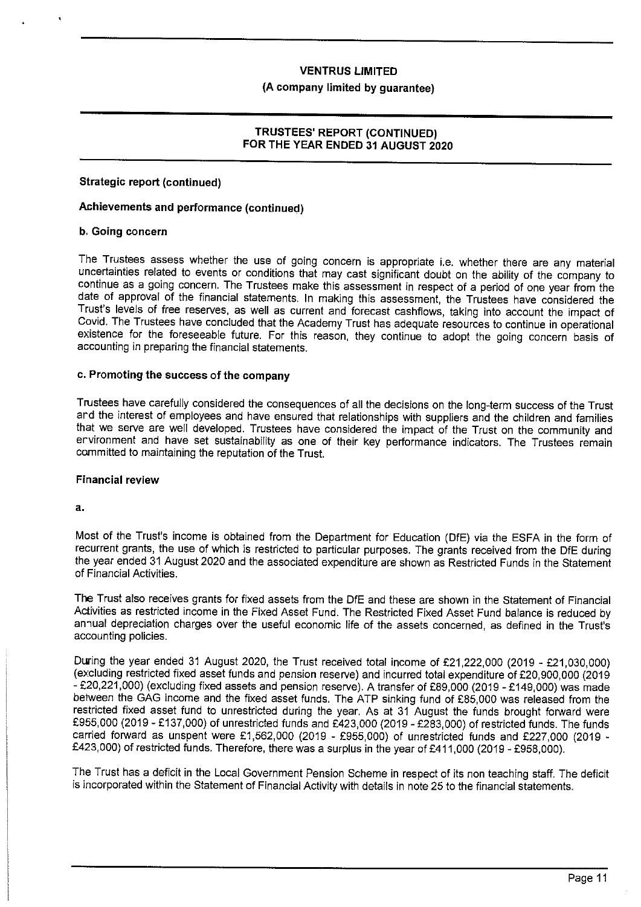**Strategic report (continued)**

**Achievements and performance (continued)**

**b. Going concern**

The Trustees assess whether the use of going concern is appropriate i.e. whether there are any material uncertainties related to events or conditions that may cast significant doubt on the ability of the company to continue as a going concern. The Trustees make this assessment in respect of a period of one year from the date of approval of the financial statements. In making this assessment, the Trustees have considered the Trust's levels of free reserves, as well as current and forecast cashflows, taking into account the impact of Covid. The Trustees have concluded that the Academy Trust has adequate resources to continue in operational existence for the foreseeable future. For this reason, they continue to adopt the going concern basis of accounting in preparing the financial statements.

**c. Promoting the success of the company**

Trustees have carefully considered the consequences of all the decisions on the long-term success of the Trust and the interest of employees and have ensured that relationships with suppliers and the children and families that we serve are well developed. Trustees have considered the impact of the Trust on the community and environment and have set sustainability as one of their key performance indicators. The Trustees remain committed to maintaining the reputation of the Trust.

**Financial review**

**a.**

Most of the Trust's income is obtained from the Department for Education (DfE) via the ESFA in the form of recurrent grants, the use of which is restricted to particular purposes. The grants received from the DfE during the year ended 31 August 2020 and the associated expenditure are shown as Restricted Funds in the Statement of Financial Activities.

The Trust also receives grants for fixed assets from the DfE and these are shown in the Statement of Financial Activities as restricted income in the Fixed Asset Fund. The Restricted Fixed Asset Fund balance is reduced by annual depreciation charges over the useful economic life of the assets concerned, as defined in the Trust's accounting policies.

During the year ended 31 August 2020, the Trust received total income of £21,222,000 (2019 - £21,030,000) (excluding restricted fixed asset funds and pension reserve) and incurred total expenditure of £20,900,000 (2019 - £20,221,000) (excluding fixed assets and pension reserve). A transfer of £89,000 (2019 - £149,000) was made between the GAG income and the fixed asset funds. The ATP sinking fund of £85,000 was released from the restricted fixed asset fund to unrestricted during the year. As at 31 August the funds brought forward were £955,000 (2019 - £137,000) of unrestricted funds and £423,000 (2019 - £283,000) of restricted funds. The funds carried forward as unspent were £1,562,000 (2019 - £955,000) of unrestricted funds and £227,000 (2019 - £423,000) of restricted funds. Therefore, there was a surplus in the year of £411,000 (2019 - £958,000).

The Trust has a deficit in the Local Government Pension Scheme in respect of its non teaching staff. The deficit is incorporated within the Statement of Financial Activity with details in note 25 to the financial statements.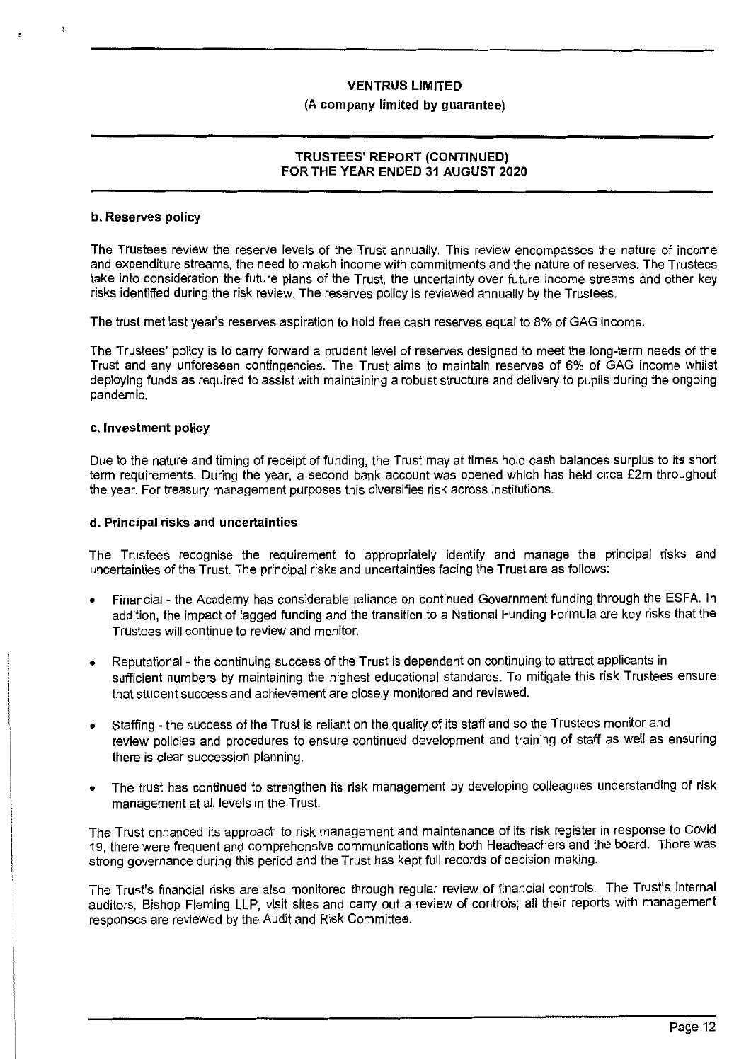### b. Reserves policy

The Trustees review the reserve levels of the Trust annually. This review encompasses the nature of income and expenditure streams, the need to match income with commitments and the nature of reserves. The Trustees take into consideration the future plans of the Trust, the uncertainty over future income streams and other key risks identified during the risk review. The reserves policy is reviewed annually by the Trustees.

The trust met last year's reserves aspiration to hold free cash reserves equal to 8% of GAG income.

The Trustees' policy is to carry forward a prudent level of reserves designed to meet the long-term needs of the Trust and any unforeseen contingencies. The Trust aims to maintain reserves of 6% of GAG income whilst deploying funds as required to assist with maintaining a robust structure and delivery to pupils during the ongoing pandemic.

### c. Investment policy

Due to the nature and timing of receipt of funding, the Trust may at times hold cash balances surplus to its short term requirements. During the year, a second bank account was opened which has held circa £2m throughout the year. For treasury management purposes this diversifies risk across institutions.

### d. Principal risks and uncertainties

The Trustees recognise the requirement to appropriately identify and manage the principal risks and uncertainties of the Trust. The principal risks and uncertainties facing the Trust are as follows:

- Financial - the Academy has considerable reliance on continued Government funding through the ESFA. In addition, the impact of lagged funding and the transition to a National Funding Formula are key risks that the Trustees will continue to review and monitor.
- Reputational - the continuing success of the Trust is dependent on continuing to attract applicants in sufficient numbers by maintaining the highest educational standards. To mitigate this risk Trustees ensure that student success and achievement are closely monitored and reviewed.
- Staffing - the success of the Trust is reliant on the quality of its staff and so the Trustees monitor and review policies and procedures to ensure continued development and training of staff as well as ensuring there is clear succession planning.
- The trust has continued to strengthen its risk management by developing colleagues understanding of risk management at all levels in the Trust.

The Trust enhanced its approach to risk management and maintenance of its risk register in response to Covid 19, there were frequent and comprehensive communications with both Headteachers and the board. There was strong governance during this period and the Trust has kept full records of decision making.

The Trust's financial risks are also monitored through regular review of financial controls. The Trust's internal auditors, Bishop Fleming LLP, visit sites and carry out a review of controls; all their reports with management responses are reviewed by the Audit and Risk Committee.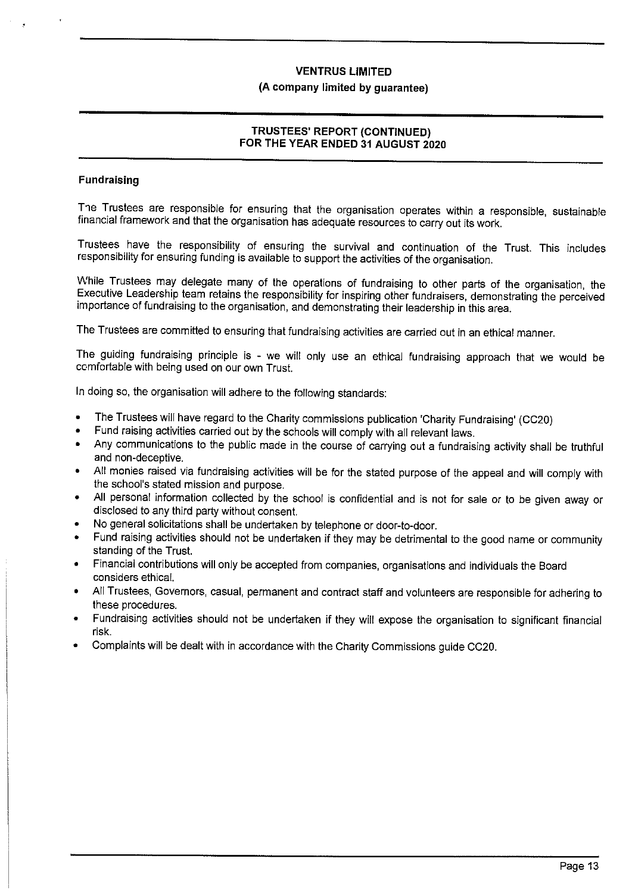## Fundraising

The Trustees are responsible for ensuring that the organisation operates within a responsible, sustainable financial framework and that the organisation has adequate resources to carry out its work.

Trustees have the responsibility of ensuring the survival and continuation of the Trust. This includes responsibility for ensuring funding is available to support the activities of the organisation.

While Trustees may delegate many of the operations of fundraising to other parts of the organisation, the Executive Leadership team retains the responsibility for inspiring other fundraisers, demonstrating the perceived importance of fundraising to the organisation, and demonstrating their leadership in this area.

The Trustees are committed to ensuring that fundraising activities are carried out in an ethical manner.

The guiding fundraising principle is - we will only use an ethical fundraising approach that we would be comfortable with being used on our own Trust.

In doing so, the organisation will adhere to the following standards:

- The Trustees will have regard to the Charity commissions publication 'Charity Fundraising' (CC20)
- Fund raising activities carried out by the schools will comply with all relevant laws.
- Any communications to the public made in the course of carrying out a fundraising activity shall be truthful and non-deceptive.
- All monies raised via fundraising activities will be for the stated purpose of the appeal and will comply with the school's stated mission and purpose.
- All personal information collected by the school is confidential and is not for sale or to be given away or disclosed to any third party without consent.
- No general solicitations shall be undertaken by telephone or door-to-door.
- Fund raising activities should not be undertaken if they may be detrimental to the good name or community standing of the Trust.
- Financial contributions will only be accepted from companies, organisations and individuals the Board considers ethical.
- All Trustees, Governors, casual, permanent and contract staff and volunteers are responsible for adhering to these procedures.
- Fundraising activities should not be undertaken if they will expose the organisation to significant financial risk.
- Complaints will be dealt with in accordance with the Charity Commissions guide CC20.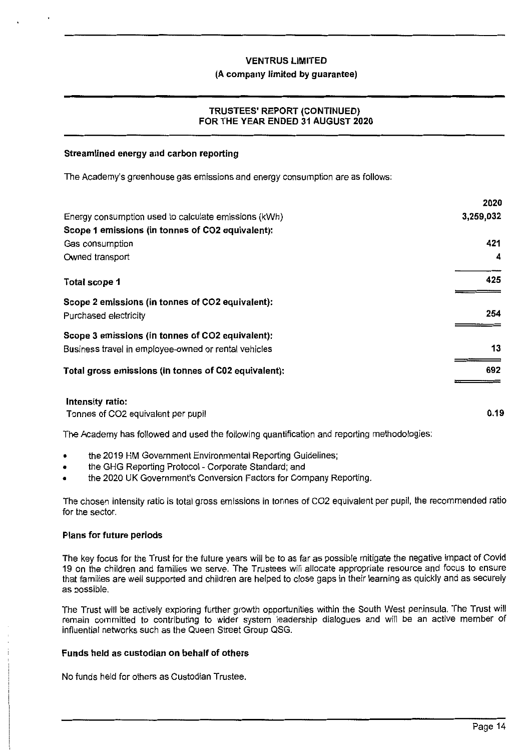VENTRUS LIMITED

(A company limited by guarantee)

TRUSTEES' REPORT (CONTINUED)
FOR THE YEAR ENDED 31 AUGUST 2020

### Streamlined energy and carbon reporting

The Academy's greenhouse gas emissions and energy consumption are as follows:

| | 2020 |
|---|---|
| Energy consumption used to calculate emissions (kWh) | 3,259,032 |
| **Scope 1 emissions (in tonnes of CO2 equivalent):** | |
| Gas consumption | 421 |
| Owned transport | 4 |
| **Total scope 1** | 425 |
| **Scope 2 emissions (in tonnes of CO2 equivalent):** | |
| Purchased electricity | 254 |
| **Scope 3 emissions (in tonnes of CO2 equivalent):** | |
| Business travel in employee-owned or rental vehicles | 13 |
| **Total gross emissions (in tonnes of C02 equivalent):** | 692 |
| **Intensity ratio:** | |
| Tonnes of CO2 equivalent per pupil | **0.19** |

The Academy has followed and used the following quantification and reporting methodologies:

- the 2019 HM Government Environmental Reporting Guidelines;
- the GHG Reporting Protocol - Corporate Standard; and
- the 2020 UK Government's Conversion Factors for Company Reporting.

The chosen intensity ratio is total gross emissions in tonnes of CO2 equivalent per pupil, the recommended ratio for the sector.

### Plans for future periods

The key focus for the Trust for the future years will be to as far as possible mitigate the negative impact of Covid 19 on the children and families we serve. The Trustees will allocate appropriate resource and focus to ensure that families are well supported and children are helped to close gaps in their learning as quickly and as securely as possible.

The Trust will be actively exploring further growth opportunities within the South West peninsula. The Trust will remain committed to contributing to wider system leadership dialogues and will be an active member of influential networks such as the Queen Street Group QSG.

### Funds held as custodian on behalf of others

No funds held for others as Custodian Trustee.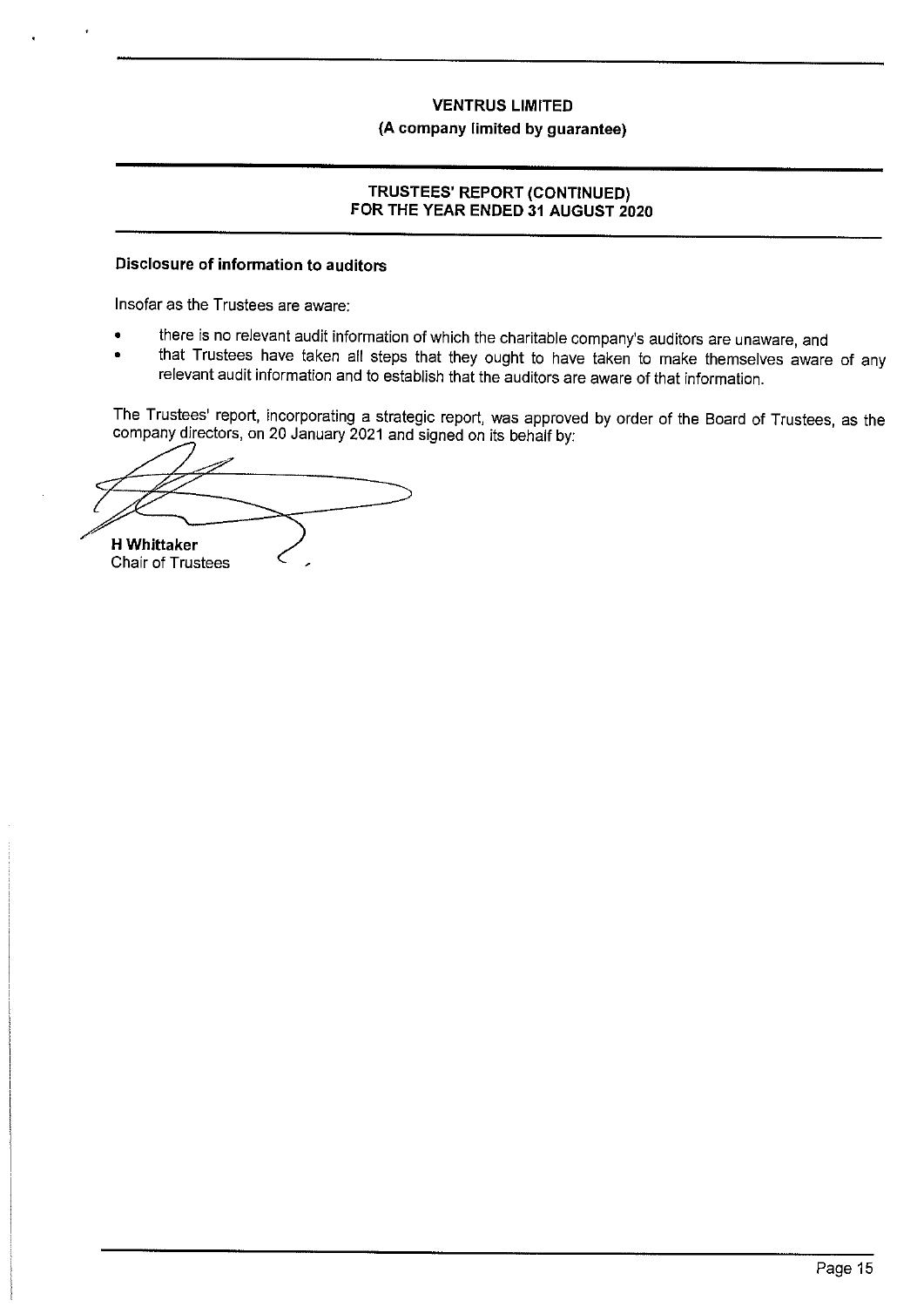## Disclosure of information to auditors

Insofar as the Trustees are aware:

- there is no relevant audit information of which the charitable company's auditors are unaware, and
- that Trustees have taken all steps that they ought to have taken to make themselves aware of any relevant audit information and to establish that the auditors are aware of that information.

The Trustees' report, incorporating a strategic report, was approved by order of the Board of Trustees, as the company directors, on 20 January 2021 and signed on its behalf by:

**H Whittaker**
Chair of Trustees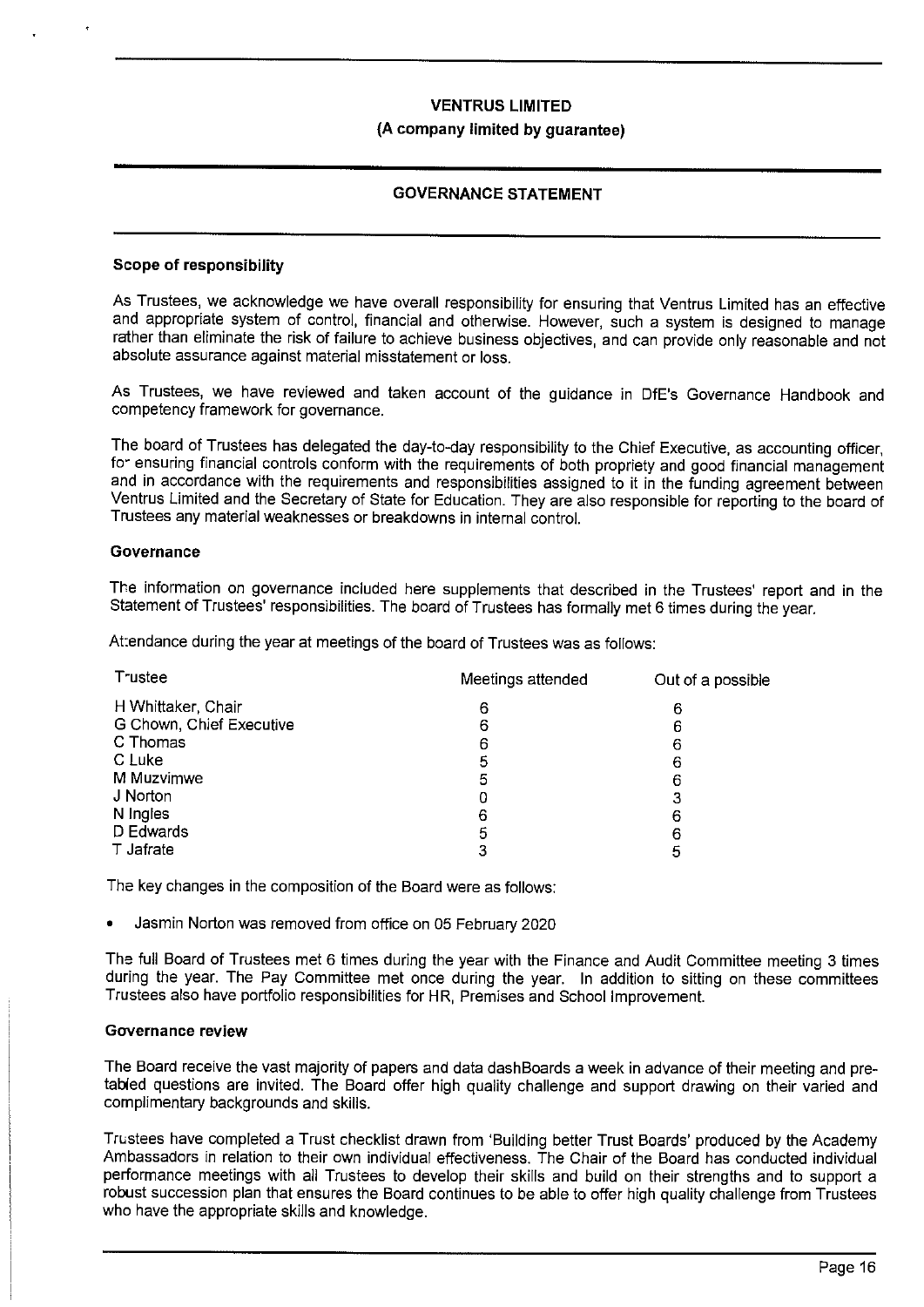**VENTRUS LIMITED**

**(A company limited by guarantee)**

## GOVERNANCE STATEMENT

### Scope of responsibility

As Trustees, we acknowledge we have overall responsibility for ensuring that Ventrus Limited has an effective and appropriate system of control, financial and otherwise. However, such a system is designed to manage rather than eliminate the risk of failure to achieve business objectives, and can provide only reasonable and not absolute assurance against material misstatement or loss.

As Trustees, we have reviewed and taken account of the guidance in DfE's Governance Handbook and competency framework for governance.

The board of Trustees has delegated the day-to-day responsibility to the Chief Executive, as accounting officer, for ensuring financial controls conform with the requirements of both propriety and good financial management and in accordance with the requirements and responsibilities assigned to it in the funding agreement between Ventrus Limited and the Secretary of State for Education. They are also responsible for reporting to the board of Trustees any material weaknesses or breakdowns in internal control.

### Governance

The information on governance included here supplements that described in the Trustees' report and in the Statement of Trustees' responsibilities. The board of Trustees has formally met 6 times during the year.

Attendance during the year at meetings of the board of Trustees was as follows:

| Trustee | Meetings attended | Out of a possible |
|---|---|---|
| H Whittaker, Chair | 6 | 6 |
| G Chown, Chief Executive | 6 | 6 |
| C Thomas | 6 | 6 |
| C Luke | 5 | 6 |
| M Muzvimwe | 5 | 6 |
| J Norton | 0 | 3 |
| N Ingles | 6 | 6 |
| D Edwards | 5 | 6 |
| T Jafrate | 3 | 5 |

The key changes in the composition of the Board were as follows:

- Jasmin Norton was removed from office on 05 February 2020

The full Board of Trustees met 6 times during the year with the Finance and Audit Committee meeting 3 times during the year. The Pay Committee met once during the year. In addition to sitting on these committees Trustees also have portfolio responsibilities for HR, Premises and School Improvement.

### Governance review

The Board receive the vast majority of papers and data dashBoards a week in advance of their meeting and pre-tabled questions are invited. The Board offer high quality challenge and support drawing on their varied and complimentary backgrounds and skills.

Trustees have completed a Trust checklist drawn from 'Building better Trust Boards' produced by the Academy Ambassadors in relation to their own individual effectiveness. The Chair of the Board has conducted individual performance meetings with all Trustees to develop their skills and build on their strengths and to support a robust succession plan that ensures the Board continues to be able to offer high quality challenge from Trustees who have the appropriate skills and knowledge.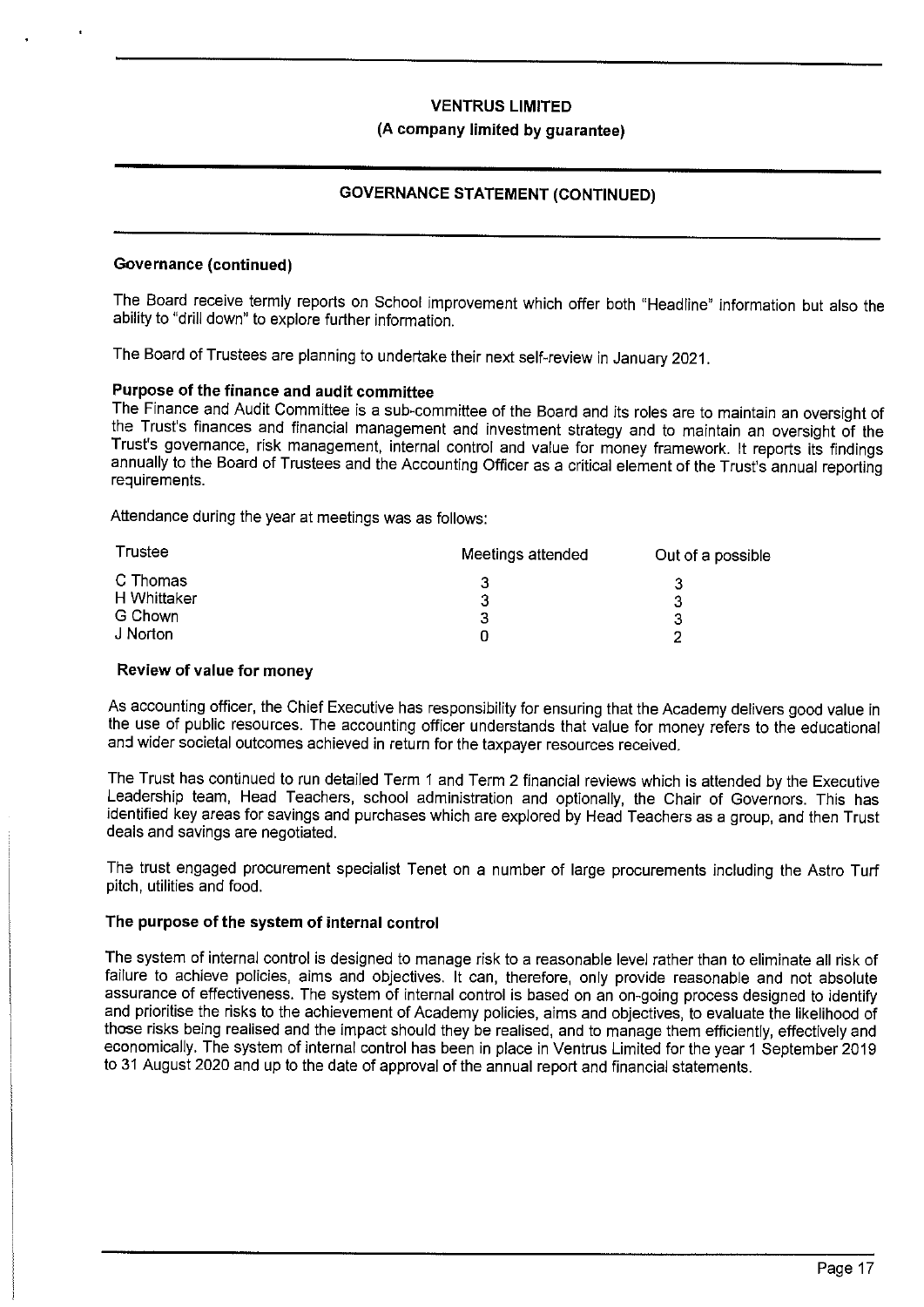## GOVERNANCE STATEMENT (CONTINUED)

**Governance (continued)**

The Board receive termly reports on School improvement which offer both "Headline" information but also the ability to "drill down" to explore further information.

The Board of Trustees are planning to undertake their next self-review in January 2021.

**Purpose of the finance and audit committee**

The Finance and Audit Committee is a sub-committee of the Board and its roles are to maintain an oversight of the Trust's finances and financial management and investment strategy and to maintain an oversight of the Trust's governance, risk management, internal control and value for money framework. It reports its findings annually to the Board of Trustees and the Accounting Officer as a critical element of the Trust's annual reporting requirements.

Attendance during the year at meetings was as follows:

| Trustee | Meetings attended | Out of a possible |
|---|---|---|
| C Thomas | 3 | 3 |
| H Whittaker | 3 | 3 |
| G Chown | 3 | 3 |
| J Norton | 0 | 2 |

**Review of value for money**

As accounting officer, the Chief Executive has responsibility for ensuring that the Academy delivers good value in the use of public resources. The accounting officer understands that value for money refers to the educational and wider societal outcomes achieved in return for the taxpayer resources received.

The Trust has continued to run detailed Term 1 and Term 2 financial reviews which is attended by the Executive Leadership team, Head Teachers, school administration and optionally, the Chair of Governors. This has identified key areas for savings and purchases which are explored by Head Teachers as a group, and then Trust deals and savings are negotiated.

The trust engaged procurement specialist Tenet on a number of large procurements including the Astro Turf pitch, utilities and food.

**The purpose of the system of internal control**

The system of internal control is designed to manage risk to a reasonable level rather than to eliminate all risk of failure to achieve policies, aims and objectives. It can, therefore, only provide reasonable and not absolute assurance of effectiveness. The system of internal control is based on an on-going process designed to identify and prioritise the risks to the achievement of Academy policies, aims and objectives, to evaluate the likelihood of those risks being realised and the impact should they be realised, and to manage them efficiently, effectively and economically. The system of internal control has been in place in Ventrus Limited for the year 1 September 2019 to 31 August 2020 and up to the date of approval of the annual report and financial statements.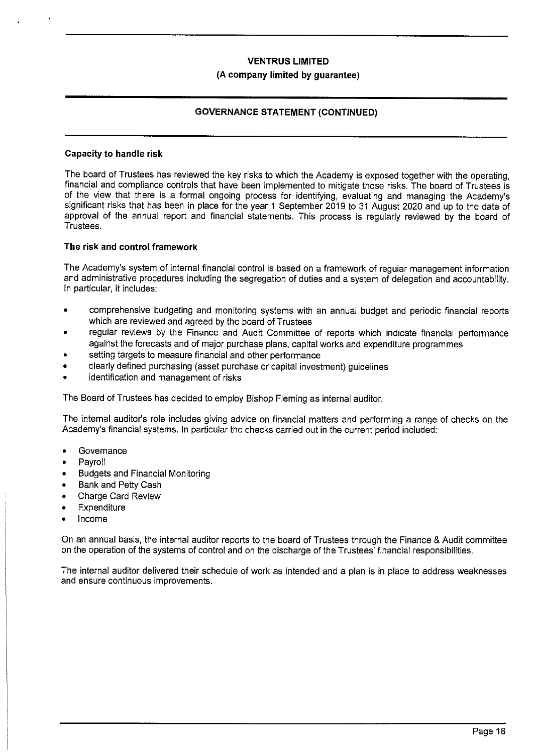## GOVERNANCE STATEMENT (CONTINUED)

### Capacity to handle risk

The board of Trustees has reviewed the key risks to which the Academy is exposed together with the operating, financial and compliance controls that have been implemented to mitigate those risks. The board of Trustees is of the view that there is a formal ongoing process for identifying, evaluating and managing the Academy's significant risks that has been in place for the year 1 September 2019 to 31 August 2020 and up to the date of approval of the annual report and financial statements. This process is regularly reviewed by the board of Trustees.

### The risk and control framework

The Academy's system of internal financial control is based on a framework of regular management information and administrative procedures including the segregation of duties and a system of delegation and accountability. In particular, it includes:

- comprehensive budgeting and monitoring systems with an annual budget and periodic financial reports which are reviewed and agreed by the board of Trustees
- regular reviews by the Finance and Audit Committee of reports which indicate financial performance against the forecasts and of major purchase plans, capital works and expenditure programmes
- setting targets to measure financial and other performance
- clearly defined purchasing (asset purchase or capital investment) guidelines
- identification and management of risks

The Board of Trustees has decided to employ Bishop Fleming as internal auditor.

The internal auditor's role includes giving advice on financial matters and performing a range of checks on the Academy's financial systems. In particular the checks carried out in the current period included:

- Governance
- Payroll
- Budgets and Financial Monitoring
- Bank and Petty Cash
- Charge Card Review
- Expenditure
- Income

On an annual basis, the internal auditor reports to the board of Trustees through the Finance & Audit committee on the operation of the systems of control and on the discharge of the Trustees' financial responsibilities.

The internal auditor delivered their schedule of work as intended and a plan is in place to address weaknesses and ensure continuous improvements.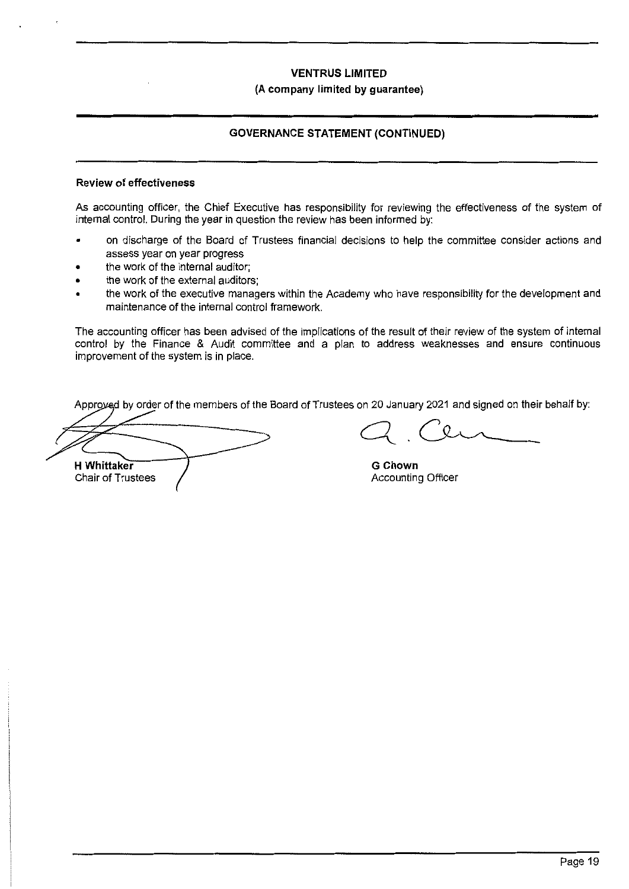**VENTRUS LIMITED**

**(A company limited by guarantee)**

**GOVERNANCE STATEMENT (CONTINUED)**

**Review of effectiveness**

As accounting officer, the Chief Executive has responsibility for reviewing the effectiveness of the system of internal control. During the year in question the review has been informed by:

- on discharge of the Board of Trustees financial decisions to help the committee consider actions and assess year on year progress
- the work of the internal auditor;
- the work of the external auditors;
- the work of the executive managers within the Academy who have responsibility for the development and maintenance of the internal control framework.

The accounting officer has been advised of the implications of the result of their review of the system of internal control by the Finance & Audit committee and a plan to address weaknesses and ensure continuous improvement of the system is in place.

Approved by order of the members of the Board of Trustees on 20 January 2021 and signed on their behalf by:

**H Whittaker**
Chair of Trustees

**G Chown**
Accounting Officer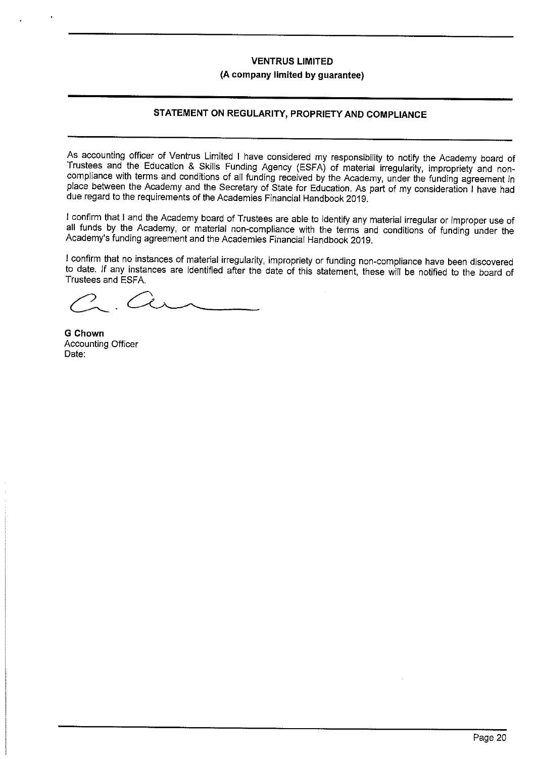**VENTRUS LIMITED**

**(A company limited by guarantee)**

## STATEMENT ON REGULARITY, PROPRIETY AND COMPLIANCE

As accounting officer of Ventrus Limited I have considered my responsibility to notify the Academy board of Trustees and the Education & Skills Funding Agency (ESFA) of material irregularity, impropriety and non-compliance with terms and conditions of all funding received by the Academy, under the funding agreement in place between the Academy and the Secretary of State for Education. As part of my consideration I have had due regard to the requirements of the Academies Financial Handbook 2019.

I confirm that I and the Academy board of Trustees are able to identify any material irregular or improper use of all funds by the Academy, or material non-compliance with the terms and conditions of funding under the Academy's funding agreement and the Academies Financial Handbook 2019.

I confirm that no instances of material irregularity, impropriety or funding non-compliance have been discovered to date. If any instances are identified after the date of this statement, these will be notified to the board of Trustees and ESFA.

**G Chown**
Accounting Officer
Date: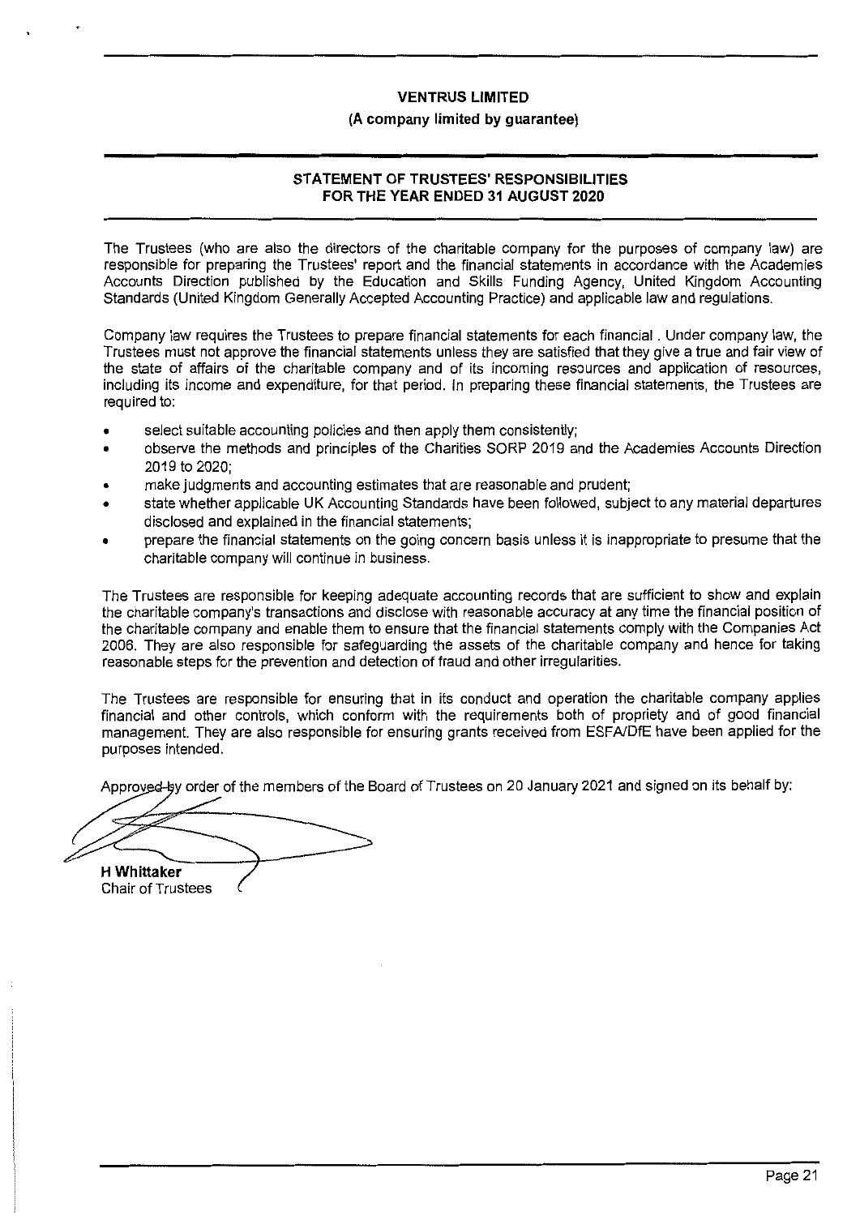**VENTRUS LIMITED**

**(A company limited by guarantee)**

## STATEMENT OF TRUSTEES' RESPONSIBILITIES FOR THE YEAR ENDED 31 AUGUST 2020

The Trustees (who are also the directors of the charitable company for the purposes of company law) are responsible for preparing the Trustees' report and the financial statements in accordance with the Academies Accounts Direction published by the Education and Skills Funding Agency, United Kingdom Accounting Standards (United Kingdom Generally Accepted Accounting Practice) and applicable law and regulations.

Company law requires the Trustees to prepare financial statements for each financial . Under company law, the Trustees must not approve the financial statements unless they are satisfied that they give a true and fair view of the state of affairs of the charitable company and of its incoming resources and application of resources, including its income and expenditure, for that period. In preparing these financial statements, the Trustees are required to:

- select suitable accounting policies and then apply them consistently;
- observe the methods and principles of the Charities SORP 2019 and the Academies Accounts Direction 2019 to 2020;
- make judgments and accounting estimates that are reasonable and prudent;
- state whether applicable UK Accounting Standards have been followed, subject to any material departures disclosed and explained in the financial statements;
- prepare the financial statements on the going concern basis unless it is inappropriate to presume that the charitable company will continue in business.

The Trustees are responsible for keeping adequate accounting records that are sufficient to show and explain the charitable company's transactions and disclose with reasonable accuracy at any time the financial position of the charitable company and enable them to ensure that the financial statements comply with the Companies Act 2006. They are also responsible for safeguarding the assets of the charitable company and hence for taking reasonable steps for the prevention and detection of fraud and other irregularities.

The Trustees are responsible for ensuring that in its conduct and operation the charitable company applies financial and other controls, which conform with the requirements both of propriety and of good financial management. They are also responsible for ensuring grants received from ESFA/DfE have been applied for the purposes intended.

Approved by order of the members of the Board of Trustees on 20 January 2021 and signed on its behalf by:

**H Whittaker**
Chair of Trustees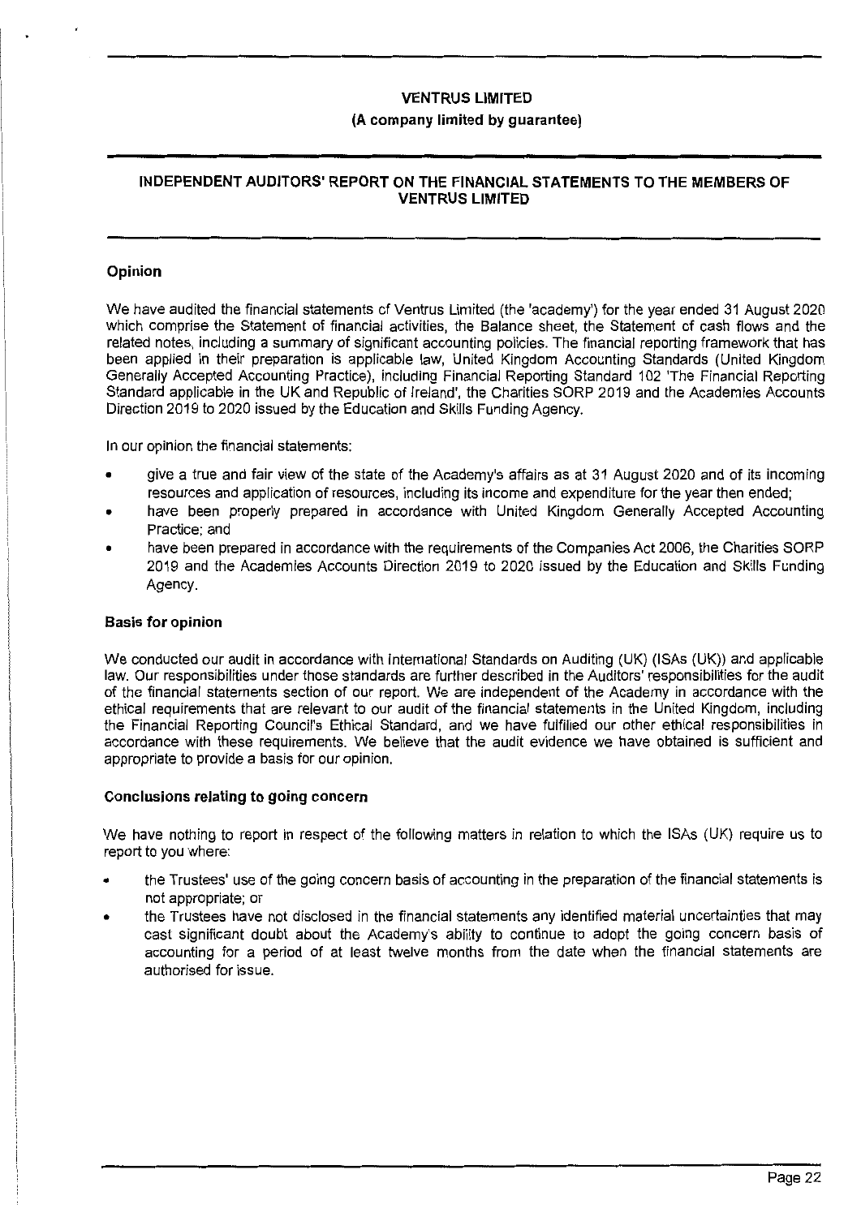# VENTRUS LIMITED

**(A company limited by guarantee)**

## INDEPENDENT AUDITORS' REPORT ON THE FINANCIAL STATEMENTS TO THE MEMBERS OF VENTRUS LIMITED

### Opinion

We have audited the financial statements of Ventrus Limited (the 'academy') for the year ended 31 August 2020 which comprise the Statement of financial activities, the Balance sheet, the Statement of cash flows and the related notes, including a summary of significant accounting policies. The financial reporting framework that has been applied in their preparation is applicable law, United Kingdom Accounting Standards (United Kingdom Generally Accepted Accounting Practice), including Financial Reporting Standard 102 'The Financial Reporting Standard applicable in the UK and Republic of Ireland', the Charities SORP 2019 and the Academies Accounts Direction 2019 to 2020 issued by the Education and Skills Funding Agency.

In our opinion the financial statements:

- give a true and fair view of the state of the Academy's affairs as at 31 August 2020 and of its incoming resources and application of resources, including its income and expenditure for the year then ended;
- have been properly prepared in accordance with United Kingdom Generally Accepted Accounting Practice; and
- have been prepared in accordance with the requirements of the Companies Act 2006, the Charities SORP 2019 and the Academies Accounts Direction 2019 to 2020 issued by the Education and Skills Funding Agency.

### Basis for opinion

We conducted our audit in accordance with International Standards on Auditing (UK) (ISAs (UK)) and applicable law. Our responsibilities under those standards are further described in the Auditors' responsibilities for the audit of the financial statements section of our report. We are independent of the Academy in accordance with the ethical requirements that are relevant to our audit of the financial statements in the United Kingdom, including the Financial Reporting Council's Ethical Standard, and we have fulfilled our other ethical responsibilities in accordance with these requirements. We believe that the audit evidence we have obtained is sufficient and appropriate to provide a basis for our opinion.

### Conclusions relating to going concern

We have nothing to report in respect of the following matters in relation to which the ISAs (UK) require us to report to you where:

- the Trustees' use of the going concern basis of accounting in the preparation of the financial statements is not appropriate; or
- the Trustees have not disclosed in the financial statements any identified material uncertainties that may cast significant doubt about the Academy's ability to continue to adopt the going concern basis of accounting for a period of at least twelve months from the date when the financial statements are authorised for issue.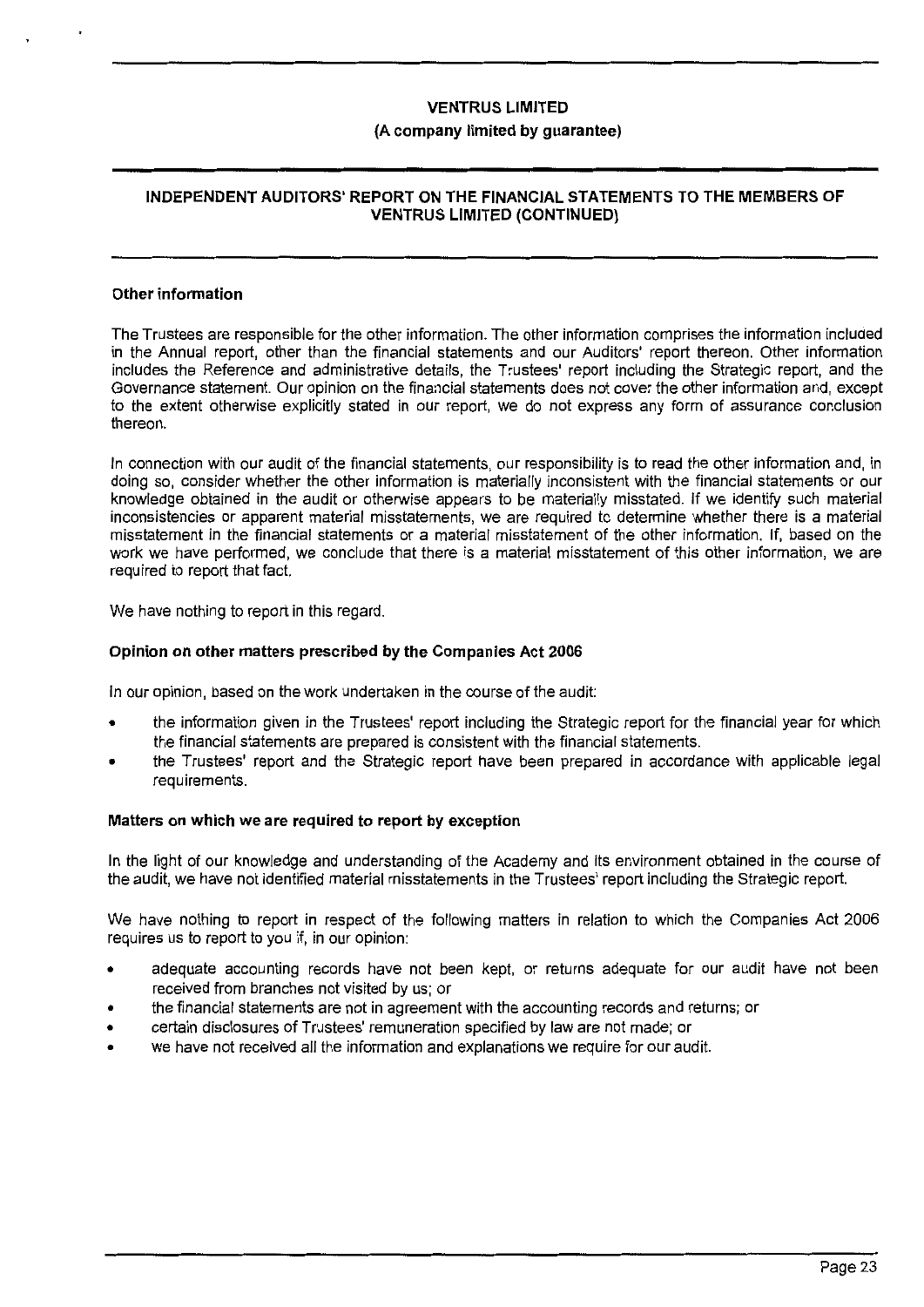**VENTRUS LIMITED**

**(A company limited by guarantee)**

**INDEPENDENT AUDITORS' REPORT ON THE FINANCIAL STATEMENTS TO THE MEMBERS OF VENTRUS LIMITED (CONTINUED)**

**Other information**

The Trustees are responsible for the other information. The other information comprises the information included in the Annual report, other than the financial statements and our Auditors' report thereon. Other information includes the Reference and administrative details, the Trustees' report including the Strategic report, and the Governance statement. Our opinion on the financial statements does not cover the other information and, except to the extent otherwise explicitly stated in our report, we do not express any form of assurance conclusion thereon.

In connection with our audit of the financial statements, our responsibility is to read the other information and, in doing so, consider whether the other information is materially inconsistent with the financial statements or our knowledge obtained in the audit or otherwise appears to be materially misstated. If we identify such material inconsistencies or apparent material misstatements, we are required to determine whether there is a material misstatement in the financial statements or a material misstatement of the other information. If, based on the work we have performed, we conclude that there is a material misstatement of this other information, we are required to report that fact.

We have nothing to report in this regard.

**Opinion on other matters prescribed by the Companies Act 2006**

In our opinion, based on the work undertaken in the course of the audit:

- the information given in the Trustees' report including the Strategic report for the financial year for which the financial statements are prepared is consistent with the financial statements.
- the Trustees' report and the Strategic report have been prepared in accordance with applicable legal requirements.

**Matters on which we are required to report by exception**

In the light of our knowledge and understanding of the Academy and its environment obtained in the course of the audit, we have not identified material misstatements in the Trustees' report including the Strategic report.

We have nothing to report in respect of the following matters in relation to which the Companies Act 2006 requires us to report to you if, in our opinion:

- adequate accounting records have not been kept, or returns adequate for our audit have not been received from branches not visited by us; or
- the financial statements are not in agreement with the accounting records and returns; or
- certain disclosures of Trustees' remuneration specified by law are not made; or
- we have not received all the information and explanations we require for our audit.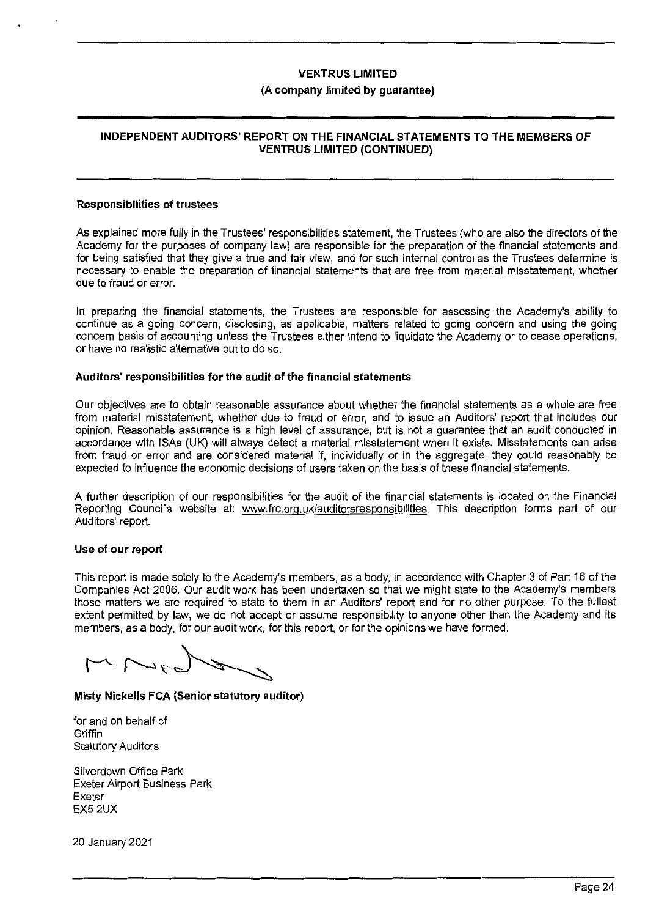**VENTRUS LIMITED**

**(A company limited by guarantee)**

**INDEPENDENT AUDITORS' REPORT ON THE FINANCIAL STATEMENTS TO THE MEMBERS OF VENTRUS LIMITED (CONTINUED)**

### Responsibilities of trustees

As explained more fully in the Trustees' responsibilities statement, the Trustees (who are also the directors of the Academy for the purposes of company law) are responsible for the preparation of the financial statements and for being satisfied that they give a true and fair view, and for such internal control as the Trustees determine is necessary to enable the preparation of financial statements that are free from material misstatement, whether due to fraud or error.

In preparing the financial statements, the Trustees are responsible for assessing the Academy's ability to continue as a going concern, disclosing, as applicable, matters related to going concern and using the going concern basis of accounting unless the Trustees either intend to liquidate the Academy or to cease operations, or have no realistic alternative but to do so.

### Auditors' responsibilities for the audit of the financial statements

Our objectives are to obtain reasonable assurance about whether the financial statements as a whole are free from material misstatement, whether due to fraud or error, and to issue an Auditors' report that includes our opinion. Reasonable assurance is a high level of assurance, but is not a guarantee that an audit conducted in accordance with ISAs (UK) will always detect a material misstatement when it exists. Misstatements can arise from fraud or error and are considered material if, individually or in the aggregate, they could reasonably be expected to influence the economic decisions of users taken on the basis of these financial statements.

A further description of our responsibilities for the audit of the financial statements is located on the Financial Reporting Council's website at: www.frc.org.uk/auditorsresponsibilities. This description forms part of our Auditors' report.

### Use of our report

This report is made solely to the Academy's members, as a body, in accordance with Chapter 3 of Part 16 of the Companies Act 2006. Our audit work has been undertaken so that we might state to the Academy's members those matters we are required to state to them in an Auditors' report and for no other purpose. To the fullest extent permitted by law, we do not accept or assume responsibility to anyone other than the Academy and its members, as a body, for our audit work, for this report, or for the opinions we have formed.

**Misty Nickells FCA (Senior statutory auditor)**

for and on behalf of
Griffin
Statutory Auditors

Silverdown Office Park
Exeter Airport Business Park
Exeter
EX5 2UX

20 January 2021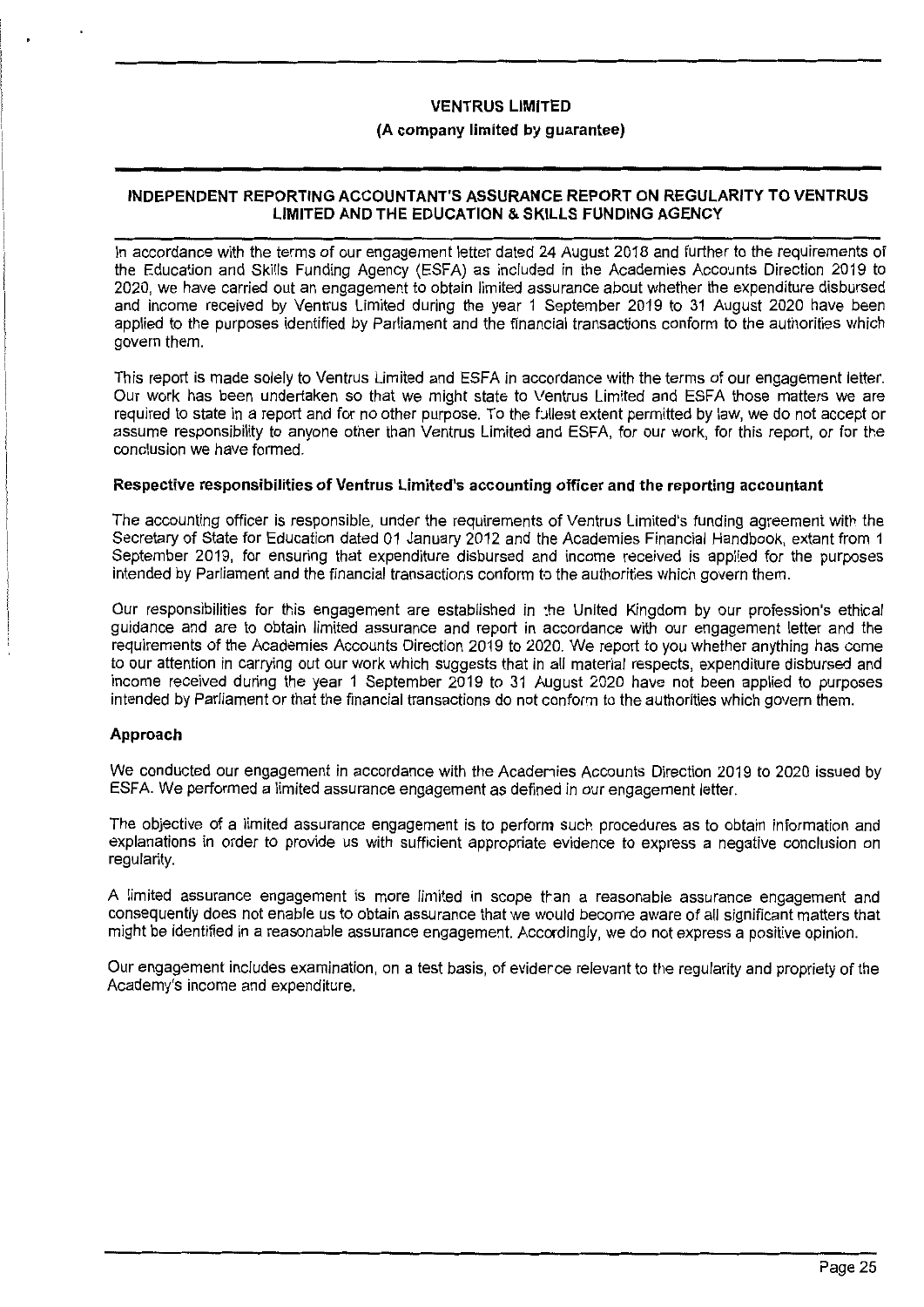**VENTRUS LIMITED**

**(A company limited by guarantee)**

## INDEPENDENT REPORTING ACCOUNTANT'S ASSURANCE REPORT ON REGULARITY TO VENTRUS LIMITED AND THE EDUCATION & SKILLS FUNDING AGENCY

In accordance with the terms of our engagement letter dated 24 August 2018 and further to the requirements of the Education and Skills Funding Agency (ESFA) as included in the Academies Accounts Direction 2019 to 2020, we have carried out an engagement to obtain limited assurance about whether the expenditure disbursed and income received by Ventrus Limited during the year 1 September 2019 to 31 August 2020 have been applied to the purposes identified by Parliament and the financial transactions conform to the authorities which govern them.

This report is made solely to Ventrus Limited and ESFA in accordance with the terms of our engagement letter. Our work has been undertaken so that we might state to Ventrus Limited and ESFA those matters we are required to state in a report and for no other purpose. To the fullest extent permitted by law, we do not accept or assume responsibility to anyone other than Ventrus Limited and ESFA, for our work, for this report, or for the conclusion we have formed.

### Respective responsibilities of Ventrus Limited's accounting officer and the reporting accountant

The accounting officer is responsible, under the requirements of Ventrus Limited's funding agreement with the Secretary of State for Education dated 01 January 2012 and the Academies Financial Handbook, extant from 1 September 2019, for ensuring that expenditure disbursed and income received is applied for the purposes intended by Parliament and the financial transactions conform to the authorities which govern them.

Our responsibilities for this engagement are established in the United Kingdom by our profession's ethical guidance and are to obtain limited assurance and report in accordance with our engagement letter and the requirements of the Academies Accounts Direction 2019 to 2020. We report to you whether anything has come to our attention in carrying out our work which suggests that in all material respects, expenditure disbursed and income received during the year 1 September 2019 to 31 August 2020 have not been applied to purposes intended by Parliament or that the financial transactions do not conform to the authorities which govern them.

### Approach

We conducted our engagement in accordance with the Academies Accounts Direction 2019 to 2020 issued by ESFA. We performed a limited assurance engagement as defined in our engagement letter.

The objective of a limited assurance engagement is to perform such procedures as to obtain information and explanations in order to provide us with sufficient appropriate evidence to express a negative conclusion on regularity.

A limited assurance engagement is more limited in scope than a reasonable assurance engagement and consequently does not enable us to obtain assurance that we would become aware of all significant matters that might be identified in a reasonable assurance engagement. Accordingly, we do not express a positive opinion.

Our engagement includes examination, on a test basis, of evidence relevant to the regularity and propriety of the Academy's income and expenditure.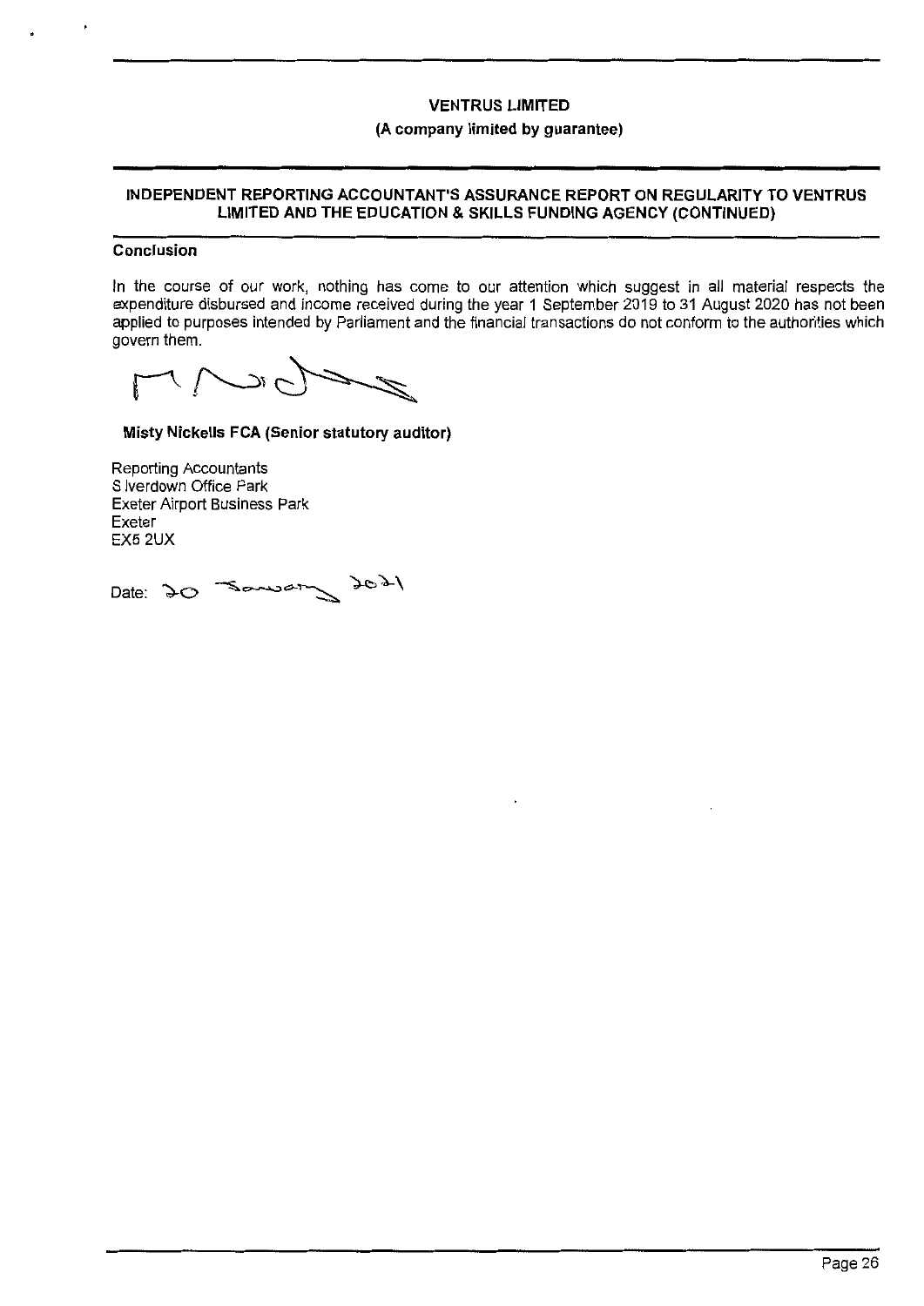**VENTRUS LIMITED**

**(A company limited by guarantee)**

## INDEPENDENT REPORTING ACCOUNTANT'S ASSURANCE REPORT ON REGULARITY TO VENTRUS LIMITED AND THE EDUCATION & SKILLS FUNDING AGENCY (CONTINUED)

### Conclusion

In the course of our work, nothing has come to our attention which suggest in all material respects the expenditure disbursed and income received during the year 1 September 2019 to 31 August 2020 has not been applied to purposes intended by Parliament and the financial transactions do not conform to the authorities which govern them.

**Misty Nickells FCA (Senior statutory auditor)**

Reporting Accountants
S lverdown Office Park
Exeter Airport Business Park
Exeter
EX5 2UX

Date: 20 January 2021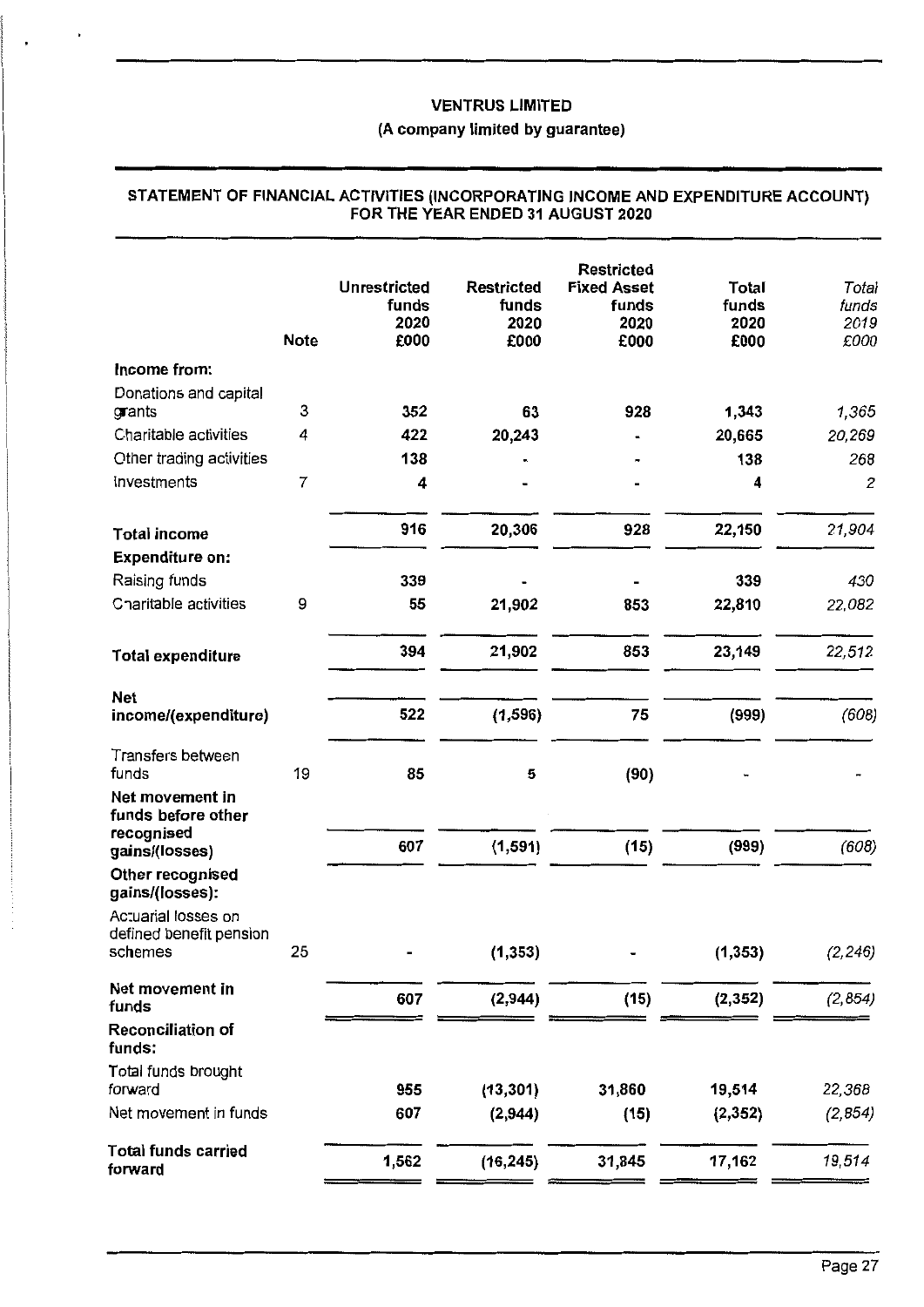# VENTRUS LIMITED

**(A company limited by guarantee)**

## STATEMENT OF FINANCIAL ACTIVITIES (INCORPORATING INCOME AND EXPENDITURE ACCOUNT) FOR THE YEAR ENDED 31 AUGUST 2020

| | Note | Unrestricted funds 2020 £000 | Restricted funds 2020 £000 | Restricted Fixed Asset funds 2020 £000 | Total funds 2020 £000 | *Total funds 2019 £000* |
|---|---|---|---|---|---|---|
| **Income from:** | | | | | | |
| Donations and capital grants | 3 | 352 | 63 | 928 | 1,343 | *1,365* |
| Charitable activities | 4 | 422 | 20,243 | - | 20,665 | *20,269* |
| Other trading activities | | 138 | - | - | 138 | *268* |
| Investments | 7 | 4 | - | - | 4 | *2* |
| **Total income** | | 916 | 20,306 | 928 | 22,150 | *21,904* |
| **Expenditure on:** | | | | | | |
| Raising funds | | 339 | - | - | 339 | *430* |
| Charitable activities | 9 | 55 | 21,902 | 853 | 22,810 | *22,082* |
| **Total expenditure** | | 394 | 21,902 | 853 | 23,149 | *22,512* |
| **Net income/(expenditure)** | | 522 | (1,596) | 75 | (999) | *(608)* |
| Transfers between funds | 19 | 85 | 5 | (90) | - | *-* |
| **Net movement in funds before other recognised gains/(losses)** | | 607 | (1,591) | (15) | (999) | *(608)* |
| **Other recognised gains/(losses):** | | | | | | |
| Actuarial losses on defined benefit pension schemes | 25 | - | (1,353) | - | (1,353) | *(2,246)* |
| **Net movement in funds** | | 607 | (2,944) | (15) | (2,352) | *(2,854)* |
| **Reconciliation of funds:** | | | | | | |
| Total funds brought forward | | 955 | (13,301) | 31,860 | 19,514 | *22,368* |
| Net movement in funds | | 607 | (2,944) | (15) | (2,352) | *(2,854)* |
| **Total funds carried forward** | | 1,562 | (16,245) | 31,845 | 17,162 | *19,514* |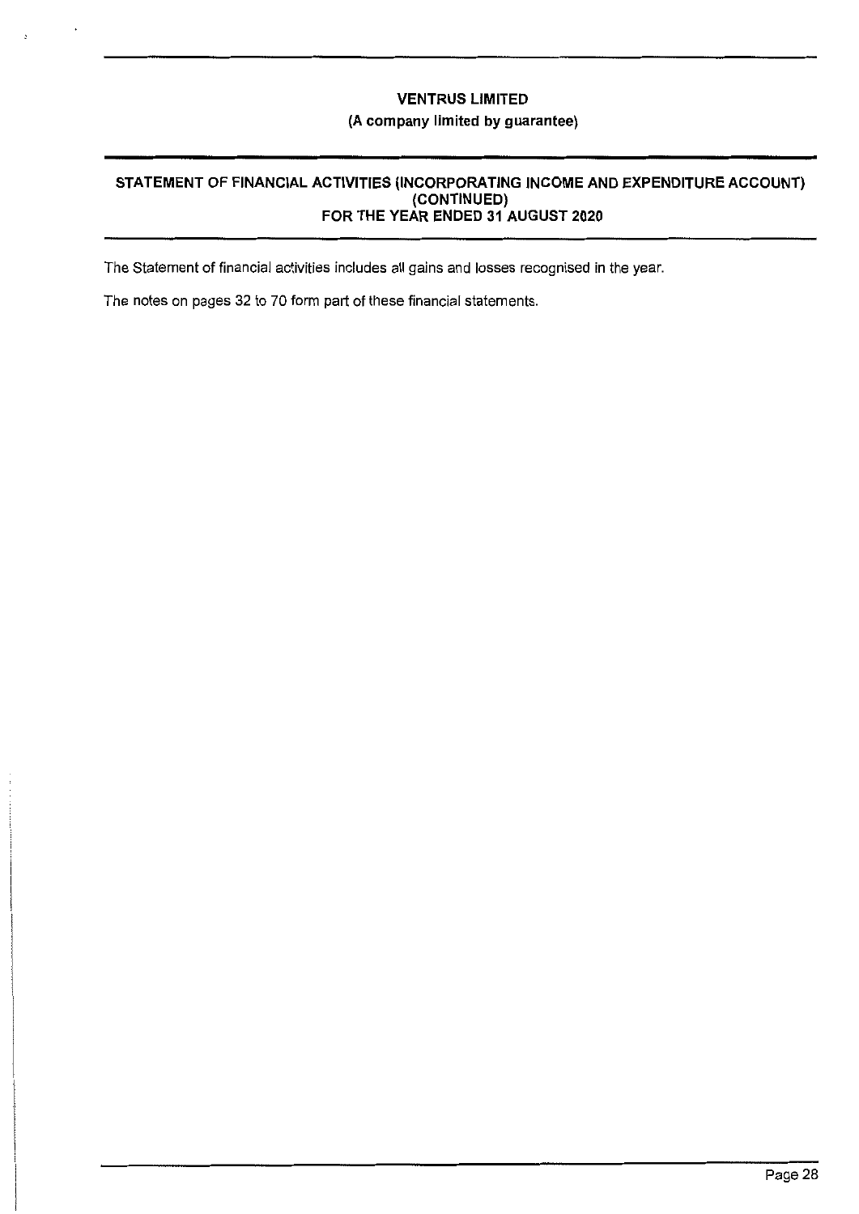# VENTRUS LIMITED

**(A company limited by guarantee)**

## STATEMENT OF FINANCIAL ACTIVITIES (INCORPORATING INCOME AND EXPENDITURE ACCOUNT) (CONTINUED) FOR THE YEAR ENDED 31 AUGUST 2020

The Statement of financial activities includes all gains and losses recognised in the year.

The notes on pages 32 to 70 form part of these financial statements.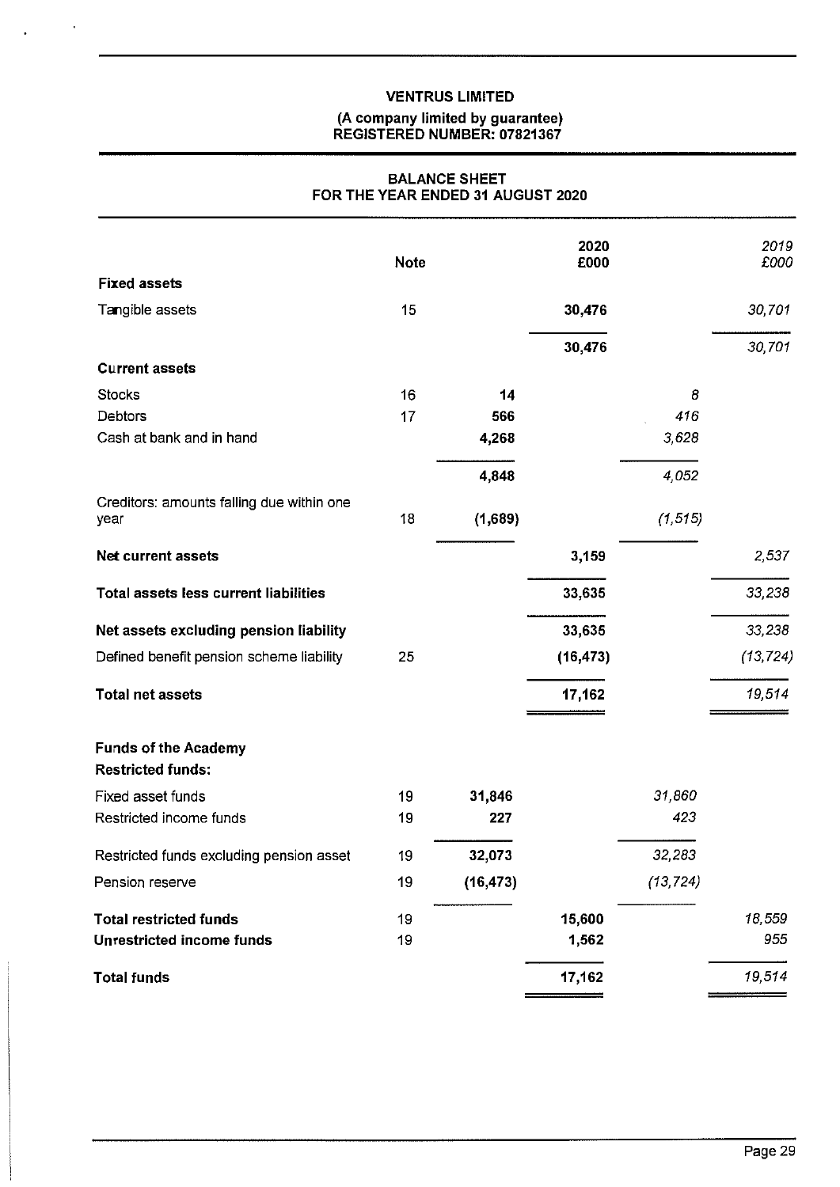# VENTRUS LIMITED

**(A company limited by guarantee)**
**REGISTERED NUMBER: 07821367**

## BALANCE SHEET
## FOR THE YEAR ENDED 31 AUGUST 2020

| | Note | | 2020 £000 | | 2019 £000 |
|---|---|---|---|---|---|
| **Fixed assets** | | | | | |
| Tangible assets | 15 | | 30,476 | | 30,701 |
| | | | 30,476 | | 30,701 |
| **Current assets** | | | | | |
| Stocks | 16 | 14 | | 8 | |
| Debtors | 17 | 566 | | 416 | |
| Cash at bank and in hand | | 4,268 | | 3,628 | |
| | | 4,848 | | 4,052 | |
| Creditors: amounts falling due within one year | 18 | (1,689) | | (1,515) | |
| **Net current assets** | | | 3,159 | | 2,537 |
| **Total assets less current liabilities** | | | 33,635 | | 33,238 |
| **Net assets excluding pension liability** | | | 33,635 | | 33,238 |
| Defined benefit pension scheme liability | 25 | | (16,473) | | (13,724) |
| **Total net assets** | | | 17,162 | | 19,514 |
| **Funds of the Academy** | | | | | |
| **Restricted funds:** | | | | | |
| Fixed asset funds | 19 | 31,846 | | 31,860 | |
| Restricted income funds | 19 | 227 | | 423 | |
| Restricted funds excluding pension asset | 19 | 32,073 | | 32,283 | |
| Pension reserve | 19 | (16,473) | | (13,724) | |
| **Total restricted funds** | 19 | | 15,600 | | 18,559 |
| **Unrestricted income funds** | 19 | | 1,562 | | 955 |
| **Total funds** | | | 17,162 | | 19,514 |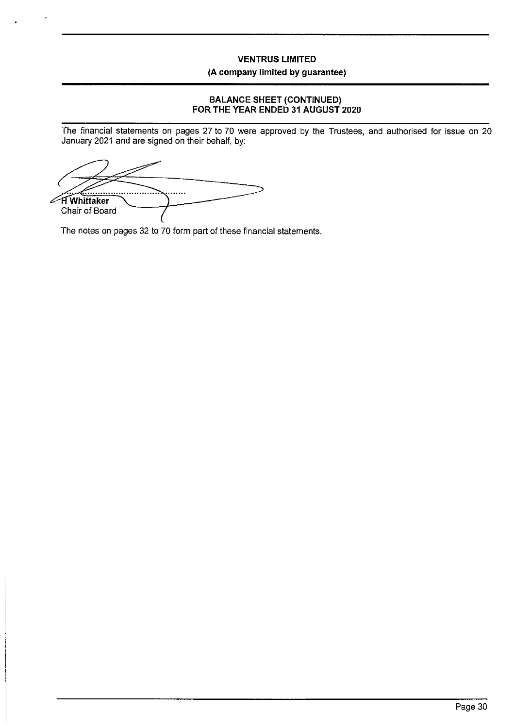**VENTRUS LIMITED**

**(A company limited by guarantee)**

**BALANCE SHEET (CONTINUED)**
**FOR THE YEAR ENDED 31 AUGUST 2020**

The financial statements on pages 27 to 70 were approved by the Trustees, and authorised for issue on 20 January 2021 and are signed on their behalf, by:

................................................

**H Whittaker**
Chair of Board

The notes on pages 32 to 70 form part of these financial statements.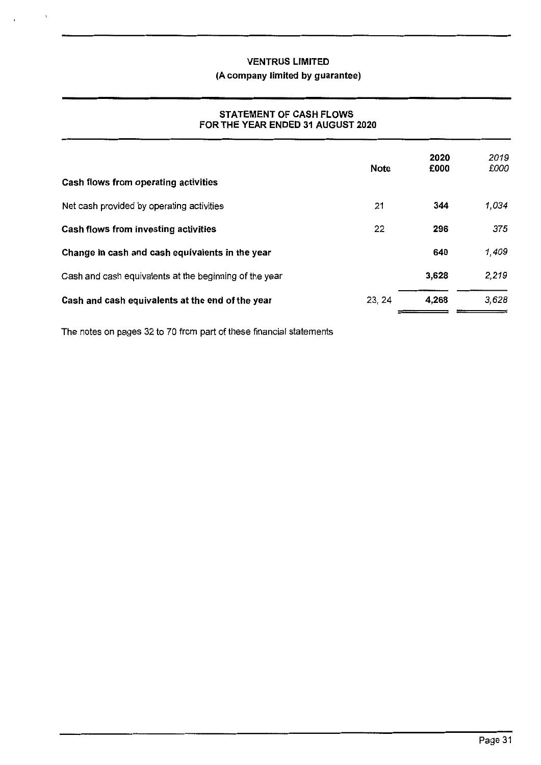**VENTRUS LIMITED**

**(A company limited by guarantee)**

**STATEMENT OF CASH FLOWS**
**FOR THE YEAR ENDED 31 AUGUST 2020**

| | Note | 2020 £000 | *2019 £000* |
|---|---|---|---|
| **Cash flows from operating activities** | | | |
| Net cash provided by operating activities | 21 | **344** | *1,034* |
| **Cash flows from investing activities** | 22 | **296** | *375* |
| **Change in cash and cash equivalents in the year** | | **640** | *1,409* |
| Cash and cash equivalents at the beginning of the year | | **3,628** | *2,219* |
| **Cash and cash equivalents at the end of the year** | 23, 24 | **4,268** | *3,628* |

The notes on pages 32 to 70 form part of these financial statements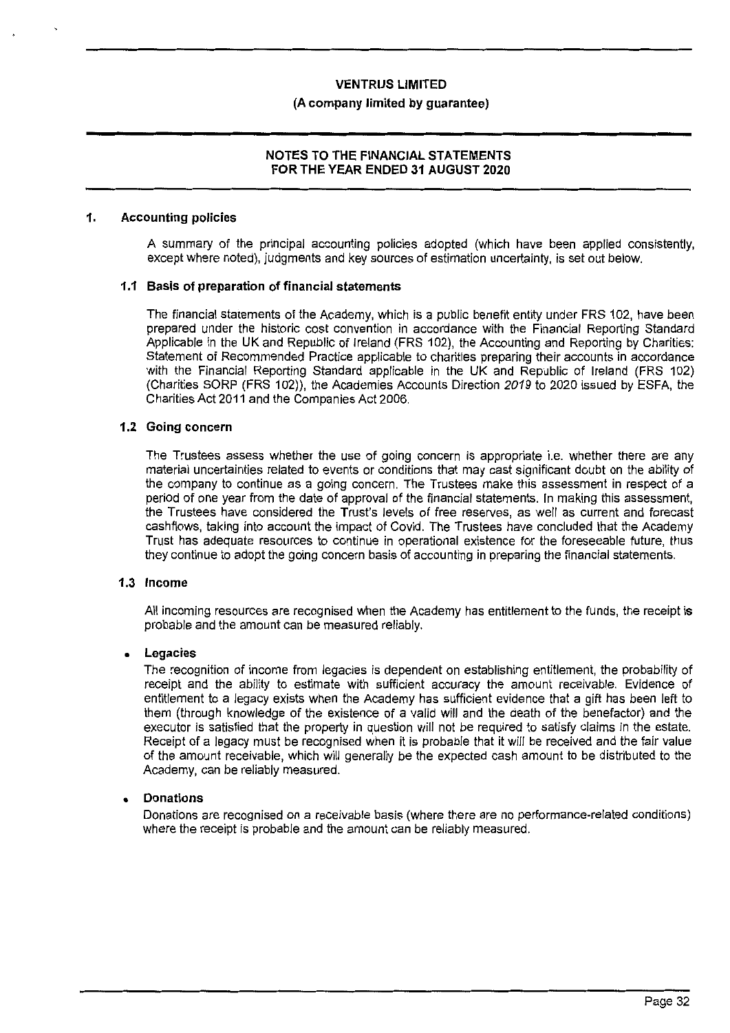# NOTES TO THE FINANCIAL STATEMENTS FOR THE YEAR ENDED 31 AUGUST 2020

## 1. Accounting policies

A summary of the principal accounting policies adopted (which have been applied consistently, except where noted), judgments and key sources of estimation uncertainty, is set out below.

### 1.1 Basis of preparation of financial statements

The financial statements of the Academy, which is a public benefit entity under FRS 102, have been prepared under the historic cost convention in accordance with the Financial Reporting Standard Applicable in the UK and Republic of Ireland (FRS 102), the Accounting and Reporting by Charities: Statement of Recommended Practice applicable to charities preparing their accounts in accordance with the Financial Reporting Standard applicable in the UK and Republic of Ireland (FRS 102) (Charities SORP (FRS 102)), the Academies Accounts Direction *2019* to 2020 issued by ESFA, the Charities Act 2011 and the Companies Act 2006.

### 1.2 Going concern

The Trustees assess whether the use of going concern is appropriate i.e. whether there are any material uncertainties related to events or conditions that may cast significant doubt on the ability of the company to continue as a going concern. The Trustees make this assessment in respect of a period of one year from the date of approval of the financial statements. In making this assessment, the Trustees have considered the Trust's levels of free reserves, as well as current and forecast cashflows, taking into account the impact of Covid. The Trustees have concluded that the Academy Trust has adequate resources to continue in operational existence for the foreseeable future, thus they continue to adopt the going concern basis of accounting in preparing the financial statements.

### 1.3 Income

All incoming resources are recognised when the Academy has entitlement to the funds, the receipt is probable and the amount can be measured reliably.

- **Legacies**

  The recognition of income from legacies is dependent on establishing entitlement, the probability of receipt and the ability to estimate with sufficient accuracy the amount receivable. Evidence of entitlement to a legacy exists when the Academy has sufficient evidence that a gift has been left to them (through knowledge of the existence of a valid will and the death of the benefactor) and the executor is satisfied that the property in question will not be required to satisfy claims in the estate. Receipt of a legacy must be recognised when it is probable that it will be received and the fair value of the amount receivable, which will generally be the expected cash amount to be distributed to the Academy, can be reliably measured.

- **Donations**

  Donations are recognised on a receivable basis (where there are no performance-related conditions) where the receipt is probable and the amount can be reliably measured.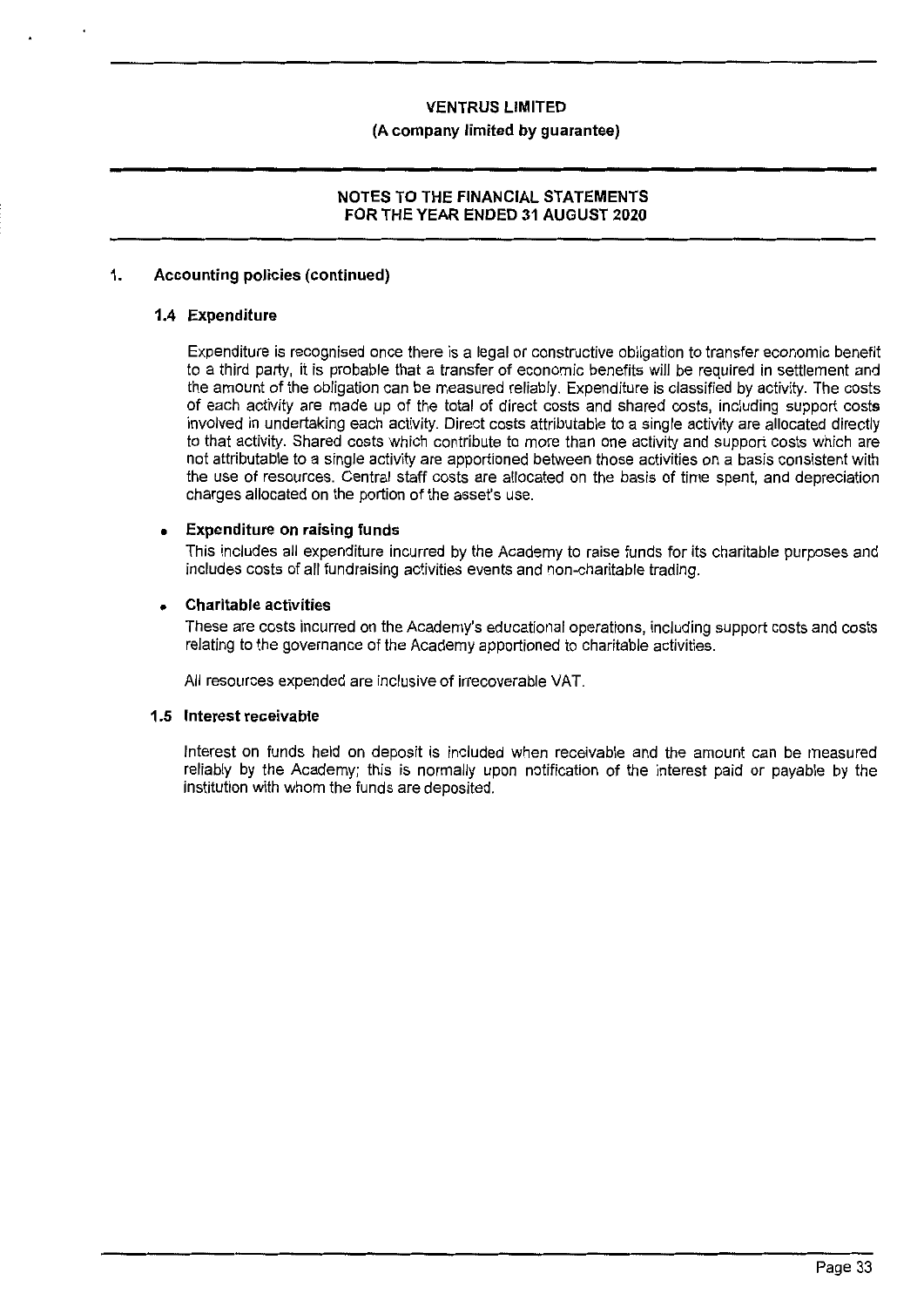## 1. Accounting policies (continued)

### 1.4 Expenditure

Expenditure is recognised once there is a legal or constructive obligation to transfer economic benefit to a third party, it is probable that a transfer of economic benefits will be required in settlement and the amount of the obligation can be measured reliably. Expenditure is classified by activity. The costs of each activity are made up of the total of direct costs and shared costs, including support costs involved in undertaking each activity. Direct costs attributable to a single activity are allocated directly to that activity. Shared costs which contribute to more than one activity and support costs which are not attributable to a single activity are apportioned between those activities on a basis consistent with the use of resources. Central staff costs are allocated on the basis of time spent, and depreciation charges allocated on the portion of the asset's use.

- **Expenditure on raising funds**

  This includes all expenditure incurred by the Academy to raise funds for its charitable purposes and includes costs of all fundraising activities events and non-charitable trading.

- **Charitable activities**

  These are costs incurred on the Academy's educational operations, including support costs and costs relating to the governance of the Academy apportioned to charitable activities.

All resources expended are inclusive of irrecoverable VAT.

### 1.5 Interest receivable

Interest on funds held on deposit is included when receivable and the amount can be measured reliably by the Academy; this is normally upon notification of the interest paid or payable by the institution with whom the funds are deposited.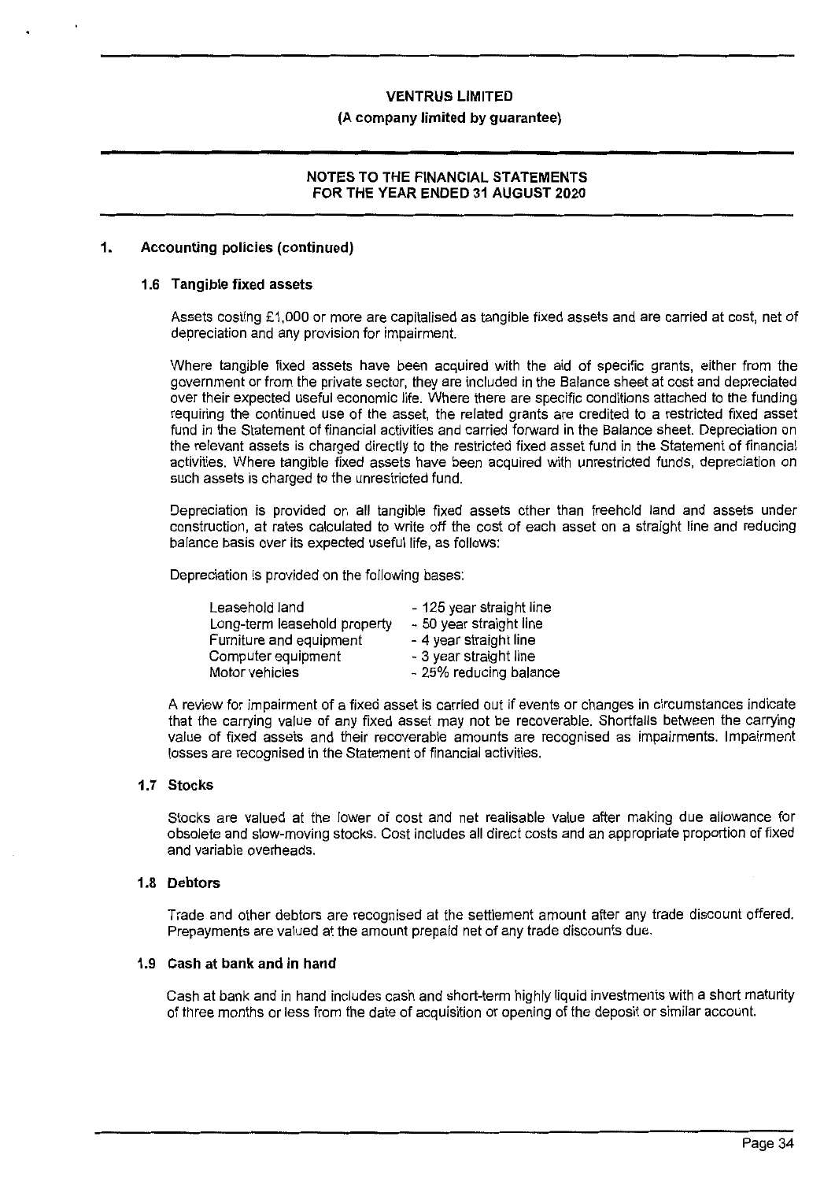## 1. Accounting policies (continued)

### 1.6 Tangible fixed assets

Assets costing £1,000 or more are capitalised as tangible fixed assets and are carried at cost, net of depreciation and any provision for impairment.

Where tangible fixed assets have been acquired with the aid of specific grants, either from the government or from the private sector, they are included in the Balance sheet at cost and depreciated over their expected useful economic life. Where there are specific conditions attached to the funding requiring the continued use of the asset, the related grants are credited to a restricted fixed asset fund in the Statement of financial activities and carried forward in the Balance sheet. Depreciation on the relevant assets is charged directly to the restricted fixed asset fund in the Statement of financial activities. Where tangible fixed assets have been acquired with unrestricted funds, depreciation on such assets is charged to the unrestricted fund.

Depreciation is provided on all tangible fixed assets other than freehold land and assets under construction, at rates calculated to write off the cost of each asset on a straight line and reducing balance basis over its expected useful life, as follows:

Depreciation is provided on the following bases:

| | |
|---|---|
| Leasehold land | - 125 year straight line |
| Long-term leasehold property | - 50 year straight line |
| Furniture and equipment | - 4 year straight line |
| Computer equipment | - 3 year straight line |
| Motor vehicles | - 25% reducing balance |

A review for impairment of a fixed asset is carried out if events or changes in circumstances indicate that the carrying value of any fixed asset may not be recoverable. Shortfalls between the carrying value of fixed assets and their recoverable amounts are recognised as impairments. Impairment losses are recognised in the Statement of financial activities.

### 1.7 Stocks

Stocks are valued at the lower of cost and net realisable value after making due allowance for obsolete and slow-moving stocks. Cost includes all direct costs and an appropriate proportion of fixed and variable overheads.

### 1.8 Debtors

Trade and other debtors are recognised at the settlement amount after any trade discount offered. Prepayments are valued at the amount prepaid net of any trade discounts due.

### 1.9 Cash at bank and in hand

Cash at bank and in hand includes cash and short-term highly liquid investments with a short maturity of three months or less from the date of acquisition or opening of the deposit or similar account.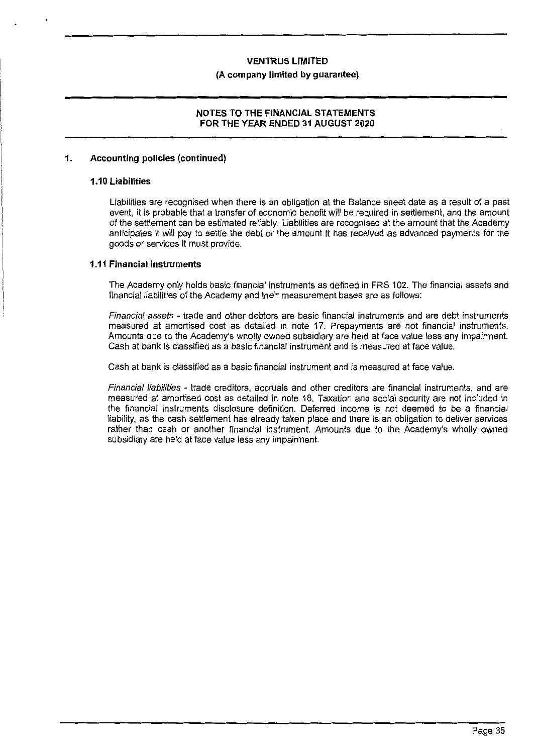## 1. Accounting policies (continued)

### 1.10 Liabilities

Liabilities are recognised when there is an obligation at the Balance sheet date as a result of a past event, it is probable that a transfer of economic benefit will be required in settlement, and the amount of the settlement can be estimated reliably. Liabilities are recognised at the amount that the Academy anticipates it will pay to settle the debt or the amount it has received as advanced payments for the goods or services it must provide.

### 1.11 Financial instruments

The Academy only holds basic financial instruments as defined in FRS 102. The financial assets and financial liabilities of the Academy and their measurement bases are as follows:

*Financial assets* - trade and other debtors are basic financial instruments and are debt instruments measured at amortised cost as detailed in note 17. Prepayments are not financial instruments. Amounts due to the Academy's wholly owned subsidiary are held at face value less any impairment. Cash at bank is classified as a basic financial instrument and is measured at face value.

Cash at bank is classified as a basic financial instrument and is measured at face value.

*Financial liabilities* - trade creditors, accruals and other creditors are financial instruments, and are measured at amortised cost as detailed in note 18. Taxation and social security are not included in the financial instruments disclosure definition. Deferred income is not deemed to be a financial liability, as the cash settlement has already taken place and there is an obligation to deliver services rather than cash or another financial instrument. Amounts due to the Academy's wholly owned subsidiary are held at face value less any impairment.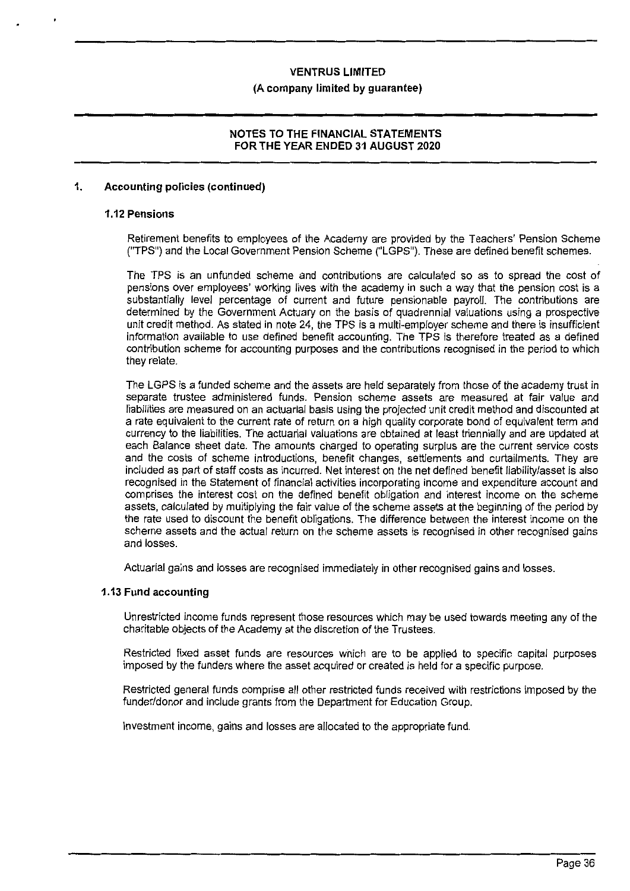## 1. Accounting policies (continued)

### 1.12 Pensions

Retirement benefits to employees of the Academy are provided by the Teachers' Pension Scheme ("TPS") and the Local Government Pension Scheme ("LGPS"). These are defined benefit schemes.

The TPS is an unfunded scheme and contributions are calculated so as to spread the cost of pensions over employees' working lives with the academy in such a way that the pension cost is a substantially level percentage of current and future pensionable payroll. The contributions are determined by the Government Actuary on the basis of quadrennial valuations using a prospective unit credit method. As stated in note 24, the TPS is a multi-employer scheme and there is insufficient information available to use defined benefit accounting. The TPS is therefore treated as a defined contribution scheme for accounting purposes and the contributions recognised in the period to which they relate.

The LGPS is a funded scheme and the assets are held separately from those of the academy trust in separate trustee administered funds. Pension scheme assets are measured at fair value and liabilities are measured on an actuarial basis using the projected unit credit method and discounted at a rate equivalent to the current rate of return on a high quality corporate bond of equivalent term and currency to the liabilities. The actuarial valuations are obtained at least triennially and are updated at each Balance sheet date. The amounts charged to operating surplus are the current service costs and the costs of scheme introductions, benefit changes, settlements and curtailments. They are included as part of staff costs as incurred. Net interest on the net defined benefit liability/asset is also recognised in the Statement of financial activities incorporating income and expenditure account and comprises the interest cost on the defined benefit obligation and interest income on the scheme assets, calculated by multiplying the fair value of the scheme assets at the beginning of the period by the rate used to discount the benefit obligations. The difference between the interest income on the scheme assets and the actual return on the scheme assets is recognised in other recognised gains and losses.

Actuarial gains and losses are recognised immediately in other recognised gains and losses.

### 1.13 Fund accounting

Unrestricted income funds represent those resources which may be used towards meeting any of the charitable objects of the Academy at the discretion of the Trustees.

Restricted fixed asset funds are resources which are to be applied to specific capital purposes imposed by the funders where the asset acquired or created is held for a specific purpose.

Restricted general funds comprise all other restricted funds received with restrictions imposed by the funder/donor and include grants from the Department for Education Group.

Investment income, gains and losses are allocated to the appropriate fund.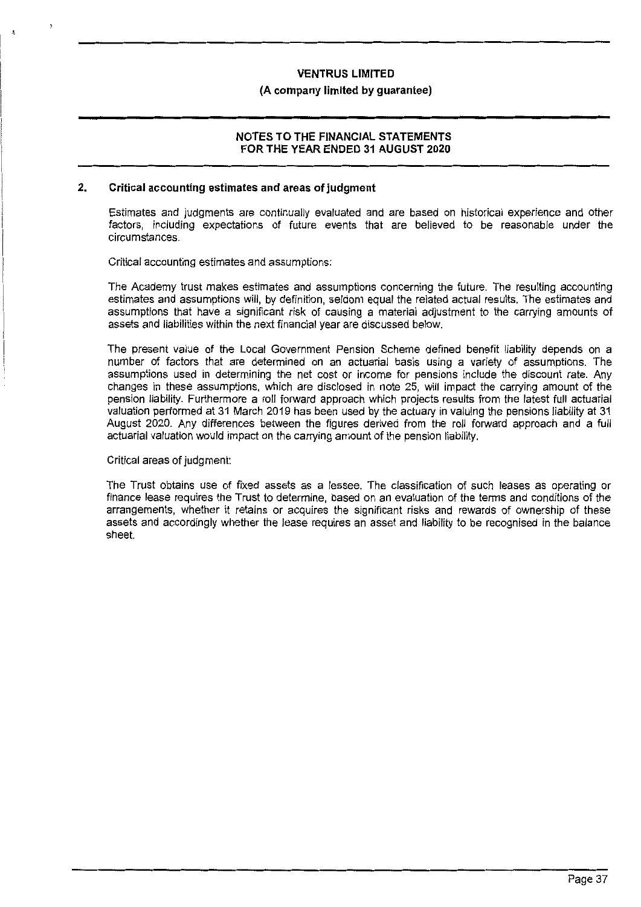## 2. Critical accounting estimates and areas of judgment

Estimates and judgments are continually evaluated and are based on historical experience and other factors, including expectations of future events that are believed to be reasonable under the circumstances.

Critical accounting estimates and assumptions:

The Academy trust makes estimates and assumptions concerning the future. The resulting accounting estimates and assumptions will, by definition, seldom equal the related actual results. The estimates and assumptions that have a significant risk of causing a material adjustment to the carrying amounts of assets and liabilities within the next financial year are discussed below.

The present value of the Local Government Pension Scheme defined benefit liability depends on a number of factors that are determined on an actuarial basis using a variety of assumptions. The assumptions used in determining the net cost or income for pensions include the discount rate. Any changes in these assumptions, which are disclosed in note 25, will impact the carrying amount of the pension liability. Furthermore a roll forward approach which projects results from the latest full actuarial valuation performed at 31 March 2019 has been used by the actuary in valuing the pensions liability at 31 August 2020. Any differences between the figures derived from the roll forward approach and a full actuarial valuation would impact on the carrying amount of the pension liability.

Critical areas of judgment:

The Trust obtains use of fixed assets as a lessee. The classification of such leases as operating or finance lease requires the Trust to determine, based on an evaluation of the terms and conditions of the arrangements, whether it retains or acquires the significant risks and rewards of ownership of these assets and accordingly whether the lease requires an asset and liability to be recognised in the balance sheet.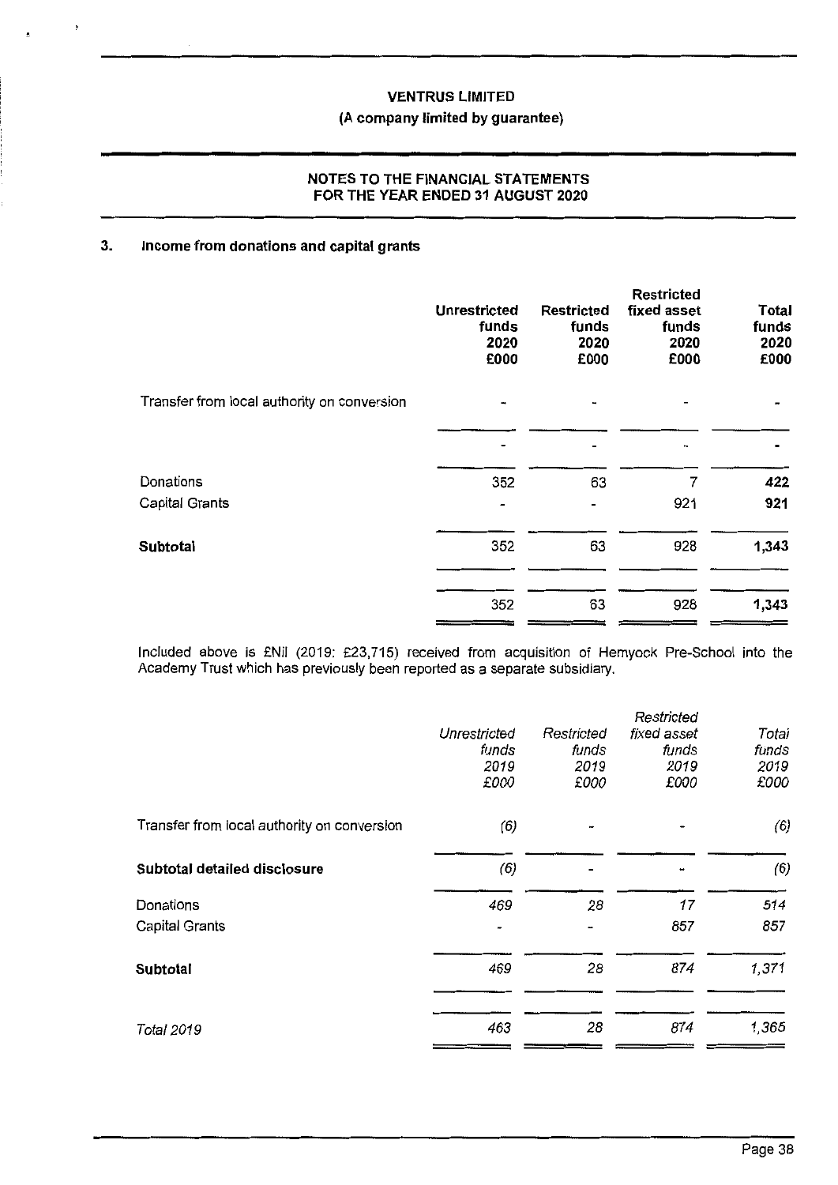## 3. Income from donations and capital grants

| | Unrestricted funds 2020 £000 | Restricted funds 2020 £000 | Restricted fixed asset funds 2020 £000 | Total funds 2020 £000 |
|---|---|---|---|---|
| Transfer from local authority on conversion | - | - | - | - |
| | - | - | - | - |
| Donations | 352 | 63 | 7 | **422** |
| Capital Grants | - | - | 921 | **921** |
| **Subtotal** | 352 | 63 | 928 | **1,343** |
| | 352 | 63 | 928 | **1,343** |

Included above is £Nil (2019: £23,715) received from acquisition of Hemyock Pre-School into the Academy Trust which has previously been reported as a separate subsidiary.

| | *Unrestricted funds 2019 £000* | *Restricted funds 2019 £000* | *Restricted fixed asset funds 2019 £000* | *Total funds 2019 £000* |
|---|---|---|---|---|
| Transfer from local authority on conversion | *(6)* | - | - | *(6)* |
| **Subtotal detailed disclosure** | *(6)* | - | - | *(6)* |
| Donations | *469* | *28* | *17* | *514* |
| Capital Grants | - | - | *857* | *857* |
| **Subtotal** | *469* | *28* | *874* | *1,371* |
| *Total 2019* | *463* | *28* | *874* | *1,365* |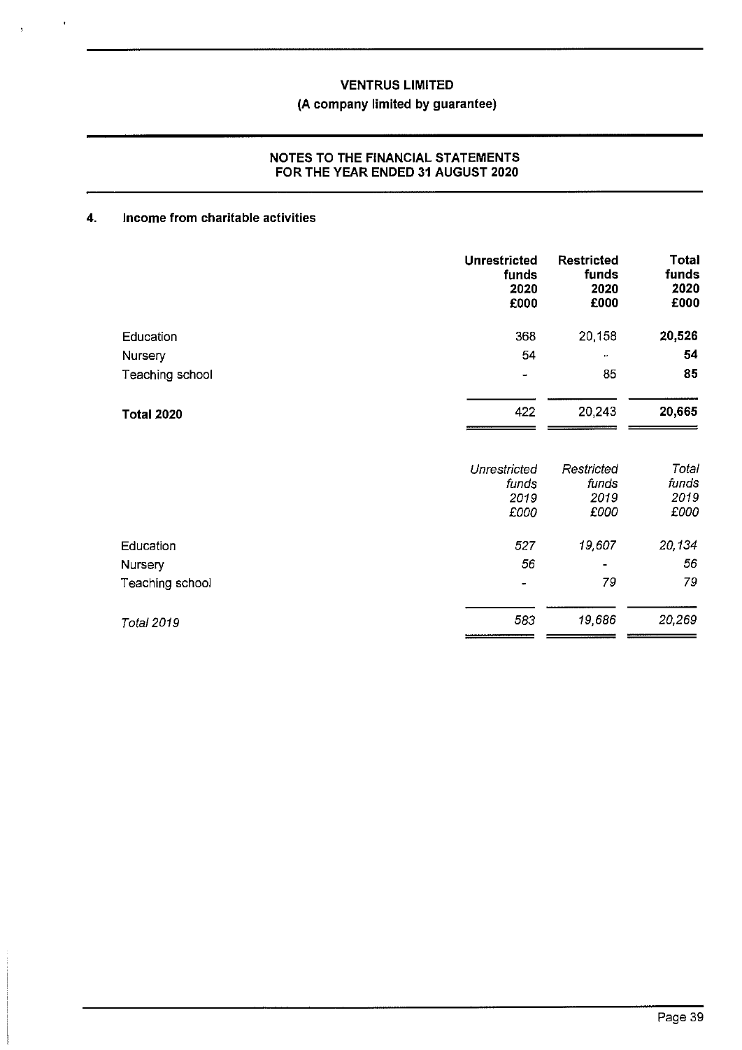# VENTRUS LIMITED

**(A company limited by guarantee)**

**NOTES TO THE FINANCIAL STATEMENTS FOR THE YEAR ENDED 31 AUGUST 2020**

## 4. Income from charitable activities

| | Unrestricted funds 2020 £000 | Restricted funds 2020 £000 | Total funds 2020 £000 |
|---|---|---|---|
| Education | 368 | 20,158 | **20,526** |
| Nursery | 54 | - | **54** |
| Teaching school | - | 85 | **85** |
| **Total 2020** | 422 | 20,243 | **20,665** |

| | *Unrestricted funds 2019 £000* | *Restricted funds 2019 £000* | *Total funds 2019 £000* |
|---|---|---|---|
| Education | *527* | *19,607* | *20,134* |
| Nursery | *56* | *-* | *56* |
| Teaching school | *-* | *79* | *79* |
| *Total 2019* | *583* | *19,686* | *20,269* |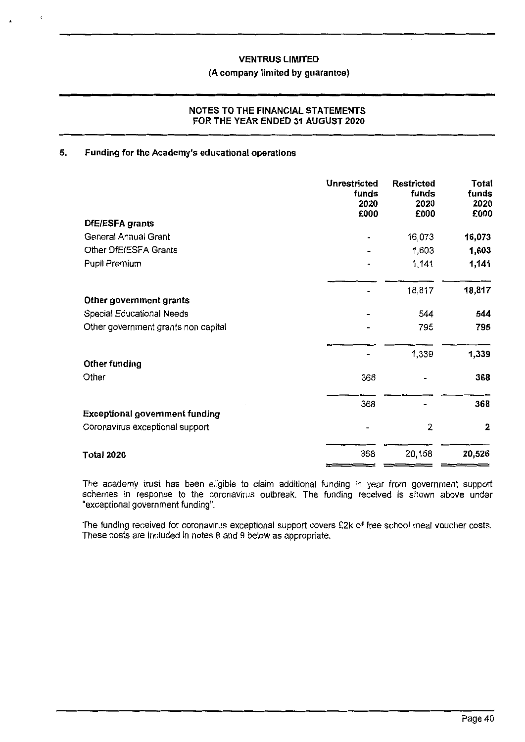## 5. Funding for the Academy's educational operations

| | Unrestricted funds 2020 £000 | Restricted funds 2020 £000 | Total funds 2020 £000 |
|---|---|---|---|
| **DfE/ESFA grants** | | | |
| General Annual Grant | - | 16,073 | **16,073** |
| Other DfE/ESFA Grants | - | 1,603 | **1,603** |
| Pupil Premium | - | 1,141 | **1,141** |
| | - | 18,817 | **18,817** |
| **Other government grants** | | | |
| Special Educational Needs | - | 544 | **544** |
| Other government grants non capital | - | 795 | **795** |
| | - | 1,339 | **1,339** |
| **Other funding** | | | |
| Other | 368 | - | **368** |
| | 368 | - | **368** |
| **Exceptional government funding** | | | |
| Coronavirus exceptional support | - | 2 | **2** |
| **Total 2020** | 368 | 20,158 | **20,526** |

The academy trust has been eligible to claim additional funding in year from government support schemes in response to the coronavirus outbreak. The funding received is shown above under "exceptional government funding".

The funding received for coronavirus exceptional support covers £2k of free school meal voucher costs. These costs are included in notes 8 and 9 below as appropriate.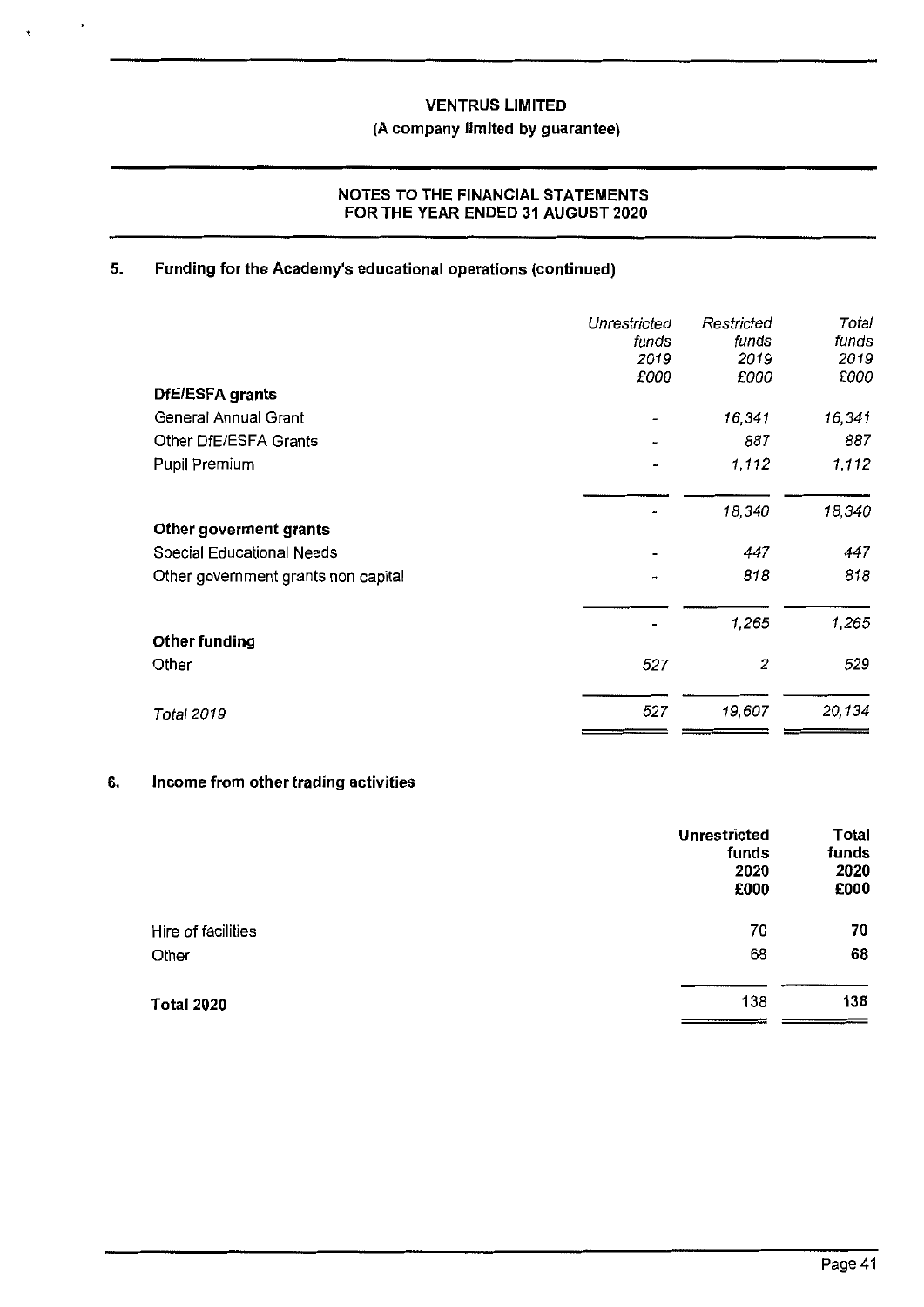**VENTRUS LIMITED**

**(A company limited by guarantee)**

**NOTES TO THE FINANCIAL STATEMENTS FOR THE YEAR ENDED 31 AUGUST 2020**

## 5. Funding for the Academy's educational operations (continued)

| | *Unrestricted funds 2019 £000* | *Restricted funds 2019 £000* | *Total funds 2019 £000* |
|---|---|---|---|
| **DfE/ESFA grants** | | | |
| General Annual Grant | - | *16,341* | *16,341* |
| Other DfE/ESFA Grants | - | *887* | *887* |
| Pupil Premium | - | *1,112* | *1,112* |
| | - | *18,340* | *18,340* |
| **Other goverment grants** | | | |
| Special Educational Needs | - | *447* | *447* |
| Other government grants non capital | - | *818* | *818* |
| | - | *1,265* | *1,265* |
| **Other funding** | | | |
| Other | *527* | *2* | *529* |
| *Total 2019* | *527* | *19,607* | *20,134* |

## 6. Income from other trading activities

| | **Unrestricted funds 2020 £000** | **Total funds 2020 £000** |
|---|---|---|
| Hire of facilities | 70 | **70** |
| Other | 68 | **68** |
| **Total 2020** | 138 | **138** |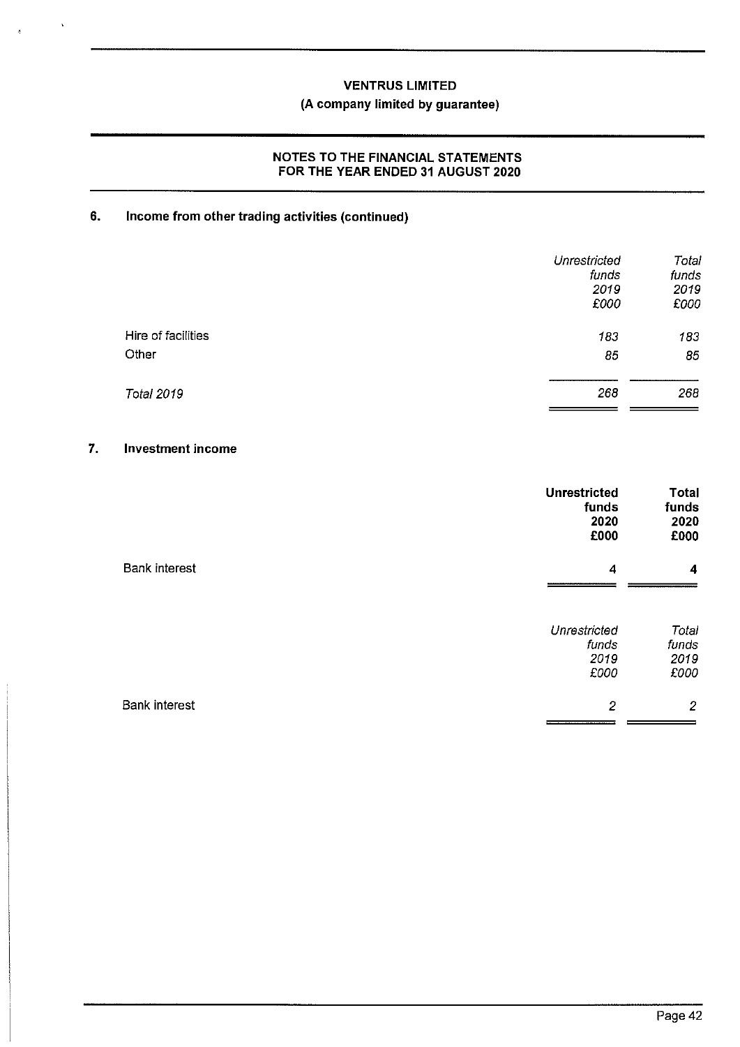## 6. Income from other trading activities (continued)

| | *Unrestricted funds 2019 £000* | *Total funds 2019 £000* |
|---|---|---|
| Hire of facilities | *183* | *183* |
| Other | *85* | *85* |
| *Total 2019* | *268* | *268* |

## 7. Investment income

| | **Unrestricted funds 2020 £000** | **Total funds 2020 £000** |
|---|---|---|
| Bank interest | 4 | **4** |

| | *Unrestricted funds 2019 £000* | *Total funds 2019 £000* |
|---|---|---|
| Bank interest | *2* | *2* |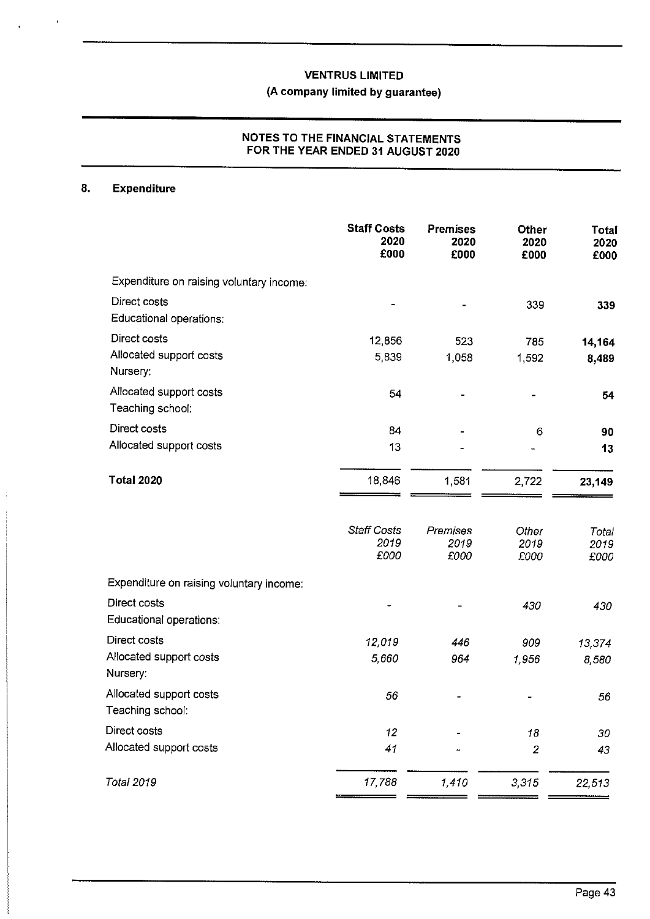## 8. Expenditure

| | Staff Costs 2020 £000 | Premises 2020 £000 | Other 2020 £000 | Total 2020 £000 |
|---|---|---|---|---|
| Expenditure on raising voluntary income: | | | | |
| Direct costs | - | - | 339 | **339** |
| Educational operations: | | | | |
| Direct costs | 12,856 | 523 | 785 | **14,164** |
| Allocated support costs | 5,839 | 1,058 | 1,592 | **8,489** |
| Nursery: | | | | |
| Allocated support costs | 54 | - | - | **54** |
| Teaching school: | | | | |
| Direct costs | 84 | - | 6 | **90** |
| Allocated support costs | 13 | - | - | **13** |
| **Total 2020** | 18,846 | 1,581 | 2,722 | **23,149** |

| | *Staff Costs 2019 £000* | *Premises 2019 £000* | *Other 2019 £000* | *Total 2019 £000* |
|---|---|---|---|---|
| Expenditure on raising voluntary income: | | | | |
| Direct costs | - | - | *430* | *430* |
| Educational operations: | | | | |
| Direct costs | *12,019* | *446* | *909* | *13,374* |
| Allocated support costs | *5,660* | *964* | *1,956* | *8,580* |
| Nursery: | | | | |
| Allocated support costs | *56* | - | - | *56* |
| Teaching school: | | | | |
| Direct costs | *12* | - | *18* | *30* |
| Allocated support costs | *41* | - | *2* | *43* |
| *Total 2019* | *17,788* | *1,410* | *3,315* | *22,513* |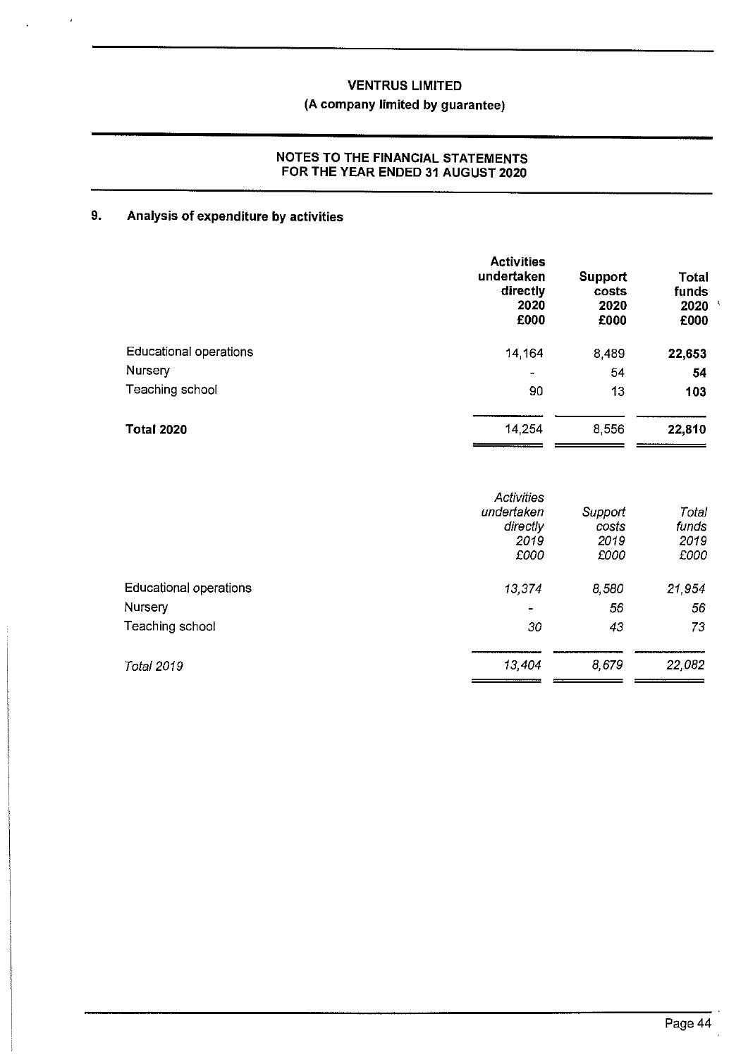# VENTRUS LIMITED

**(A company limited by guarantee)**

**NOTES TO THE FINANCIAL STATEMENTS FOR THE YEAR ENDED 31 AUGUST 2020**

## 9. Analysis of expenditure by activities

| | Activities undertaken directly 2020 £000 | Support costs 2020 £000 | Total funds 2020 £000 |
|---|---|---|---|
| Educational operations | 14,164 | 8,489 | **22,653** |
| Nursery | - | 54 | **54** |
| Teaching school | 90 | 13 | **103** |
| **Total 2020** | 14,254 | 8,556 | **22,810** |

| | *Activities undertaken directly 2019 £000* | *Support costs 2019 £000* | *Total funds 2019 £000* |
|---|---|---|---|
| Educational operations | *13,374* | *8,580* | *21,954* |
| Nursery | - | *56* | *56* |
| Teaching school | *30* | *43* | *73* |
| *Total 2019* | *13,404* | *8,679* | *22,082* |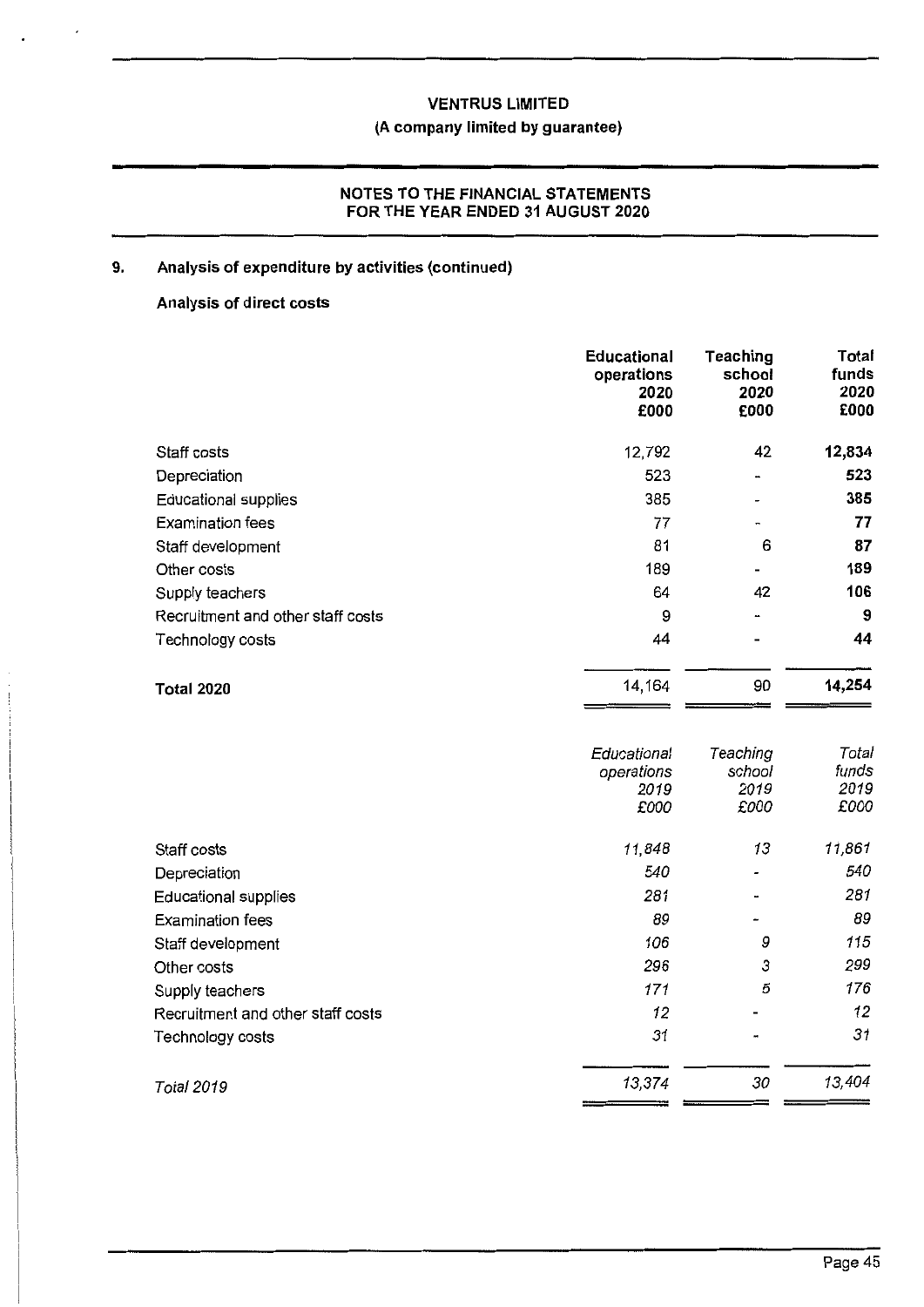**VENTRUS LIMITED**

**(A company limited by guarantee)**

**NOTES TO THE FINANCIAL STATEMENTS FOR THE YEAR ENDED 31 AUGUST 2020**

## 9. Analysis of expenditure by activities (continued)

### Analysis of direct costs

| | Educational operations 2020 £000 | Teaching school 2020 £000 | Total funds 2020 £000 |
|---|---|---|---|
| Staff costs | 12,792 | 42 | **12,834** |
| Depreciation | 523 | - | **523** |
| Educational supplies | 385 | - | **385** |
| Examination fees | 77 | - | **77** |
| Staff development | 81 | 6 | **87** |
| Other costs | 189 | - | **189** |
| Supply teachers | 64 | 42 | **106** |
| Recruitment and other staff costs | 9 | - | **9** |
| Technology costs | 44 | - | **44** |
| **Total 2020** | 14,164 | 90 | **14,254** |

| | *Educational operations 2019 £000* | *Teaching school 2019 £000* | *Total funds 2019 £000* |
|---|---|---|---|
| Staff costs | *11,848* | *13* | *11,861* |
| Depreciation | *540* | - | *540* |
| Educational supplies | *281* | - | *281* |
| Examination fees | *89* | - | *89* |
| Staff development | *106* | *9* | *115* |
| Other costs | *296* | *3* | *299* |
| Supply teachers | *171* | *5* | *176* |
| Recruitment and other staff costs | *12* | - | *12* |
| Technology costs | *31* | - | *31* |
| *Total 2019* | *13,374* | *30* | *13,404* |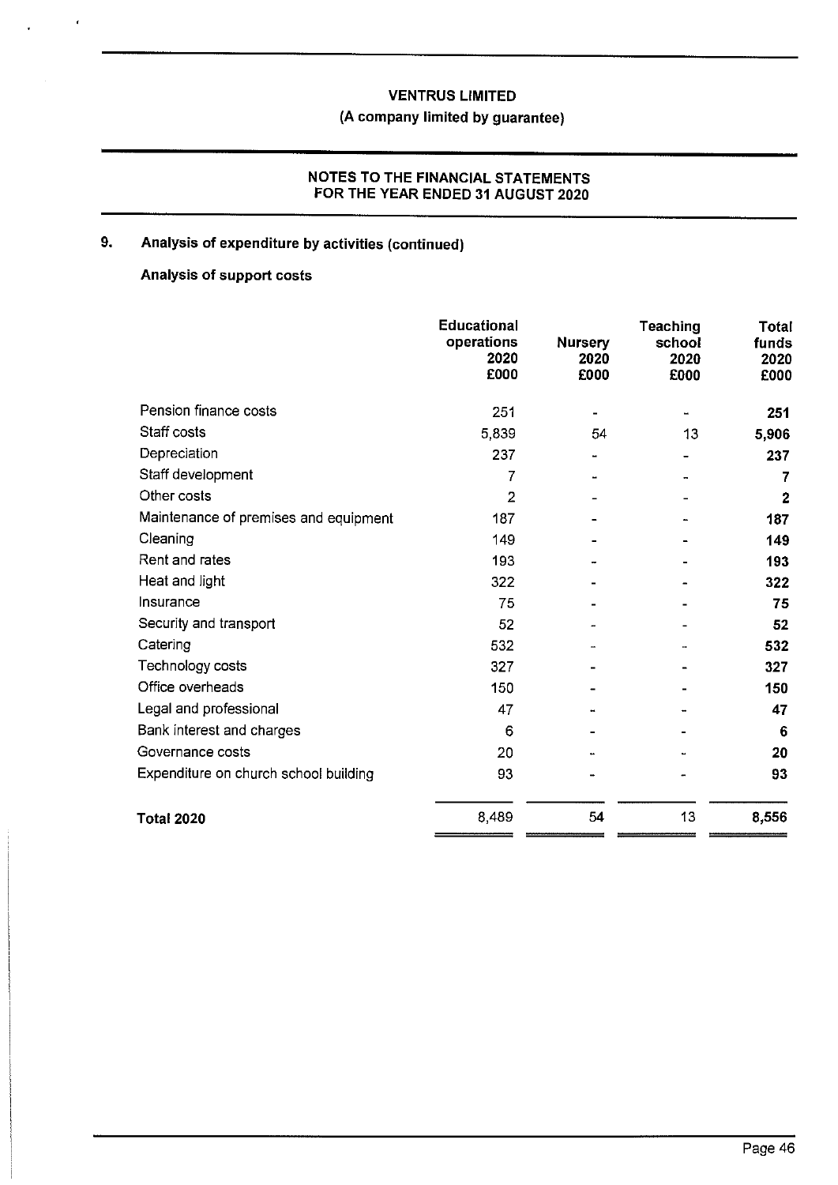## VENTRUS LIMITED

### (A company limited by guarantee)

### NOTES TO THE FINANCIAL STATEMENTS FOR THE YEAR ENDED 31 AUGUST 2020

## 9. Analysis of expenditure by activities (continued)

### Analysis of support costs

| | Educational operations 2020 £000 | Nursery 2020 £000 | Teaching school 2020 £000 | Total funds 2020 £000 |
|---|---|---|---|---|
| Pension finance costs | 251 | - | - | **251** |
| Staff costs | 5,839 | 54 | 13 | **5,906** |
| Depreciation | 237 | - | - | **237** |
| Staff development | 7 | - | - | **7** |
| Other costs | 2 | - | - | **2** |
| Maintenance of premises and equipment | 187 | - | - | **187** |
| Cleaning | 149 | - | - | **149** |
| Rent and rates | 193 | - | - | **193** |
| Heat and light | 322 | - | - | **322** |
| Insurance | 75 | - | - | **75** |
| Security and transport | 52 | - | - | **52** |
| Catering | 532 | - | - | **532** |
| Technology costs | 327 | - | - | **327** |
| Office overheads | 150 | - | - | **150** |
| Legal and professional | 47 | - | - | **47** |
| Bank interest and charges | 6 | - | - | **6** |
| Governance costs | 20 | - | - | **20** |
| Expenditure on church school building | 93 | - | - | **93** |
| **Total 2020** | 8,489 | 54 | 13 | **8,556** |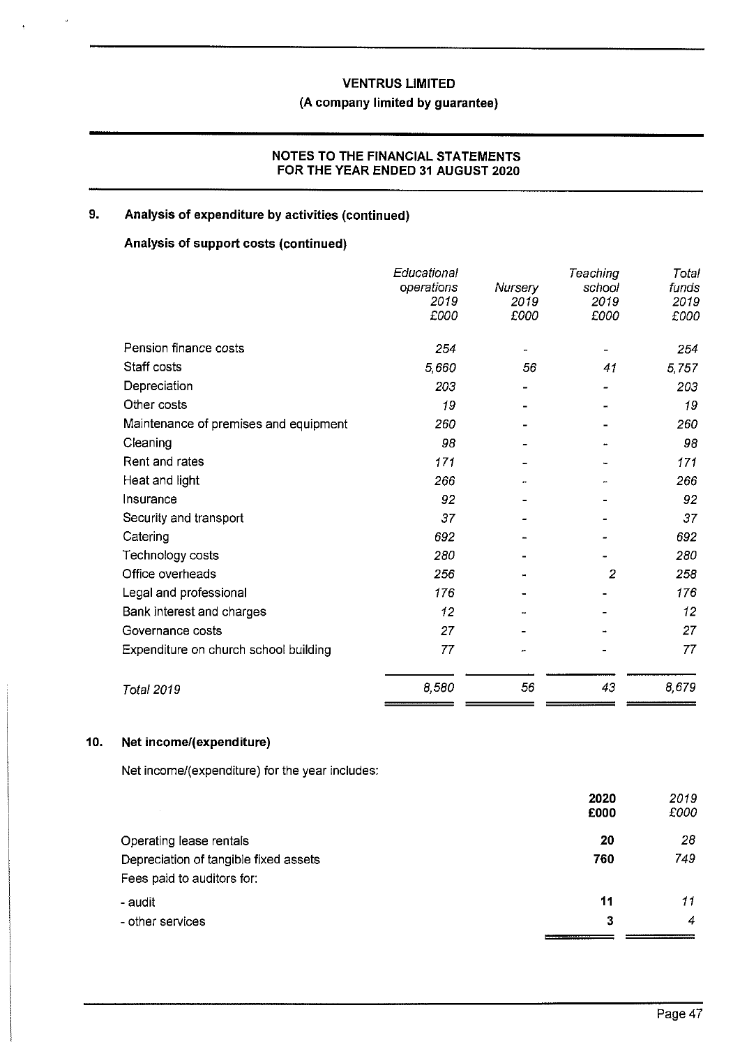## 9. Analysis of expenditure by activities (continued)

### Analysis of support costs (continued)

| | *Educational operations 2019 £000* | *Nursery 2019 £000* | *Teaching school 2019 £000* | *Total funds 2019 £000* |
|---|---|---|---|---|
| Pension finance costs | *254* | *-* | *-* | *254* |
| Staff costs | *5,660* | *56* | *41* | *5,757* |
| Depreciation | *203* | *-* | *-* | *203* |
| Other costs | *19* | *-* | *-* | *19* |
| Maintenance of premises and equipment | *260* | *-* | *-* | *260* |
| Cleaning | *98* | *-* | *-* | *98* |
| Rent and rates | *171* | *-* | *-* | *171* |
| Heat and light | *266* | *-* | *-* | *266* |
| Insurance | *92* | *-* | *-* | *92* |
| Security and transport | *37* | *-* | *-* | *37* |
| Catering | *692* | *-* | *-* | *692* |
| Technology costs | *280* | *-* | *-* | *280* |
| Office overheads | *256* | *-* | *2* | *258* |
| Legal and professional | *176* | *-* | *-* | *176* |
| Bank interest and charges | *12* | *-* | *-* | *12* |
| Governance costs | *27* | *-* | *-* | *27* |
| Expenditure on church school building | *77* | *-* | *-* | *77* |
| *Total 2019* | *8,580* | *56* | *43* | *8,679* |

## 10. Net income/(expenditure)

Net income/(expenditure) for the year includes:

| | **2020 £000** | *2019 £000* |
|---|---|---|
| Operating lease rentals | **20** | *28* |
| Depreciation of tangible fixed assets | **760** | *749* |
| Fees paid to auditors for: | | |
| - audit | **11** | *11* |
| - other services | **3** | *4* |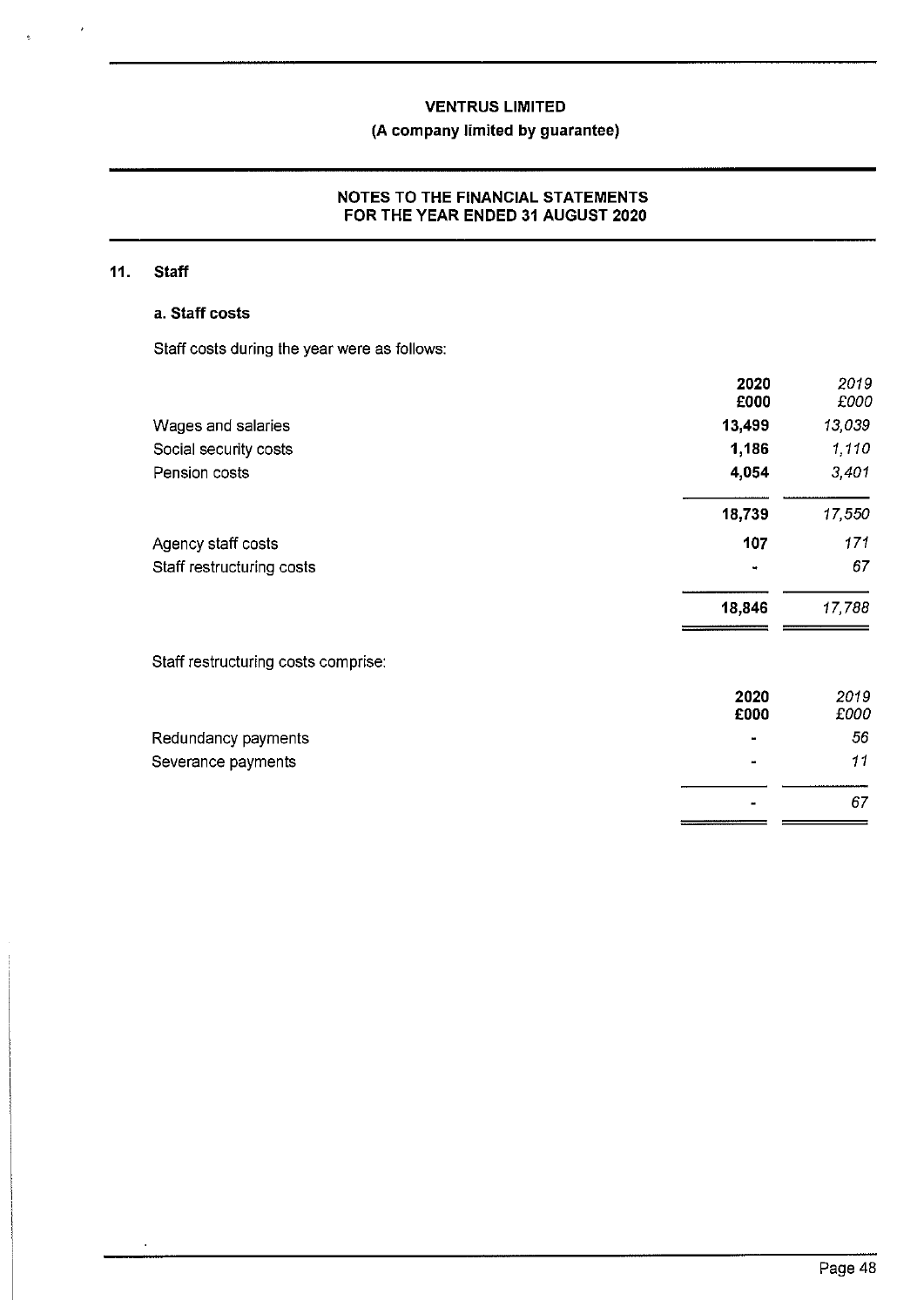## 11. Staff

### a. Staff costs

Staff costs during the year were as follows:

| | 2020 £000 | *2019 £000* |
|---|---|---|
| Wages and salaries | **13,499** | *13,039* |
| Social security costs | **1,186** | *1,110* |
| Pension costs | **4,054** | *3,401* |
| | **18,739** | *17,550* |
| Agency staff costs | **107** | *171* |
| Staff restructuring costs | **-** | *67* |
| | **18,846** | *17,788* |

Staff restructuring costs comprise:

| | 2020 £000 | *2019 £000* |
|---|---|---|
| Redundancy payments | - | *56* |
| Severance payments | - | *11* |
| | - | *67* |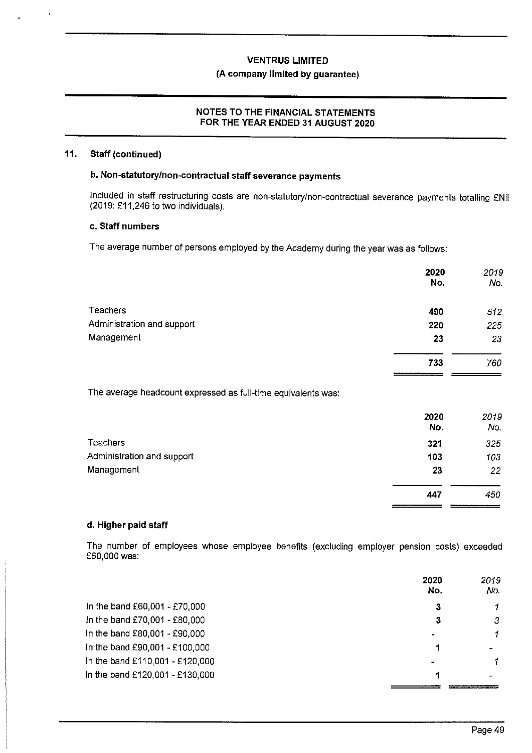## 11. Staff (continued)

### b. Non-statutory/non-contractual staff severance payments

Included in staff restructuring costs are non-statutory/non-contractual severance payments totalling £Nil (2019: £11,246 to two individuals).

### c. Staff numbers

The average number of persons employed by the Academy during the year was as follows:

| | 2020 No. | *2019 No.* |
|---|---|---|
| Teachers | 490 | *512* |
| Administration and support | 220 | *225* |
| Management | 23 | *23* |
| | 733 | *760* |

The average headcount expressed as full-time equivalents was:

| | 2020 No. | *2019 No.* |
|---|---|---|
| Teachers | 321 | *325* |
| Administration and support | 103 | *103* |
| Management | 23 | *22* |
| | 447 | *450* |

### d. Higher paid staff

The number of employees whose employee benefits (excluding employer pension costs) exceeded £60,000 was:

| | 2020 No. | *2019 No.* |
|---|---|---|
| In the band £60,001 - £70,000 | 3 | *1* |
| In the band £70,001 - £80,000 | 3 | *3* |
| In the band £80,001 - £90,000 | - | *1* |
| In the band £90,001 - £100,000 | 1 | *-* |
| In the band £110,001 - £120,000 | - | *1* |
| In the band £120,001 - £130,000 | 1 | *-* |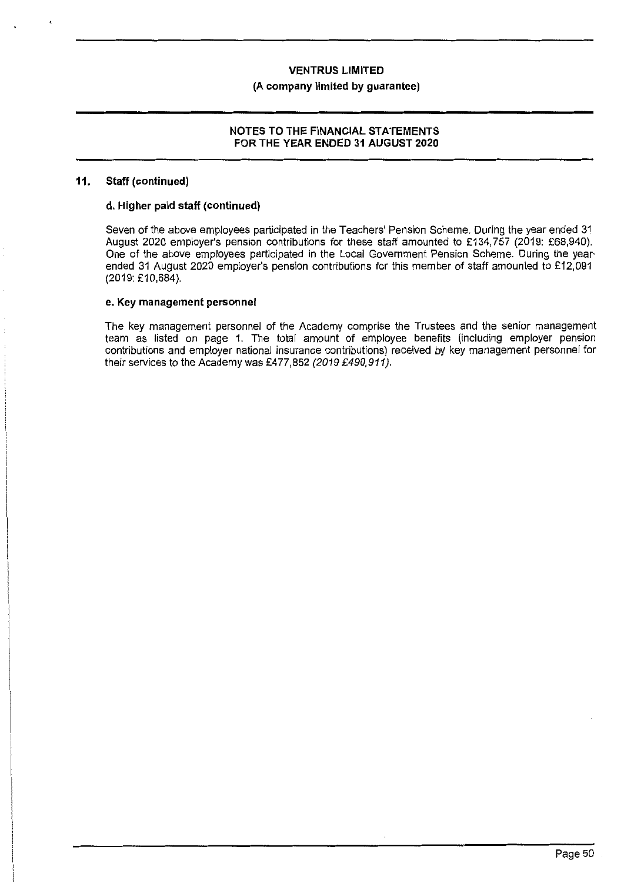**VENTRUS LIMITED**

**(A company limited by guarantee)**

**NOTES TO THE FINANCIAL STATEMENTS FOR THE YEAR ENDED 31 AUGUST 2020**

## 11. Staff (continued)

### d. Higher paid staff (continued)

Seven of the above employees participated in the Teachers' Pension Scheme. During the year ended 31 August 2020 employer's pension contributions for these staff amounted to £134,757 (2019: £68,940). One of the above employees participated in the Local Government Pension Scheme. During the year ended 31 August 2020 employer's pension contributions for this member of staff amounted to £12,091 (2019: £10,684).

### e. Key management personnel

The key management personnel of the Academy comprise the Trustees and the senior management team as listed on page 1. The total amount of employee benefits (including employer pension contributions and employer national insurance contributions) received by key management personnel for their services to the Academy was £477,852 *(2019 £490,911)*.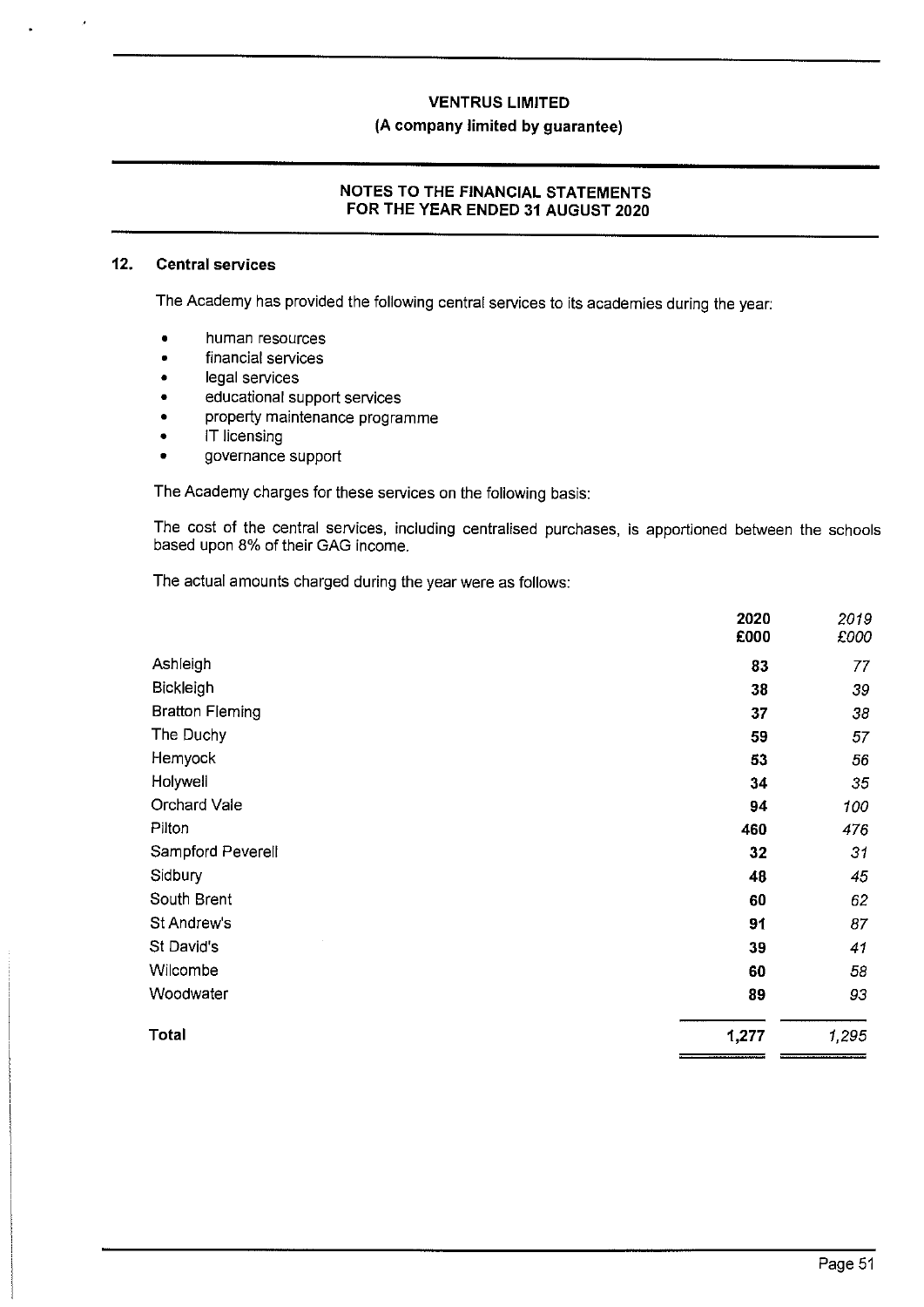## 12. Central services

The Academy has provided the following central services to its academies during the year:

- human resources
- financial services
- legal services
- educational support services
- property maintenance programme
- IT licensing
- governance support

The Academy charges for these services on the following basis:

The cost of the central services, including centralised purchases, is apportioned between the schools based upon 8% of their GAG income.

The actual amounts charged during the year were as follows:

| | 2020 £000 | *2019 £000* |
|---|---|---|
| Ashleigh | **83** | *77* |
| Bickleigh | **38** | *39* |
| Bratton Fleming | **37** | *38* |
| The Duchy | **59** | *57* |
| Hemyock | **53** | *56* |
| Holywell | **34** | *35* |
| Orchard Vale | **94** | *100* |
| Pilton | **460** | *476* |
| Sampford Peverell | **32** | *31* |
| Sidbury | **48** | *45* |
| South Brent | **60** | *62* |
| St Andrew's | **91** | *87* |
| St David's | **39** | *41* |
| Wilcombe | **60** | *58* |
| Woodwater | **89** | *93* |
| **Total** | **1,277** | *1,295* |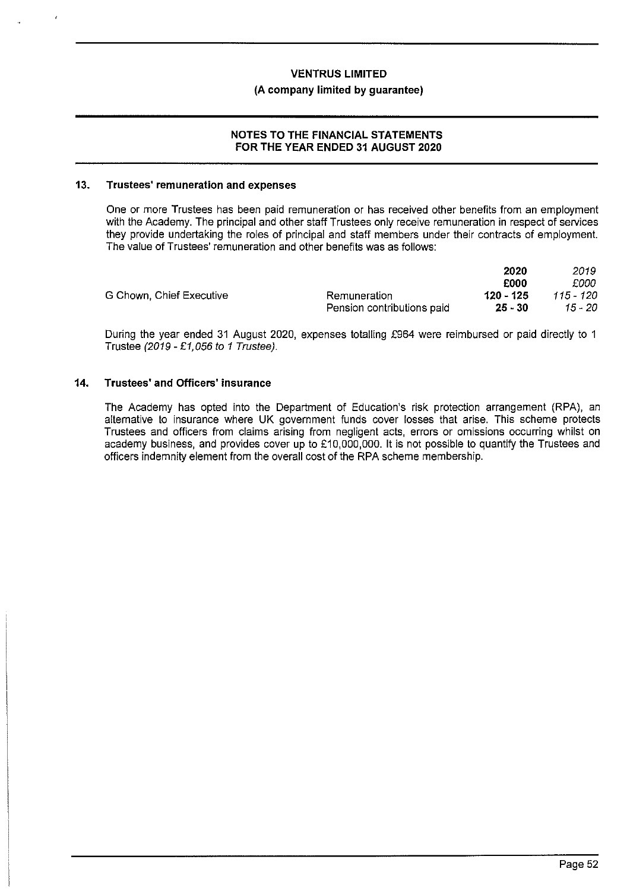## 13. Trustees' remuneration and expenses

One or more Trustees has been paid remuneration or has received other benefits from an employment with the Academy. The principal and other staff Trustees only receive remuneration in respect of services they provide undertaking the roles of principal and staff members under their contracts of employment. The value of Trustees' remuneration and other benefits was as follows:

| | | 2020 | *2019* |
|---|---|---|---|
| | | £000 | *£000* |
| G Chown, Chief Executive | Remuneration | 120 - 125 | *115 - 120* |
| | Pension contributions paid | 25 - 30 | *15 - 20* |

During the year ended 31 August 2020, expenses totalling £964 were reimbursed or paid directly to 1 Trustee *(2019 - £1,056 to 1 Trustee)*.

## 14. Trustees' and Officers' insurance

The Academy has opted into the Department of Education's risk protection arrangement (RPA), an alternative to insurance where UK government funds cover losses that arise. This scheme protects Trustees and officers from claims arising from negligent acts, errors or omissions occurring whilst on academy business, and provides cover up to £10,000,000. It is not possible to quantify the Trustees and officers indemnity element from the overall cost of the RPA scheme membership.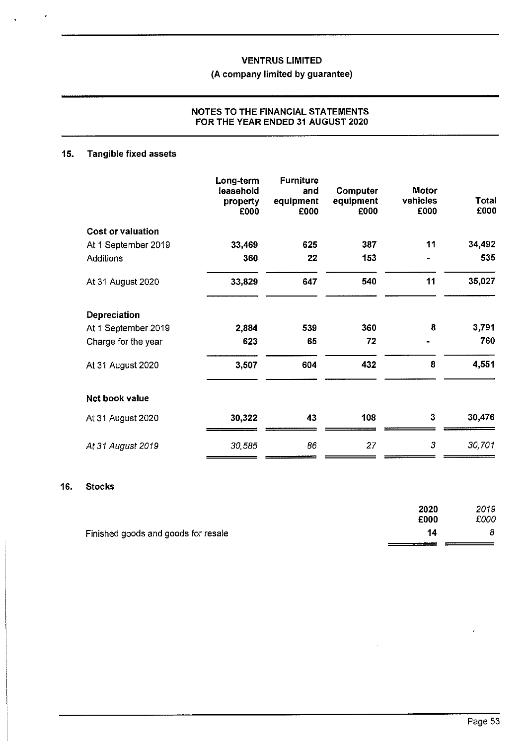**VENTRUS LIMITED**
**(A company limited by guarantee)**

**NOTES TO THE FINANCIAL STATEMENTS**
**FOR THE YEAR ENDED 31 AUGUST 2020**

## 15. Tangible fixed assets

| | Long-term leasehold property £000 | Furniture and equipment £000 | Computer equipment £000 | Motor vehicles £000 | Total £000 |
|---|---|---|---|---|---|
| **Cost or valuation** | | | | | |
| At 1 September 2019 | 33,469 | 625 | 387 | 11 | 34,492 |
| Additions | 360 | 22 | 153 | - | 535 |
| At 31 August 2020 | 33,829 | 647 | 540 | 11 | 35,027 |
| **Depreciation** | | | | | |
| At 1 September 2019 | 2,884 | 539 | 360 | 8 | 3,791 |
| Charge for the year | 623 | 65 | 72 | - | 760 |
| At 31 August 2020 | 3,507 | 604 | 432 | 8 | 4,551 |
| **Net book value** | | | | | |
| At 31 August 2020 | 30,322 | 43 | 108 | 3 | 30,476 |
| *At 31 August 2019* | *30,585* | *86* | *27* | *3* | *30,701* |

## 16. Stocks

| | 2020 £000 | *2019 £000* |
|---|---|---|
| Finished goods and goods for resale | 14 | *8* |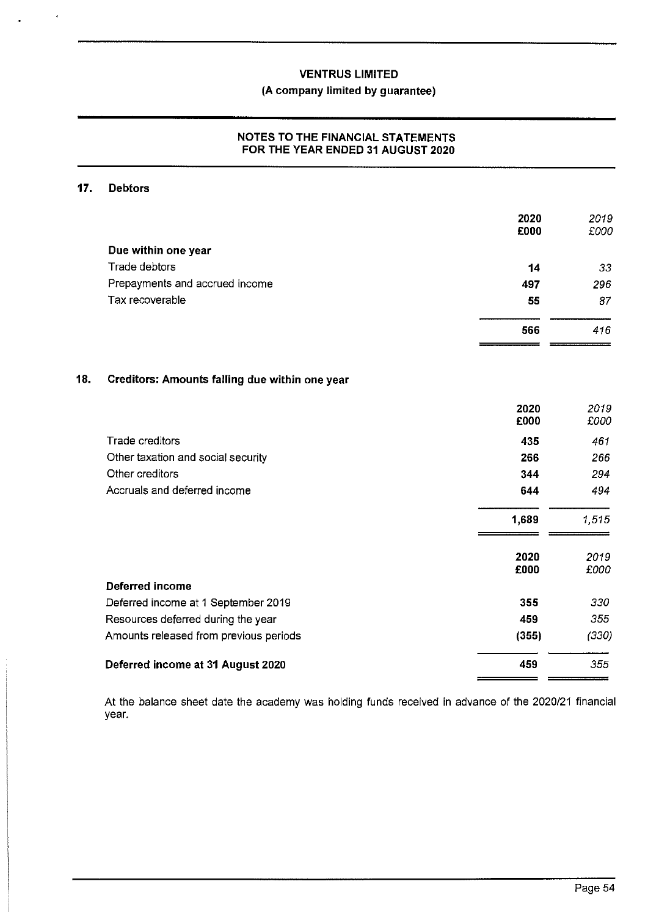# VENTRUS LIMITED

## (A company limited by guarantee)

### NOTES TO THE FINANCIAL STATEMENTS FOR THE YEAR ENDED 31 AUGUST 2020

## 17. Debtors

| | 2020 £000 | *2019 £000* |
|---|---|---|
| **Due within one year** | | |
| Trade debtors | **14** | *33* |
| Prepayments and accrued income | **497** | *296* |
| Tax recoverable | **55** | *87* |
| | **566** | *416* |

## 18. Creditors: Amounts falling due within one year

| | 2020 £000 | *2019 £000* |
|---|---|---|
| Trade creditors | **435** | *461* |
| Other taxation and social security | **266** | *266* |
| Other creditors | **344** | *294* |
| Accruals and deferred income | **644** | *494* |
| | **1,689** | *1,515* |

| | 2020 £000 | *2019 £000* |
|---|---|---|
| **Deferred income** | | |
| Deferred income at 1 September 2019 | **355** | *330* |
| Resources deferred during the year | **459** | *355* |
| Amounts released from previous periods | **(355)** | *(330)* |
| **Deferred income at 31 August 2020** | **459** | *355* |

At the balance sheet date the academy was holding funds received in advance of the 2020/21 financial year.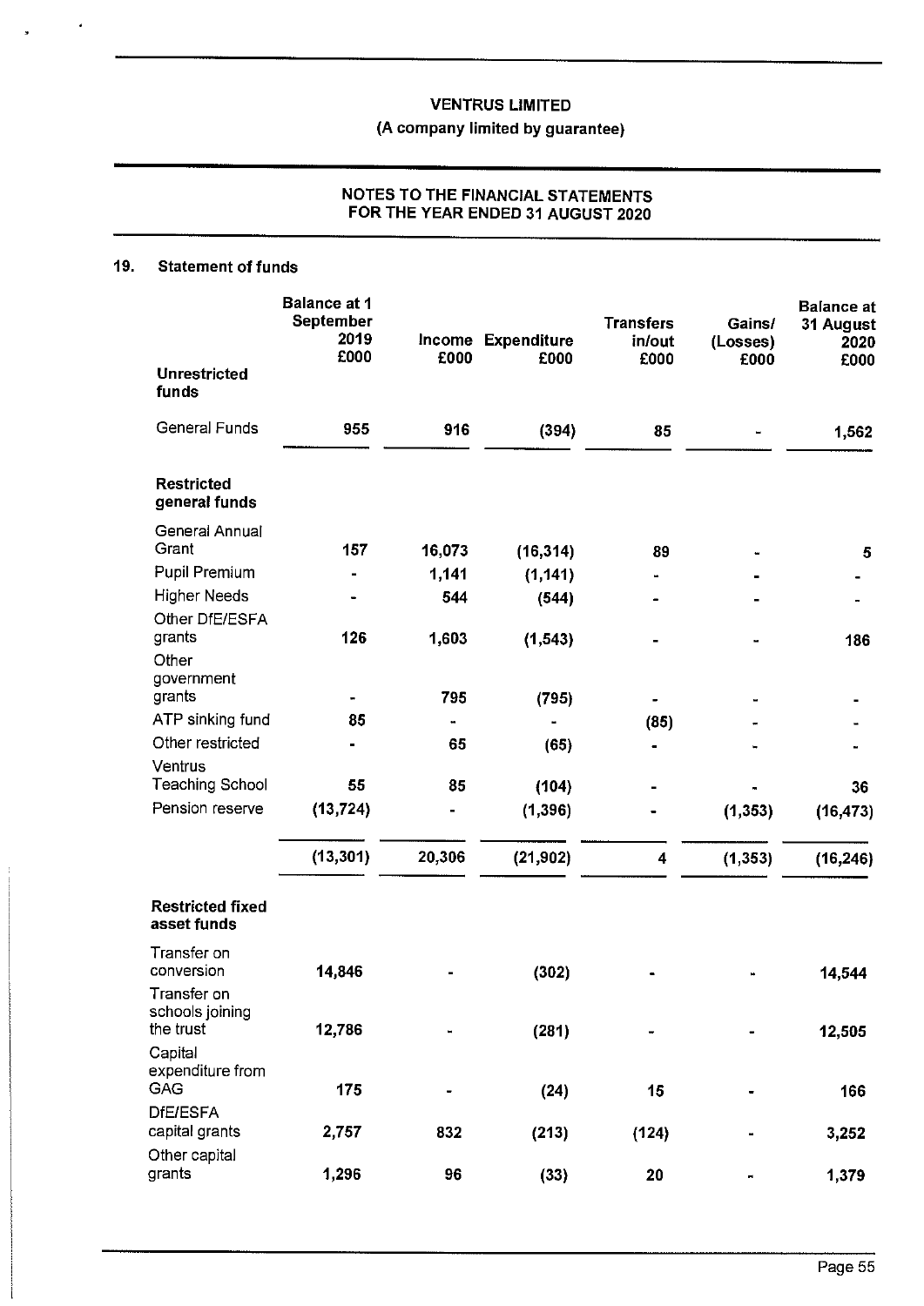## NOTES TO THE FINANCIAL STATEMENTS FOR THE YEAR ENDED 31 AUGUST 2020

## 19. Statement of funds

| | Balance at 1 September 2019 £000 | Income £000 | Expenditure £000 | Transfers in/out £000 | Gains/ (Losses) £000 | Balance at 31 August 2020 £000 |
|---|---|---|---|---|---|---|
| **Unrestricted funds** | | | | | | |
| General Funds | 955 | 916 | (394) | 85 | - | 1,562 |
| **Restricted general funds** | | | | | | |
| General Annual Grant | 157 | 16,073 | (16,314) | 89 | - | 5 |
| Pupil Premium | - | 1,141 | (1,141) | - | - | - |
| Higher Needs | - | 544 | (544) | - | - | - |
| Other DfE/ESFA grants | 126 | 1,603 | (1,543) | - | - | 186 |
| Other government grants | - | 795 | (795) | - | - | - |
| ATP sinking fund | 85 | - | - | (85) | - | - |
| Other restricted | - | 65 | (65) | - | - | - |
| Ventrus Teaching School | 55 | 85 | (104) | - | - | 36 |
| Pension reserve | (13,724) | - | (1,396) | - | (1,353) | (16,473) |
| | (13,301) | 20,306 | (21,902) | 4 | (1,353) | (16,246) |
| **Restricted fixed asset funds** | | | | | | |
| Transfer on conversion | 14,846 | - | (302) | - | - | 14,544 |
| Transfer on schools joining the trust | 12,786 | - | (281) | - | - | 12,505 |
| Capital expenditure from GAG | 175 | - | (24) | 15 | - | 166 |
| DfE/ESFA capital grants | 2,757 | 832 | (213) | (124) | - | 3,252 |
| Other capital grants | 1,296 | 96 | (33) | 20 | - | 1,379 |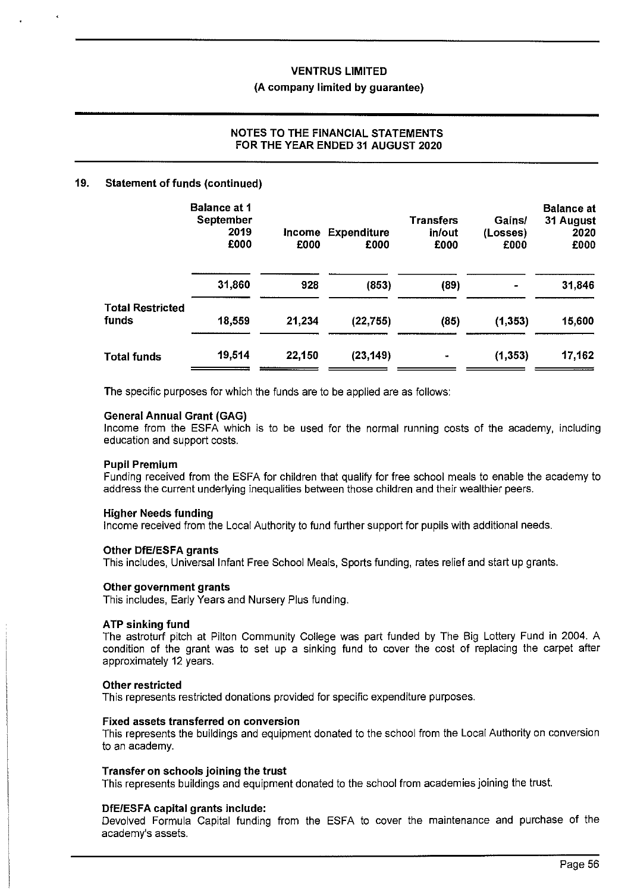## 19. Statement of funds (continued)

| | Balance at 1 September 2019 £000 | Income £000 | Expenditure £000 | Transfers in/out £000 | Gains/ (Losses) £000 | Balance at 31 August 2020 £000 |
|---|---|---|---|---|---|---|
| | 31,860 | 928 | (853) | (89) | - | 31,846 |
| Total Restricted funds | 18,559 | 21,234 | (22,755) | (85) | (1,353) | 15,600 |
| Total funds | 19,514 | 22,150 | (23,149) | - | (1,353) | 17,162 |

The specific purposes for which the funds are to be applied are as follows:

**General Annual Grant (GAG)**
Income from the ESFA which is to be used for the normal running costs of the academy, including education and support costs.

**Pupil Premium**
Funding received from the ESFA for children that qualify for free school meals to enable the academy to address the current underlying inequalities between those children and their wealthier peers.

**Higher Needs funding**
Income received from the Local Authority to fund further support for pupils with additional needs.

**Other DfE/ESFA grants**
This includes, Universal Infant Free School Meals, Sports funding, rates relief and start up grants.

**Other government grants**
This includes, Early Years and Nursery Plus funding.

**ATP sinking fund**
The astroturf pitch at Pilton Community College was part funded by The Big Lottery Fund in 2004. A condition of the grant was to set up a sinking fund to cover the cost of replacing the carpet after approximately 12 years.

**Other restricted**
This represents restricted donations provided for specific expenditure purposes.

**Fixed assets transferred on conversion**
This represents the buildings and equipment donated to the school from the Local Authority on conversion to an academy.

**Transfer on schools joining the trust**
This represents buildings and equipment donated to the school from academies joining the trust.

**DfE/ESFA capital grants include:**
Devolved Formula Capital funding from the ESFA to cover the maintenance and purchase of the academy's assets.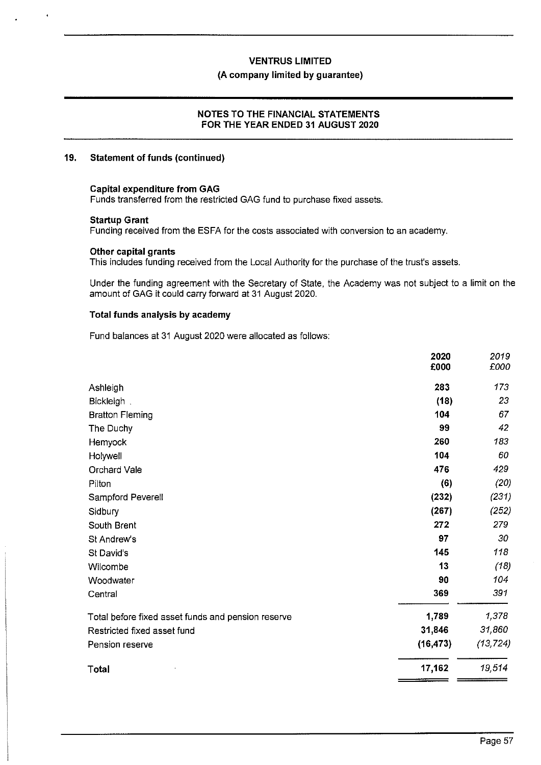## 19. Statement of funds (continued)

**Capital expenditure from GAG**
Funds transferred from the restricted GAG fund to purchase fixed assets.

**Startup Grant**
Funding received from the ESFA for the costs associated with conversion to an academy.

**Other capital grants**
This includes funding received from the Local Authority for the purchase of the trust's assets.

Under the funding agreement with the Secretary of State, the Academy was not subject to a limit on the amount of GAG it could carry forward at 31 August 2020.

**Total funds analysis by academy**

Fund balances at 31 August 2020 were allocated as follows:

| | 2020<br>£000 | *2019*<br>*£000* |
|---|---|---|
| Ashleigh | 283 | *173* |
| Bickleigh | (18) | *23* |
| Bratton Fleming | 104 | *67* |
| The Duchy | 99 | *42* |
| Hemyock | 260 | *183* |
| Holywell | 104 | *60* |
| Orchard Vale | 476 | *429* |
| Pilton | (6) | *(20)* |
| Sampford Peverell | (232) | *(231)* |
| Sidbury | (267) | *(252)* |
| South Brent | 272 | *279* |
| St Andrew's | 97 | *30* |
| St David's | 145 | *118* |
| Wilcombe | 13 | *(18)* |
| Woodwater | 90 | *104* |
| Central | 369 | *391* |
| Total before fixed asset funds and pension reserve | 1,789 | *1,378* |
| Restricted fixed asset fund | 31,846 | *31,860* |
| Pension reserve | (16,473) | *(13,724)* |
| **Total** | 17,162 | *19,514* |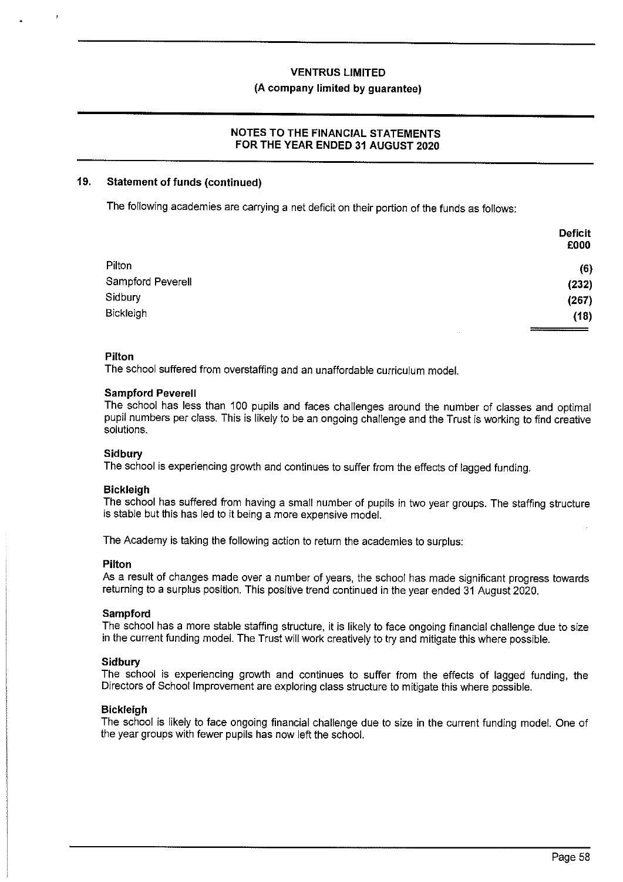## 19. Statement of funds (continued)

The following academies are carrying a net deficit on their portion of the funds as follows:

| | Deficit £000 |
|---|---|
| Pilton | (6) |
| Sampford Peverell | (232) |
| Sidbury | (267) |
| Bickleigh | (18) |

**Pilton**
The school suffered from overstaffing and an unaffordable curriculum model.

**Sampford Peverell**
The school has less than 100 pupils and faces challenges around the number of classes and optimal pupil numbers per class. This is likely to be an ongoing challenge and the Trust is working to find creative solutions.

**Sidbury**
The school is experiencing growth and continues to suffer from the effects of lagged funding.

**Bickleigh**
The school has suffered from having a small number of pupils in two year groups. The staffing structure is stable but this has led to it being a more expensive model.

The Academy is taking the following action to return the academies to surplus:

**Pilton**
As a result of changes made over a number of years, the school has made significant progress towards returning to a surplus position. This positive trend continued in the year ended 31 August 2020.

**Sampford**
The school has a more stable staffing structure, it is likely to face ongoing financial challenge due to size in the current funding model. The Trust will work creatively to try and mitigate this where possible.

**Sidbury**
The school is experiencing growth and continues to suffer from the effects of lagged funding, the Directors of School Improvement are exploring class structure to mitigate this where possible.

**Bickleigh**
The school is likely to face ongoing financial challenge due to size in the current funding model. One of the year groups with fewer pupils has now left the school.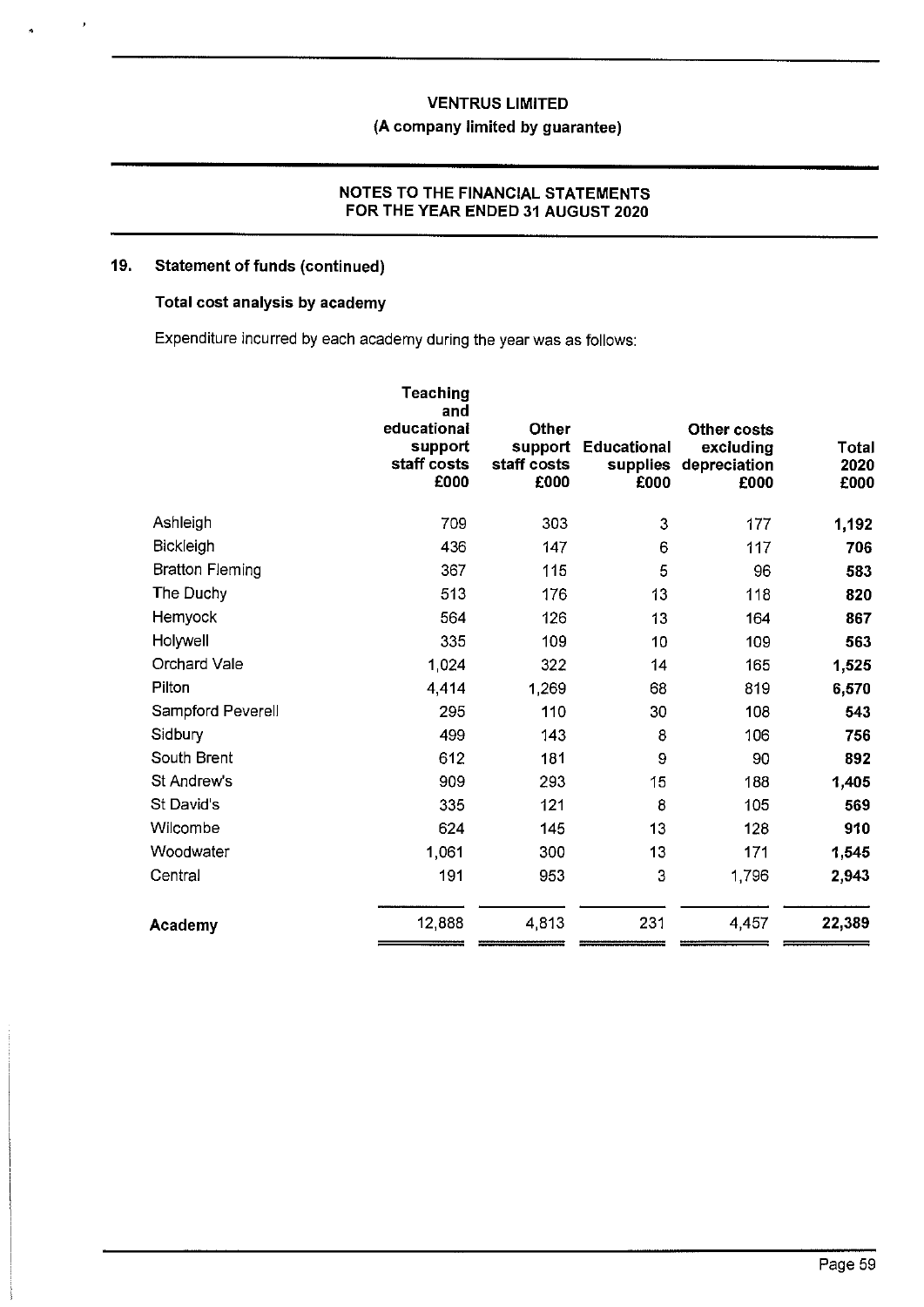## 19. Statement of funds (continued)

### Total cost analysis by academy

Expenditure incurred by each academy during the year was as follows:

| | Teaching and educational support staff costs £000 | Other support staff costs £000 | Educational supplies £000 | Other costs excluding depreciation £000 | Total 2020 £000 |
|---|---|---|---|---|---|
| Ashleigh | 709 | 303 | 3 | 177 | **1,192** |
| Bickleigh | 436 | 147 | 6 | 117 | **706** |
| Bratton Fleming | 367 | 115 | 5 | 96 | **583** |
| The Duchy | 513 | 176 | 13 | 118 | **820** |
| Hemyock | 564 | 126 | 13 | 164 | **867** |
| Holywell | 335 | 109 | 10 | 109 | **563** |
| Orchard Vale | 1,024 | 322 | 14 | 165 | **1,525** |
| Pilton | 4,414 | 1,269 | 68 | 819 | **6,570** |
| Sampford Peverell | 295 | 110 | 30 | 108 | **543** |
| Sidbury | 499 | 143 | 8 | 106 | **756** |
| South Brent | 612 | 181 | 9 | 90 | **892** |
| St Andrew's | 909 | 293 | 15 | 188 | **1,405** |
| St David's | 335 | 121 | 8 | 105 | **569** |
| Wilcombe | 624 | 145 | 13 | 128 | **910** |
| Woodwater | 1,061 | 300 | 13 | 171 | **1,545** |
| Central | 191 | 953 | 3 | 1,796 | **2,943** |
| **Academy** | 12,888 | 4,813 | 231 | 4,457 | **22,389** |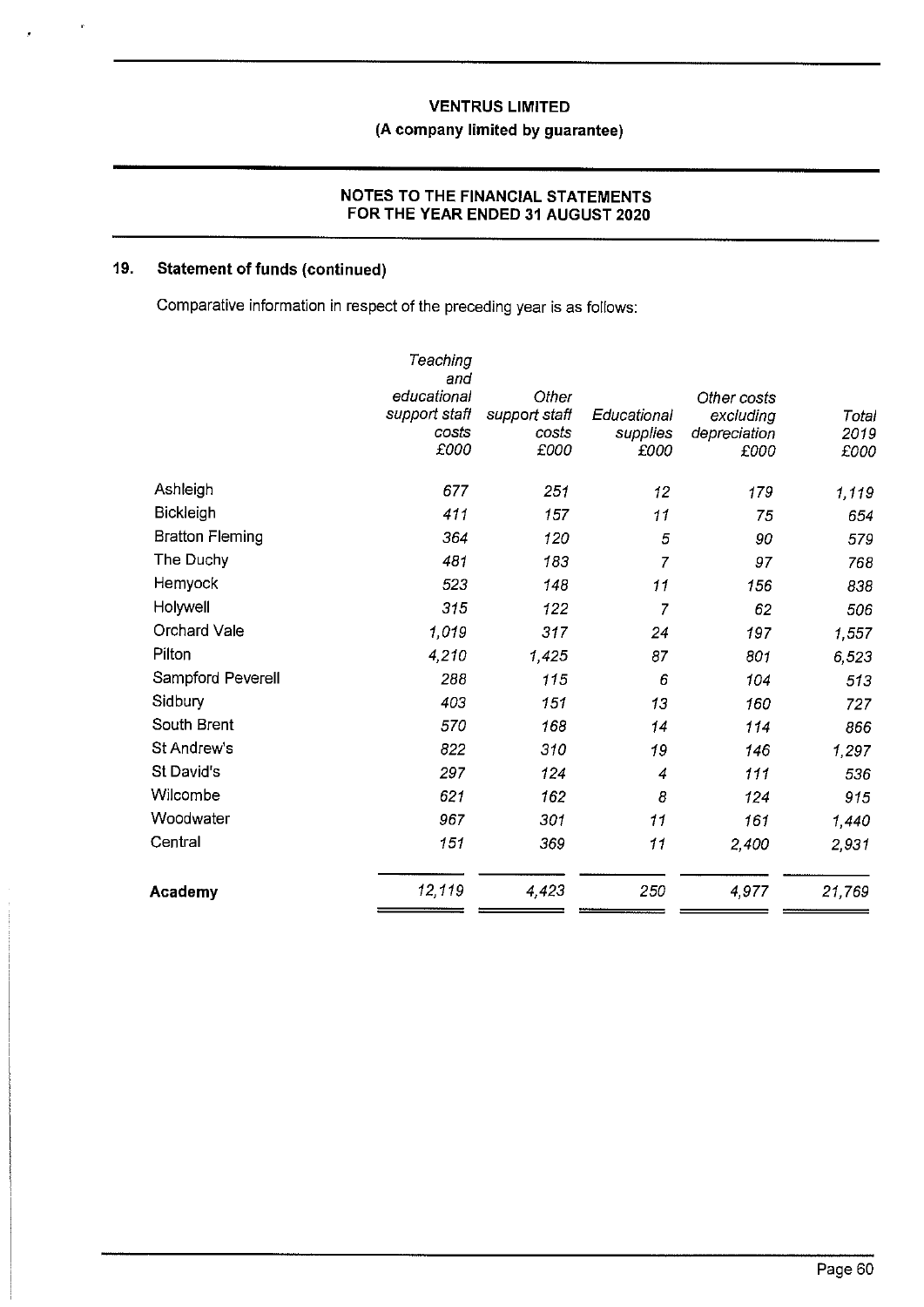VENTRUS LIMITED

(A company limited by guarantee)

NOTES TO THE FINANCIAL STATEMENTS
FOR THE YEAR ENDED 31 AUGUST 2020

## 19. Statement of funds (continued)

Comparative information in respect of the preceding year is as follows:

| | Teaching and educational support staff costs £000 | Other support staff costs £000 | Educational supplies £000 | Other costs excluding depreciation £000 | Total 2019 £000 |
|---|---|---|---|---|---|
| Ashleigh | 677 | 251 | 12 | 179 | 1,119 |
| Bickleigh | 411 | 157 | 11 | 75 | 654 |
| Bratton Fleming | 364 | 120 | 5 | 90 | 579 |
| The Duchy | 481 | 183 | 7 | 97 | 768 |
| Hemyock | 523 | 148 | 11 | 156 | 838 |
| Holywell | 315 | 122 | 7 | 62 | 506 |
| Orchard Vale | 1,019 | 317 | 24 | 197 | 1,557 |
| Pilton | 4,210 | 1,425 | 87 | 801 | 6,523 |
| Sampford Peverell | 288 | 115 | 6 | 104 | 513 |
| Sidbury | 403 | 151 | 13 | 160 | 727 |
| South Brent | 570 | 168 | 14 | 114 | 866 |
| St Andrew's | 822 | 310 | 19 | 146 | 1,297 |
| St David's | 297 | 124 | 4 | 111 | 536 |
| Wilcombe | 621 | 162 | 8 | 124 | 915 |
| Woodwater | 967 | 301 | 11 | 161 | 1,440 |
| Central | 151 | 369 | 11 | 2,400 | 2,931 |
| **Academy** | 12,119 | 4,423 | 250 | 4,977 | 21,769 |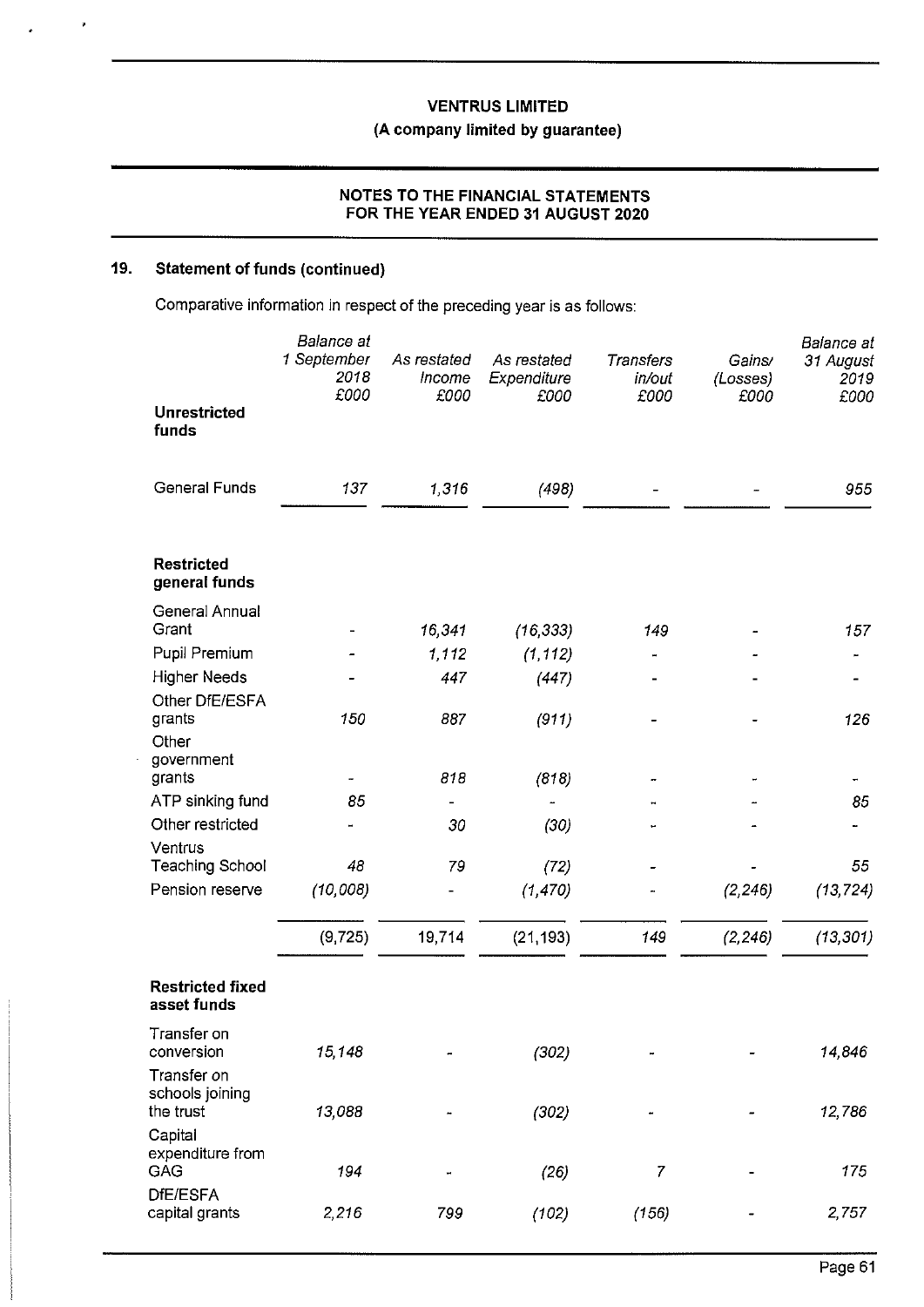# VENTRUS LIMITED

## (A company limited by guarantee)

### NOTES TO THE FINANCIAL STATEMENTS FOR THE YEAR ENDED 31 AUGUST 2020

## 19. Statement of funds (continued)

Comparative information in respect of the preceding year is as follows:

| | *Balance at 1 September 2018 £000* | *As restated Income £000* | *As restated Expenditure £000* | *Transfers in/out £000* | *Gains/ (Losses) £000* | *Balance at 31 August 2019 £000* |
|---|---|---|---|---|---|---|
| **Unrestricted funds** | | | | | | |
| General Funds | *137* | *1,316* | *(498)* | - | - | *955* |
| **Restricted general funds** | | | | | | |
| General Annual Grant | - | *16,341* | *(16,333)* | *149* | - | *157* |
| Pupil Premium | - | *1,112* | *(1,112)* | - | - | - |
| Higher Needs | - | *447* | *(447)* | - | - | - |
| Other DfE/ESFA grants | *150* | *887* | *(911)* | - | - | *126* |
| Other government grants | - | *818* | *(818)* | - | - | - |
| ATP sinking fund | *85* | - | - | - | - | *85* |
| Other restricted | - | *30* | *(30)* | - | - | - |
| Ventrus Teaching School | *48* | *79* | *(72)* | - | - | *55* |
| Pension reserve | *(10,008)* | - | *(1,470)* | - | *(2,246)* | *(13,724)* |
| | (9,725) | 19,714 | (21,193) | 149 | (2,246) | (13,301) |
| **Restricted fixed asset funds** | | | | | | |
| Transfer on conversion | *15,148* | - | *(302)* | - | - | *14,846* |
| Transfer on schools joining the trust | *13,088* | - | *(302)* | - | - | *12,786* |
| Capital expenditure from GAG | *194* | - | *(26)* | *7* | - | *175* |
| DfE/ESFA capital grants | *2,216* | *799* | *(102)* | *(156)* | - | *2,757* |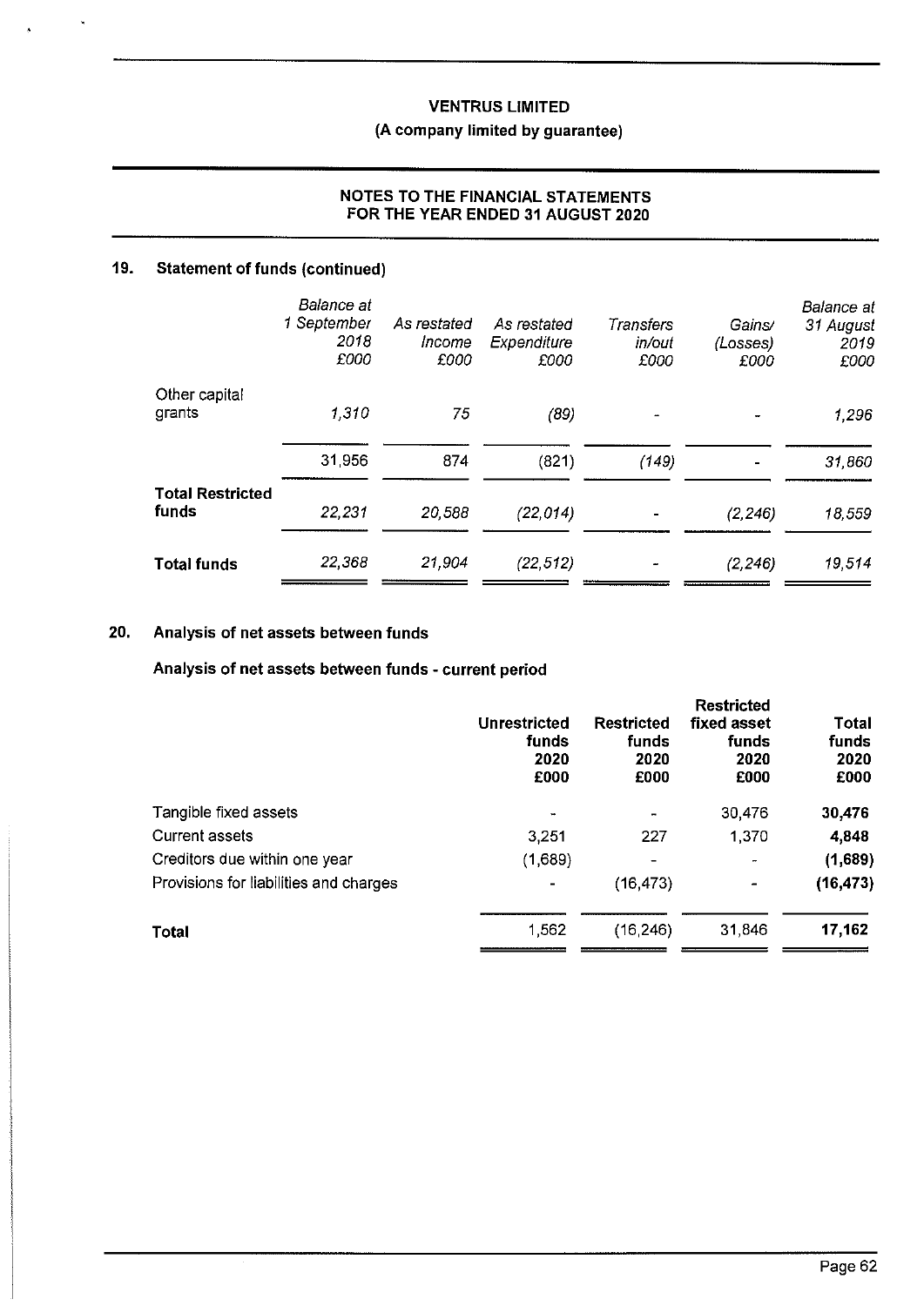## 19. Statement of funds (continued)

| | Balance at 1 September 2018 £000 | As restated Income £000 | As restated Expenditure £000 | Transfers in/out £000 | Gains/ (Losses) £000 | Balance at 31 August 2019 £000 |
|---|---|---|---|---|---|---|
| Other capital grants | *1,310* | *75* | *(89)* | *-* | *-* | *1,296* |
| | 31,956 | 874 | (821) | *(149)* | - | *31,860* |
| **Total Restricted funds** | *22,231* | *20,588* | *(22,014)* | *-* | *(2,246)* | *18,559* |
| **Total funds** | *22,368* | *21,904* | *(22,512)* | *-* | *(2,246)* | *19,514* |

## 20. Analysis of net assets between funds

### Analysis of net assets between funds - current period

| | Unrestricted funds 2020 £000 | Restricted funds 2020 £000 | Restricted fixed asset funds 2020 £000 | Total funds 2020 £000 |
|---|---|---|---|---|
| Tangible fixed assets | - | - | 30,476 | **30,476** |
| Current assets | 3,251 | 227 | 1,370 | **4,848** |
| Creditors due within one year | (1,689) | - | - | **(1,689)** |
| Provisions for liabilities and charges | - | (16,473) | - | **(16,473)** |
| **Total** | 1,562 | (16,246) | 31,846 | **17,162** |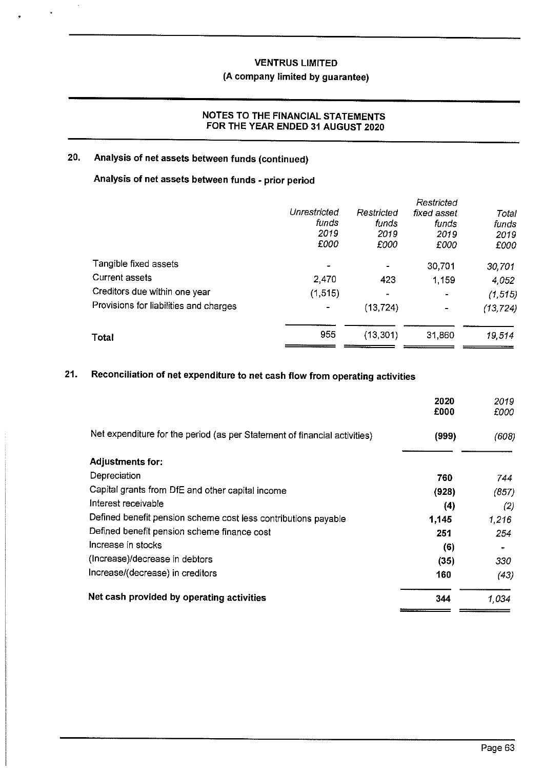## 20. Analysis of net assets between funds (continued)

### Analysis of net assets between funds - prior period

| | Unrestricted funds 2019 £000 | Restricted funds 2019 £000 | Restricted fixed asset funds 2019 £000 | Total funds 2019 £000 |
|---|---|---|---|---|
| Tangible fixed assets | - | - | 30,701 | 30,701 |
| Current assets | 2,470 | 423 | 1,159 | 4,052 |
| Creditors due within one year | (1,515) | - | - | (1,515) |
| Provisions for liabilities and charges | - | (13,724) | - | (13,724) |
| **Total** | 955 | (13,301) | 31,860 | 19,514 |

## 21. Reconciliation of net expenditure to net cash flow from operating activities

| | 2020 £000 | 2019 £000 |
|---|---|---|
| Net expenditure for the period (as per Statement of financial activities) | **(999)** | (608) |
| **Adjustments for:** | | |
| Depreciation | **760** | 744 |
| Capital grants from DfE and other capital income | **(928)** | (857) |
| Interest receivable | **(4)** | (2) |
| Defined benefit pension scheme cost less contributions payable | **1,145** | 1,216 |
| Defined benefit pension scheme finance cost | **251** | 254 |
| Increase in stocks | **(6)** | - |
| (Increase)/decrease in debtors | **(35)** | 330 |
| Increase/(decrease) in creditors | **160** | (43) |
| **Net cash provided by operating activities** | **344** | 1,034 |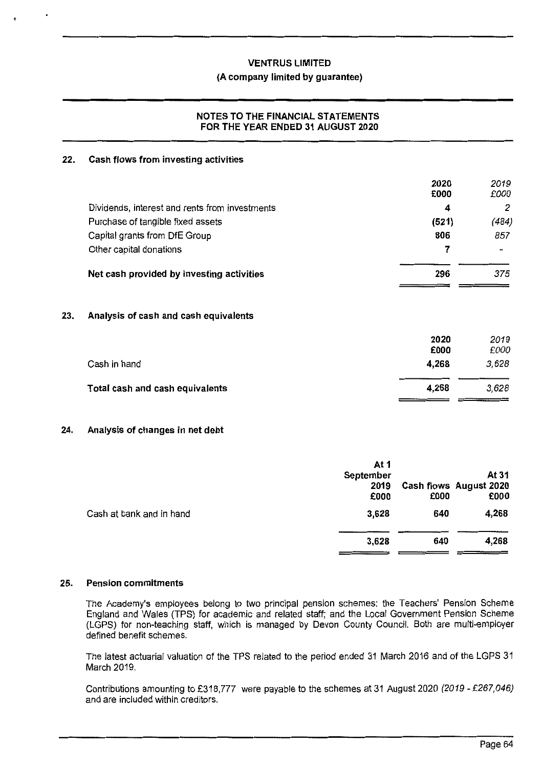**VENTRUS LIMITED**
**(A company limited by guarantee)**

**NOTES TO THE FINANCIAL STATEMENTS FOR THE YEAR ENDED 31 AUGUST 2020**

## 22. Cash flows from investing activities

| | 2020 £000 | *2019 £000* |
|---|---|---|
| Dividends, interest and rents from investments | 4 | *2* |
| Purchase of tangible fixed assets | (521) | *(484)* |
| Capital grants from DfE Group | 806 | *857* |
| Other capital donations | 7 | *-* |
| **Net cash provided by investing activities** | 296 | *375* |

## 23. Analysis of cash and cash equivalents

| | 2020 £000 | *2019 £000* |
|---|---|---|
| Cash in hand | 4,268 | *3,628* |
| **Total cash and cash equivalents** | 4,268 | *3,628* |

## 24. Analysis of changes in net debt

| | At 1 September 2019 £000 | Cash flows £000 | At 31 August 2020 £000 |
|---|---|---|---|
| Cash at bank and in hand | 3,628 | 640 | 4,268 |
| | 3,628 | 640 | 4,268 |

## 25. Pension commitments

The Academy's employees belong to two principal pension schemes: the Teachers' Pension Scheme England and Wales (TPS) for academic and related staff; and the Local Government Pension Scheme (LGPS) for non-teaching staff, which is managed by Devon County Council. Both are multi-employer defined benefit schemes.

The latest actuarial valuation of the TPS related to the period ended 31 March 2016 and of the LGPS 31 March 2019.

Contributions amounting to £318,777 were payable to the schemes at 31 August 2020 *(2019 - £267,046)* and are included within creditors.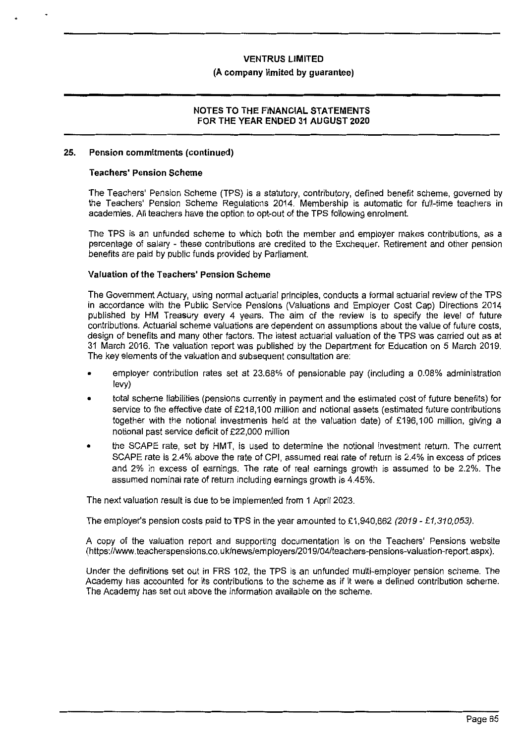## 25. Pension commitments (continued)

### Teachers' Pension Scheme

The Teachers' Pension Scheme (TPS) is a statutory, contributory, defined benefit scheme, governed by the Teachers' Pension Scheme Regulations 2014. Membership is automatic for full-time teachers in academies. All teachers have the option to opt-out of the TPS following enrolment.

The TPS is an unfunded scheme to which both the member and employer makes contributions, as a percentage of salary - these contributions are credited to the Exchequer. Retirement and other pension benefits are paid by public funds provided by Parliament.

### Valuation of the Teachers' Pension Scheme

The Government Actuary, using normal actuarial principles, conducts a formal actuarial review of the TPS in accordance with the Public Service Pensions (Valuations and Employer Cost Cap) Directions 2014 published by HM Treasury every 4 years. The aim of the review is to specify the level of future contributions. Actuarial scheme valuations are dependent on assumptions about the value of future costs, design of benefits and many other factors. The latest actuarial valuation of the TPS was carried out as at 31 March 2016. The valuation report was published by the Department for Education on 5 March 2019. The key elements of the valuation and subsequent consultation are:

- employer contribution rates set at 23.68% of pensionable pay (including a 0.08% administration levy)
- total scheme liabilities (pensions currently in payment and the estimated cost of future benefits) for service to the effective date of £218,100 million and notional assets (estimated future contributions together with the notional investments held at the valuation date) of £196,100 million, giving a notional past service deficit of £22,000 million
- the SCAPE rate, set by HMT, is used to determine the notional investment return. The current SCAPE rate is 2.4% above the rate of CPI, assumed real rate of return is 2.4% in excess of prices and 2% in excess of earnings. The rate of real earnings growth is assumed to be 2.2%. The assumed nominal rate of return including earnings growth is 4.45%.

The next valuation result is due to be implemented from 1 April 2023.

The employer's pension costs paid to TPS in the year amounted to £1,940,662 *(2019 - £1,310,053)*.

A copy of the valuation report and supporting documentation is on the Teachers' Pensions website (https://www.teacherspensions.co.uk/news/employers/2019/04/teachers-pensions-valuation-report.aspx).

Under the definitions set out in FRS 102, the TPS is an unfunded multi-employer pension scheme. The Academy has accounted for its contributions to the scheme as if it were a defined contribution scheme. The Academy has set out above the information available on the scheme.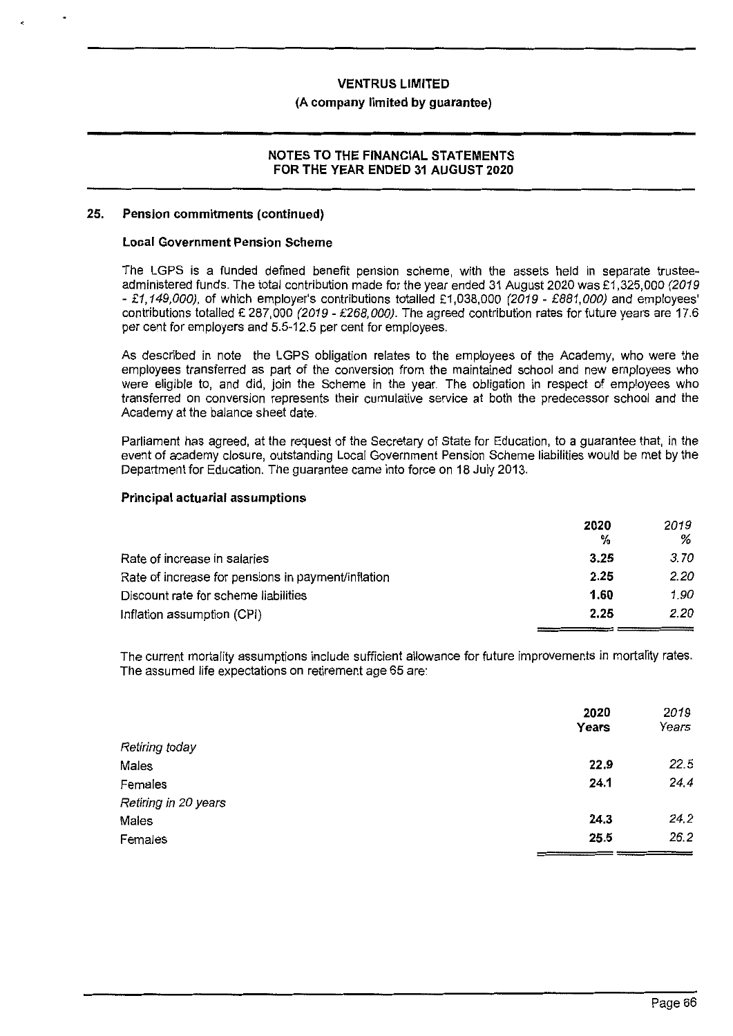## 25. Pension commitments (continued)

### Local Government Pension Scheme

The LGPS is a funded defined benefit pension scheme, with the assets held in separate trustee-administered funds. The total contribution made for the year ended 31 August 2020 was £1,325,000 *(2019 - £1,149,000)*, of which employer's contributions totalled £1,038,000 *(2019 - £881,000)* and employees' contributions totalled £ 287,000 *(2019 - £268,000)*. The agreed contribution rates for future years are 17.6 per cent for employers and 5.5-12.5 per cent for employees.

As described in note the LGPS obligation relates to the employees of the Academy, who were the employees transferred as part of the conversion from the maintained school and new employees who were eligible to, and did, join the Scheme in the year. The obligation in respect of employees who transferred on conversion represents their cumulative service at both the predecessor school and the Academy at the balance sheet date.

Parliament has agreed, at the request of the Secretary of State for Education, to a guarantee that, in the event of academy closure, outstanding Local Government Pension Scheme liabilities would be met by the Department for Education. The guarantee came into force on 18 July 2013.

### Principal actuarial assumptions

| | 2020<br>% | *2019*<br>*%* |
|---|---|---|
| Rate of increase in salaries | **3.25** | *3.70* |
| Rate of increase for pensions in payment/inflation | **2.25** | *2.20* |
| Discount rate for scheme liabilities | **1.60** | *1.90* |
| Inflation assumption (CPI) | **2.25** | *2.20* |

The current mortality assumptions include sufficient allowance for future improvements in mortality rates. The assumed life expectations on retirement age 65 are:

| | 2020<br>Years | *2019*<br>*Years* |
|---|---|---|
| *Retiring today* | | |
| Males | **22.9** | *22.5* |
| Females | **24.1** | *24.4* |
| *Retiring in 20 years* | | |
| Males | **24.3** | *24.2* |
| Females | **25.5** | *26.2* |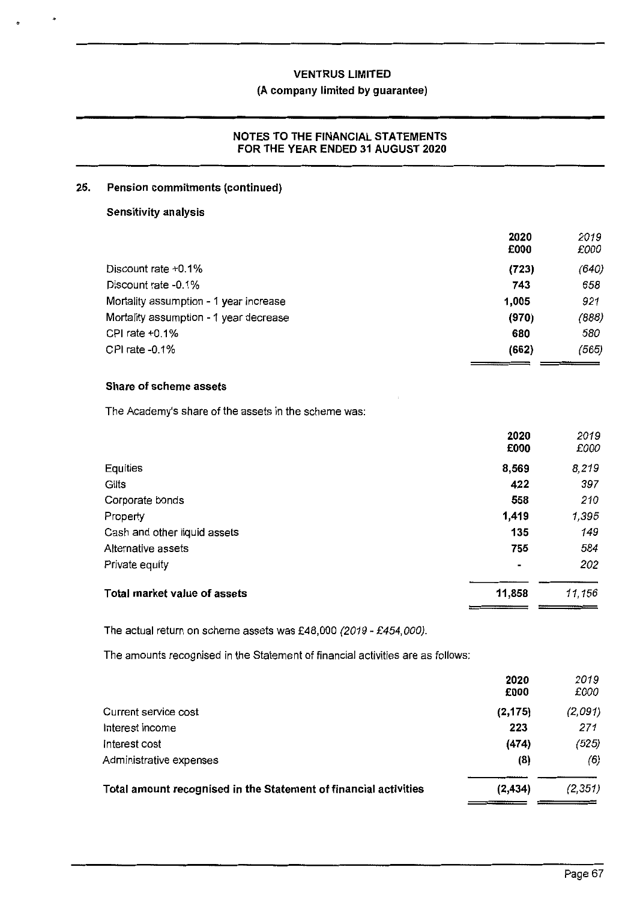**VENTRUS LIMITED**

**(A company limited by guarantee)**

**NOTES TO THE FINANCIAL STATEMENTS FOR THE YEAR ENDED 31 AUGUST 2020**

## 25. Pension commitments (continued)

### Sensitivity analysis

| | 2020 £000 | 2019 £000 |
|---|---|---|
| Discount rate +0.1% | (723) | (640) |
| Discount rate -0.1% | 743 | 658 |
| Mortality assumption - 1 year increase | 1,005 | 921 |
| Mortality assumption - 1 year decrease | (970) | (888) |
| CPI rate +0.1% | 680 | 580 |
| CPI rate -0.1% | (662) | (565) |

### Share of scheme assets

The Academy's share of the assets in the scheme was:

| | 2020 £000 | 2019 £000 |
|---|---|---|
| Equities | 8,569 | 8,219 |
| Gilts | 422 | 397 |
| Corporate bonds | 558 | 210 |
| Property | 1,419 | 1,395 |
| Cash and other liquid assets | 135 | 149 |
| Alternative assets | 755 | 584 |
| Private equity | - | 202 |
| **Total market value of assets** | **11,858** | *11,156* |

The actual return on scheme assets was £48,000 *(2019 - £454,000)*.

The amounts recognised in the Statement of financial activities are as follows:

| | 2020 £000 | 2019 £000 |
|---|---|---|
| Current service cost | (2,175) | (2,091) |
| Interest income | 223 | 271 |
| Interest cost | (474) | (525) |
| Administrative expenses | (8) | (6) |
| **Total amount recognised in the Statement of financial activities** | **(2,434)** | *(2,351)* |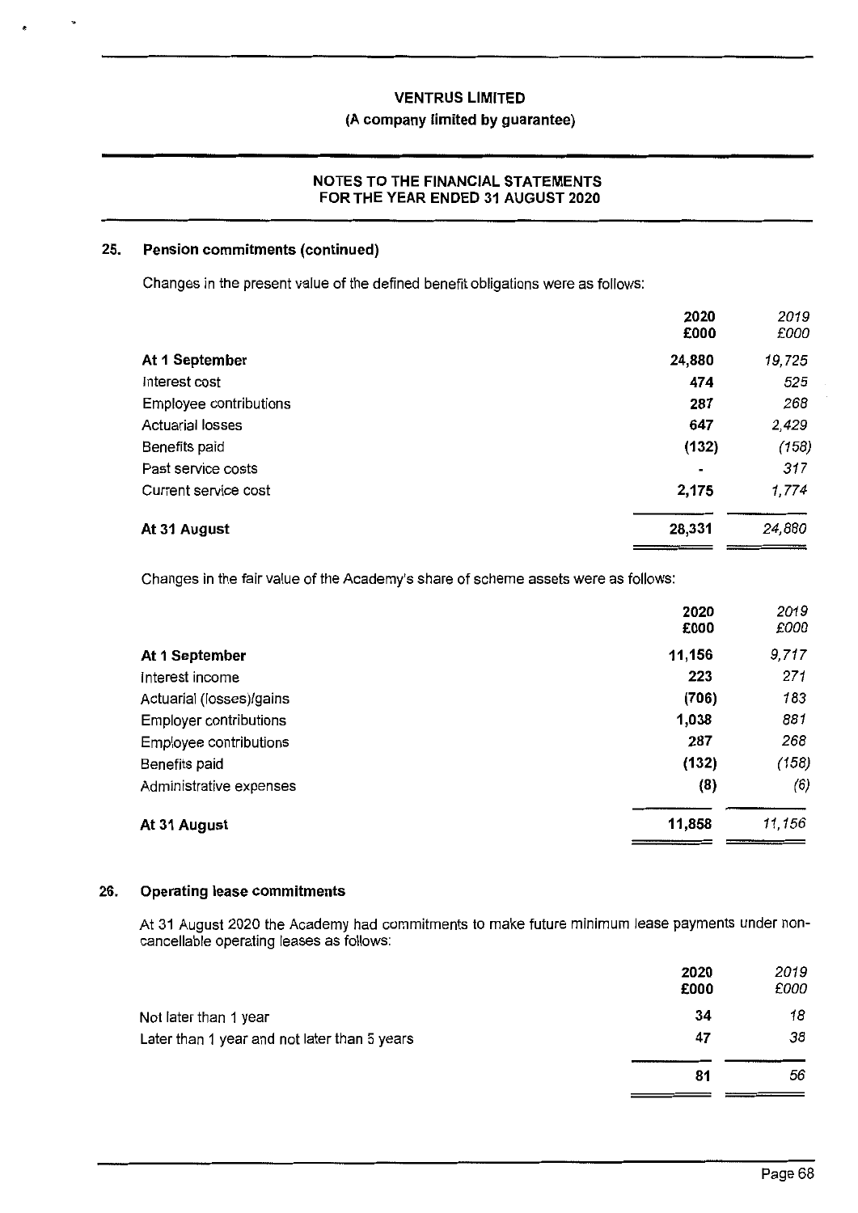## 25. Pension commitments (continued)

Changes in the present value of the defined benefit obligations were as follows:

| | 2020 £000 | 2019 £000 |
|---|---|---|
| **At 1 September** | **24,880** | *19,725* |
| Interest cost | **474** | *525* |
| Employee contributions | **287** | *268* |
| Actuarial losses | **647** | *2,429* |
| Benefits paid | **(132)** | *(158)* |
| Past service costs | **-** | *317* |
| Current service cost | **2,175** | *1,774* |
| **At 31 August** | **28,331** | *24,880* |

Changes in the fair value of the Academy's share of scheme assets were as follows:

| | 2020 £000 | 2019 £000 |
|---|---|---|
| **At 1 September** | **11,156** | *9,717* |
| Interest income | **223** | *271* |
| Actuarial (losses)/gains | **(706)** | *183* |
| Employer contributions | **1,038** | *881* |
| Employee contributions | **287** | *268* |
| Benefits paid | **(132)** | *(158)* |
| Administrative expenses | **(8)** | *(6)* |
| **At 31 August** | **11,858** | *11,156* |

## 26. Operating lease commitments

At 31 August 2020 the Academy had commitments to make future minimum lease payments under non-cancellable operating leases as follows:

| | 2020 £000 | 2019 £000 |
|---|---|---|
| Not later than 1 year | **34** | *18* |
| Later than 1 year and not later than 5 years | **47** | *38* |
| | **81** | *56* |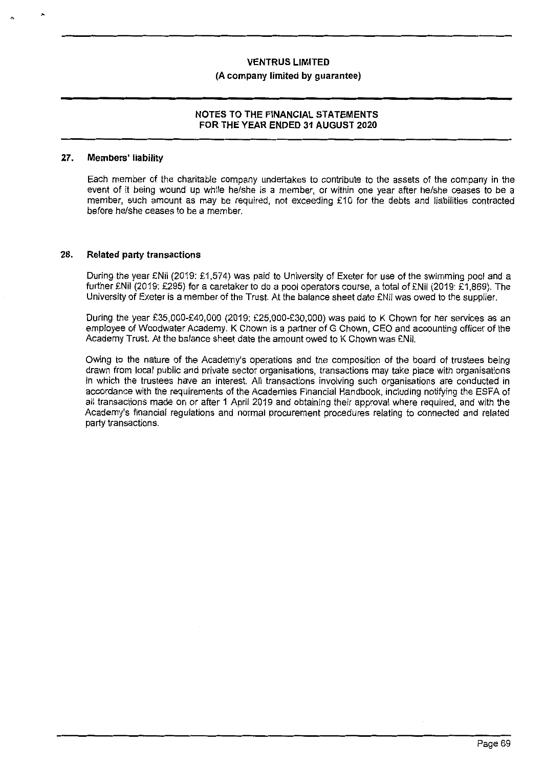## 27. Members' liability

Each member of the charitable company undertakes to contribute to the assets of the company in the event of it being wound up while he/she is a member, or within one year after he/she ceases to be a member, such amount as may be required, not exceeding £10 for the debts and liabilities contracted before he/she ceases to be a member.

## 28. Related party transactions

During the year £Nil (2019: £1,574) was paid to University of Exeter for use of the swimming pool and a further £Nil (2019: £295) for a caretaker to do a pool operators course, a total of £Nil (2019: £1,869). The University of Exeter is a member of the Trust. At the balance sheet date £Nil was owed to the supplier.

During the year £35,000-£40,000 (2019: £25,000-£30,000) was paid to K Chown for her services as an employee of Woodwater Academy. K Chown is a partner of G Chown, CEO and accounting officer of the Academy Trust. At the balance sheet date the amount owed to K Chown was £Nil.

Owing to the nature of the Academy's operations and the composition of the board of trustees being drawn from local public and private sector organisations, transactions may take place with organisations in which the trustees have an interest. All transactions involving such organisations are conducted in accordance with the requirements of the Academies Financial Handbook, including notifying the ESFA of all transactions made on or after 1 April 2019 and obtaining their approval where required, and with the Academy's financial regulations and normal procurement procedures relating to connected and related party transactions.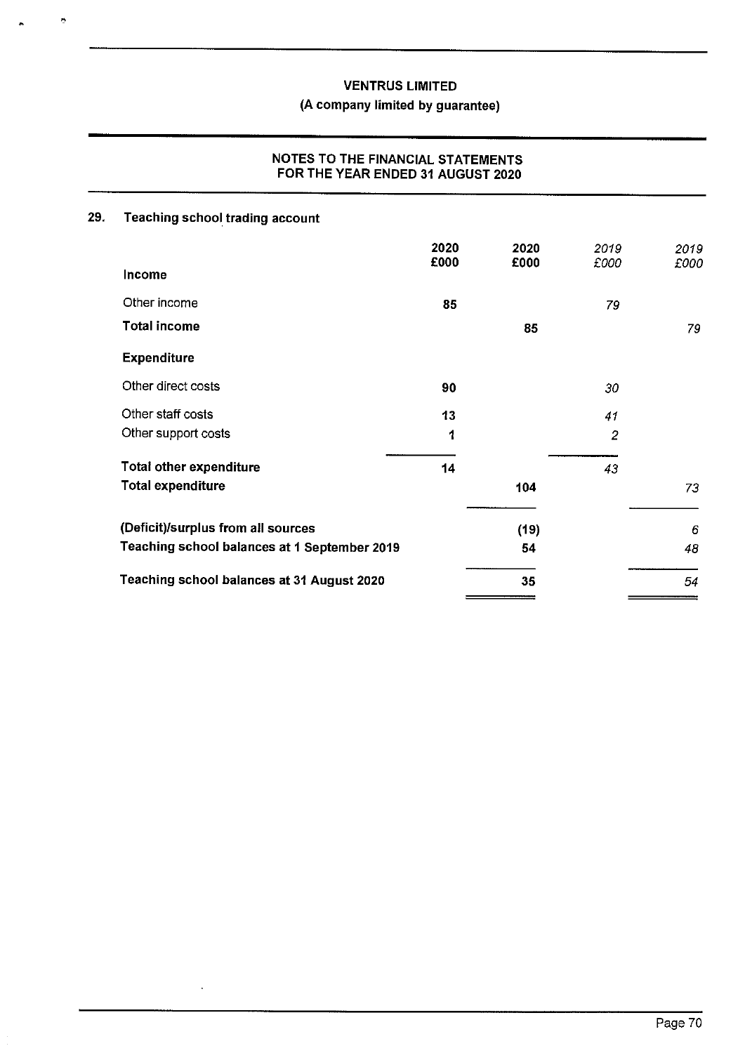# VENTRUS LIMITED

**(A company limited by guarantee)**

## NOTES TO THE FINANCIAL STATEMENTS FOR THE YEAR ENDED 31 AUGUST 2020

### 29. Teaching school trading account

| | 2020 £000 | 2020 £000 | *2019 £000* | *2019 £000* |
|---|---|---|---|---|
| **Income** | | | | |
| Other income | **85** | | *79* | |
| **Total income** | | **85** | | *79* |
| **Expenditure** | | | | |
| Other direct costs | **90** | | *30* | |
| Other staff costs | **13** | | *41* | |
| Other support costs | **1** | | *2* | |
| **Total other expenditure** | **14** | | *43* | |
| **Total expenditure** | | **104** | | *73* |
| **(Deficit)/surplus from all sources** | | **(19)** | | *6* |
| **Teaching school balances at 1 September 2019** | | **54** | | *48* |
| **Teaching school balances at 31 August 2020** | | **35** | | *54* |